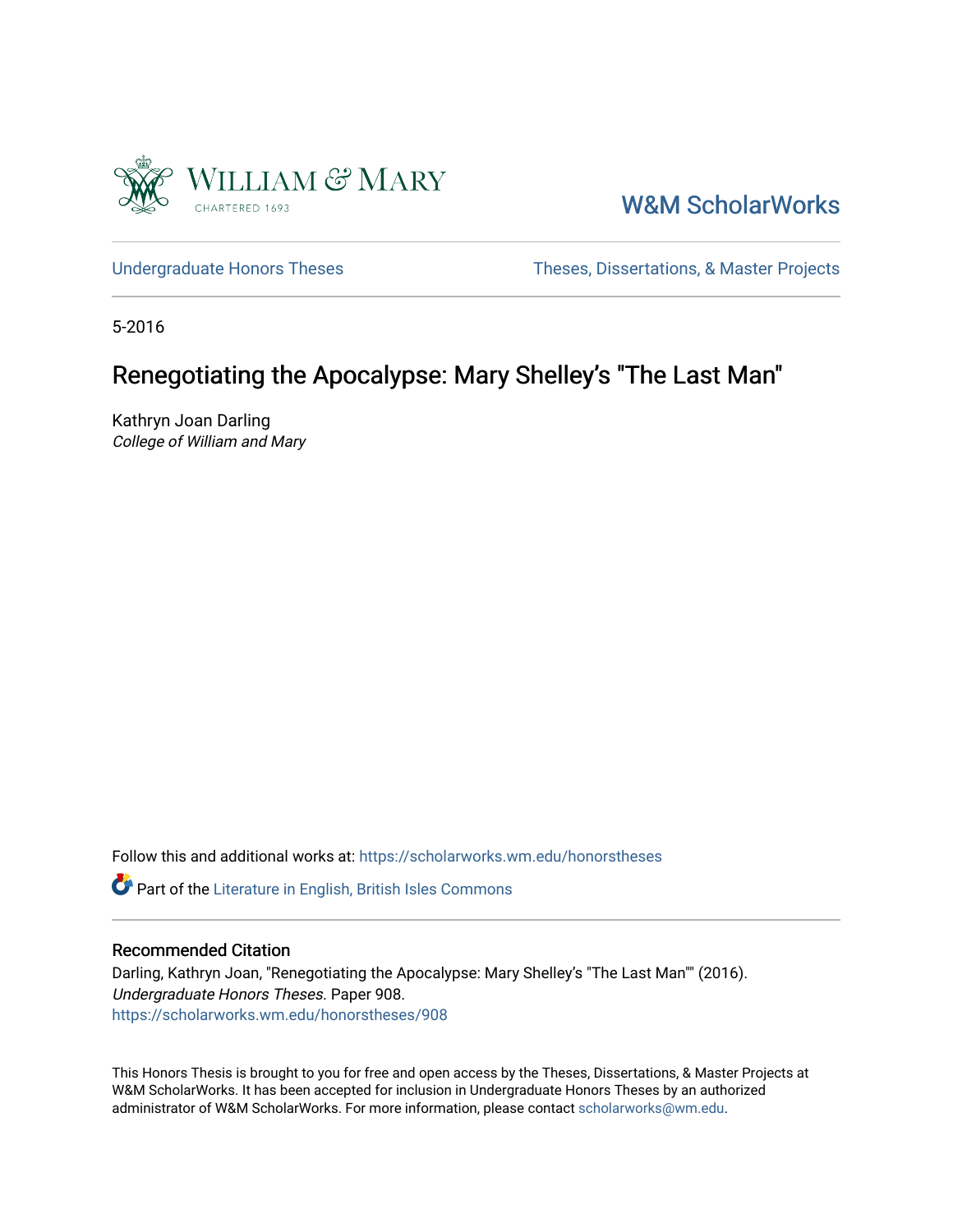William & Mary

CHARTERED 1693

W&M ScholarWorks

Undergraduate Honors Theses

Theses, Dissertations, & Master Projects

5-2016

# Renegotiating the Apocalypse: Mary Shelley's "The Last Man"

Kathryn Joan Darling
*College of William and Mary*

Follow this and additional works at: https://scholarworks.wm.edu/honorstheses

Part of the Literature in English, British Isles Commons

## Recommended Citation

Darling, Kathryn Joan, "Renegotiating the Apocalypse: Mary Shelley's "The Last Man"" (2016). *Undergraduate Honors Theses.* Paper 908.
https://scholarworks.wm.edu/honorstheses/908

This Honors Thesis is brought to you for free and open access by the Theses, Dissertations, & Master Projects at W&M ScholarWorks. It has been accepted for inclusion in Undergraduate Honors Theses by an authorized administrator of W&M ScholarWorks. For more information, please contact scholarworks@wm.edu.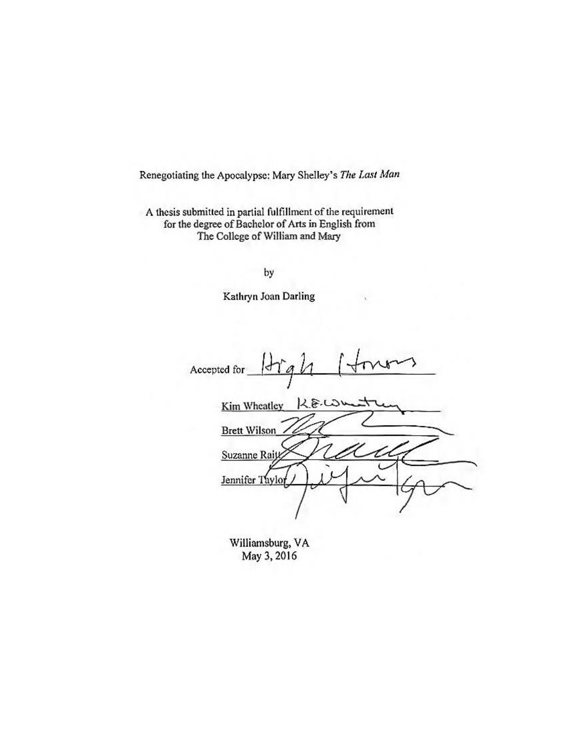Renegotiating the Apocalypse: Mary Shelley's *The Last Man*

A thesis submitted in partial fulfillment of the requirement
for the degree of Bachelor of Arts in English from
The College of William and Mary

by

Kathryn Joan Darling

Accepted for High Honors

Kim Wheatley

Brett Wilson

Suzanne Raitt

Jennifer Taylor

Williamsburg, VA
May 3, 2016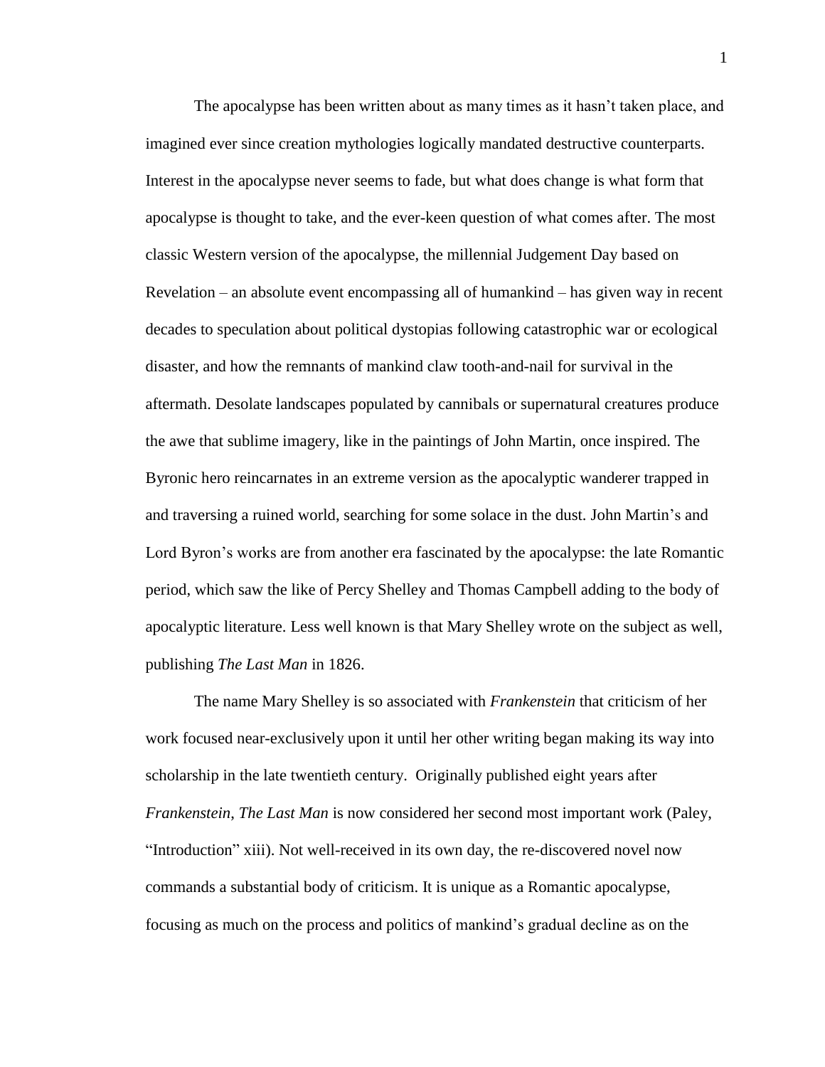The apocalypse has been written about as many times as it hasn't taken place, and imagined ever since creation mythologies logically mandated destructive counterparts. Interest in the apocalypse never seems to fade, but what does change is what form that apocalypse is thought to take, and the ever-keen question of what comes after. The most classic Western version of the apocalypse, the millennial Judgement Day based on Revelation – an absolute event encompassing all of humankind – has given way in recent decades to speculation about political dystopias following catastrophic war or ecological disaster, and how the remnants of mankind claw tooth-and-nail for survival in the aftermath. Desolate landscapes populated by cannibals or supernatural creatures produce the awe that sublime imagery, like in the paintings of John Martin, once inspired. The Byronic hero reincarnates in an extreme version as the apocalyptic wanderer trapped in and traversing a ruined world, searching for some solace in the dust. John Martin's and Lord Byron's works are from another era fascinated by the apocalypse: the late Romantic period, which saw the like of Percy Shelley and Thomas Campbell adding to the body of apocalyptic literature. Less well known is that Mary Shelley wrote on the subject as well, publishing *The Last Man* in 1826.

The name Mary Shelley is so associated with *Frankenstein* that criticism of her work focused near-exclusively upon it until her other writing began making its way into scholarship in the late twentieth century. Originally published eight years after *Frankenstein*, *The Last Man* is now considered her second most important work (Paley, "Introduction" xiii). Not well-received in its own day, the re-discovered novel now commands a substantial body of criticism. It is unique as a Romantic apocalypse, focusing as much on the process and politics of mankind's gradual decline as on the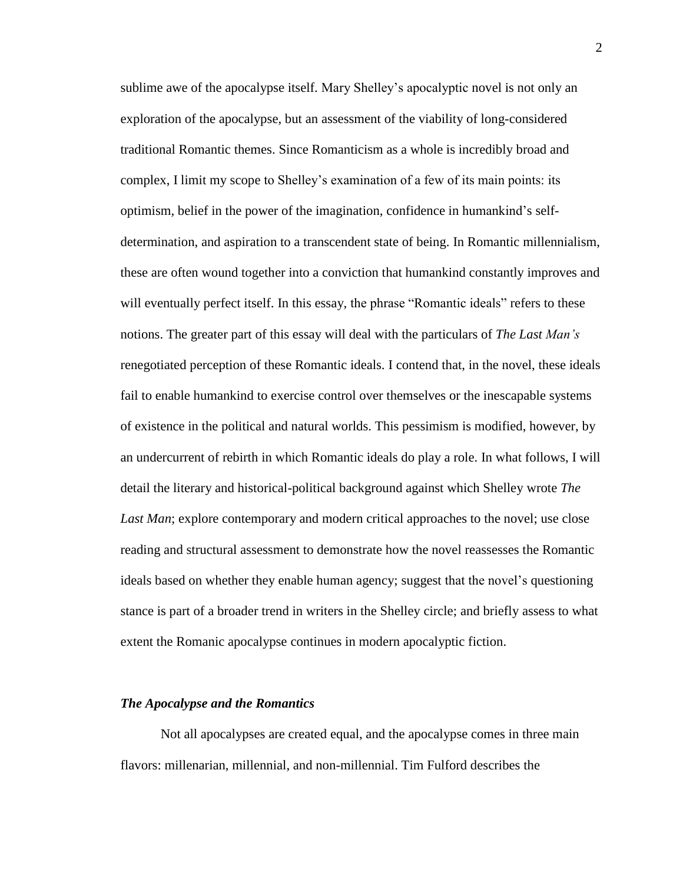sublime awe of the apocalypse itself. Mary Shelley's apocalyptic novel is not only an exploration of the apocalypse, but an assessment of the viability of long-considered traditional Romantic themes. Since Romanticism as a whole is incredibly broad and complex, I limit my scope to Shelley's examination of a few of its main points: its optimism, belief in the power of the imagination, confidence in humankind's self-determination, and aspiration to a transcendent state of being. In Romantic millennialism, these are often wound together into a conviction that humankind constantly improves and will eventually perfect itself. In this essay, the phrase "Romantic ideals" refers to these notions. The greater part of this essay will deal with the particulars of *The Last Man's* renegotiated perception of these Romantic ideals. I contend that, in the novel, these ideals fail to enable humankind to exercise control over themselves or the inescapable systems of existence in the political and natural worlds. This pessimism is modified, however, by an undercurrent of rebirth in which Romantic ideals do play a role. In what follows, I will detail the literary and historical-political background against which Shelley wrote *The Last Man*; explore contemporary and modern critical approaches to the novel; use close reading and structural assessment to demonstrate how the novel reassesses the Romantic ideals based on whether they enable human agency; suggest that the novel's questioning stance is part of a broader trend in writers in the Shelley circle; and briefly assess to what extent the Romanic apocalypse continues in modern apocalyptic fiction.

### *The Apocalypse and the Romantics*

Not all apocalypses are created equal, and the apocalypse comes in three main flavors: millenarian, millennial, and non-millennial. Tim Fulford describes the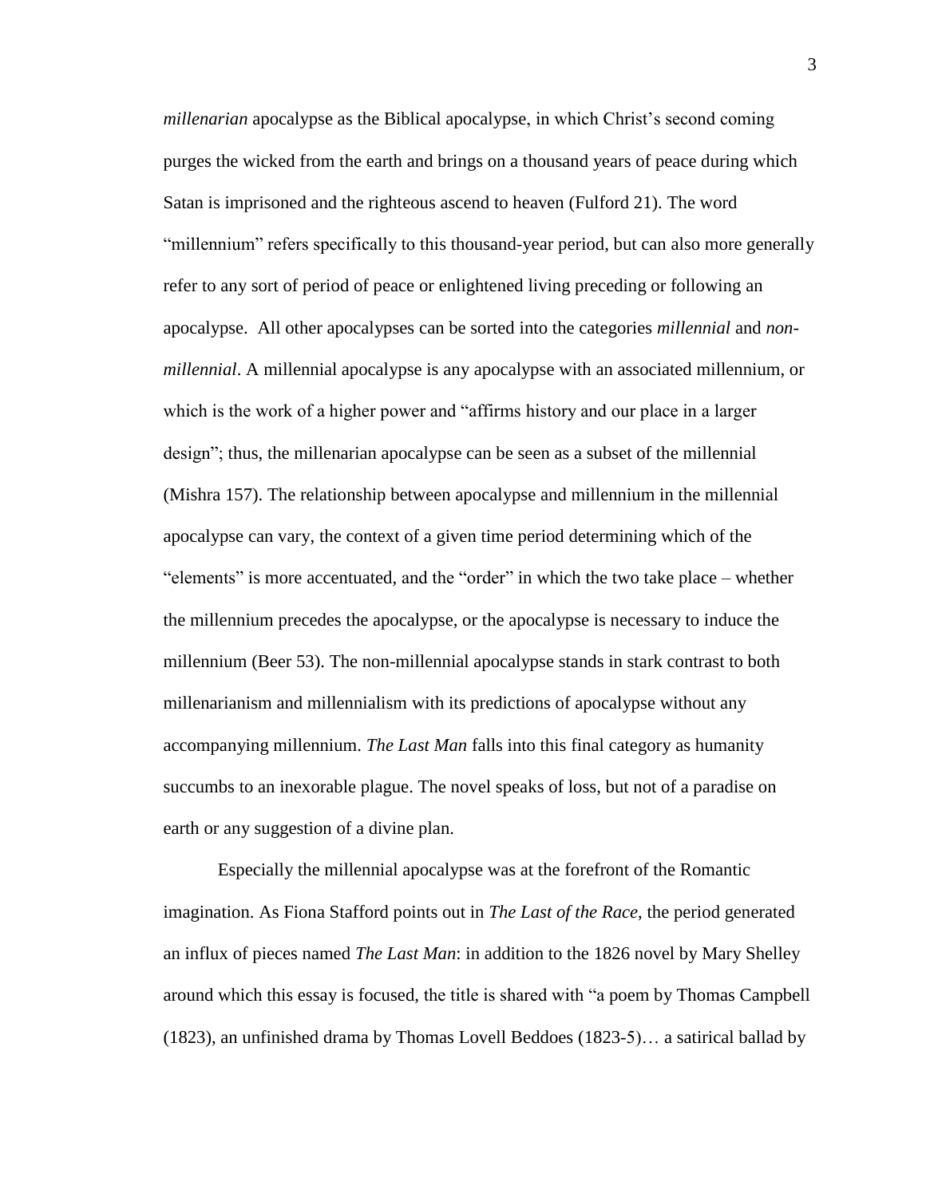*millenarian* apocalypse as the Biblical apocalypse, in which Christ's second coming purges the wicked from the earth and brings on a thousand years of peace during which Satan is imprisoned and the righteous ascend to heaven (Fulford 21). The word "millennium" refers specifically to this thousand-year period, but can also more generally refer to any sort of period of peace or enlightened living preceding or following an apocalypse. All other apocalypses can be sorted into the categories *millennial* and *non-millennial*. A millennial apocalypse is any apocalypse with an associated millennium, or which is the work of a higher power and "affirms history and our place in a larger design"; thus, the millenarian apocalypse can be seen as a subset of the millennial (Mishra 157). The relationship between apocalypse and millennium in the millennial apocalypse can vary, the context of a given time period determining which of the "elements" is more accentuated, and the "order" in which the two take place – whether the millennium precedes the apocalypse, or the apocalypse is necessary to induce the millennium (Beer 53). The non-millennial apocalypse stands in stark contrast to both millenarianism and millennialism with its predictions of apocalypse without any accompanying millennium. *The Last Man* falls into this final category as humanity succumbs to an inexorable plague. The novel speaks of loss, but not of a paradise on earth or any suggestion of a divine plan.

Especially the millennial apocalypse was at the forefront of the Romantic imagination. As Fiona Stafford points out in *The Last of the Race*, the period generated an influx of pieces named *The Last Man*: in addition to the 1826 novel by Mary Shelley around which this essay is focused, the title is shared with "a poem by Thomas Campbell (1823), an unfinished drama by Thomas Lovell Beddoes (1823-5)… a satirical ballad by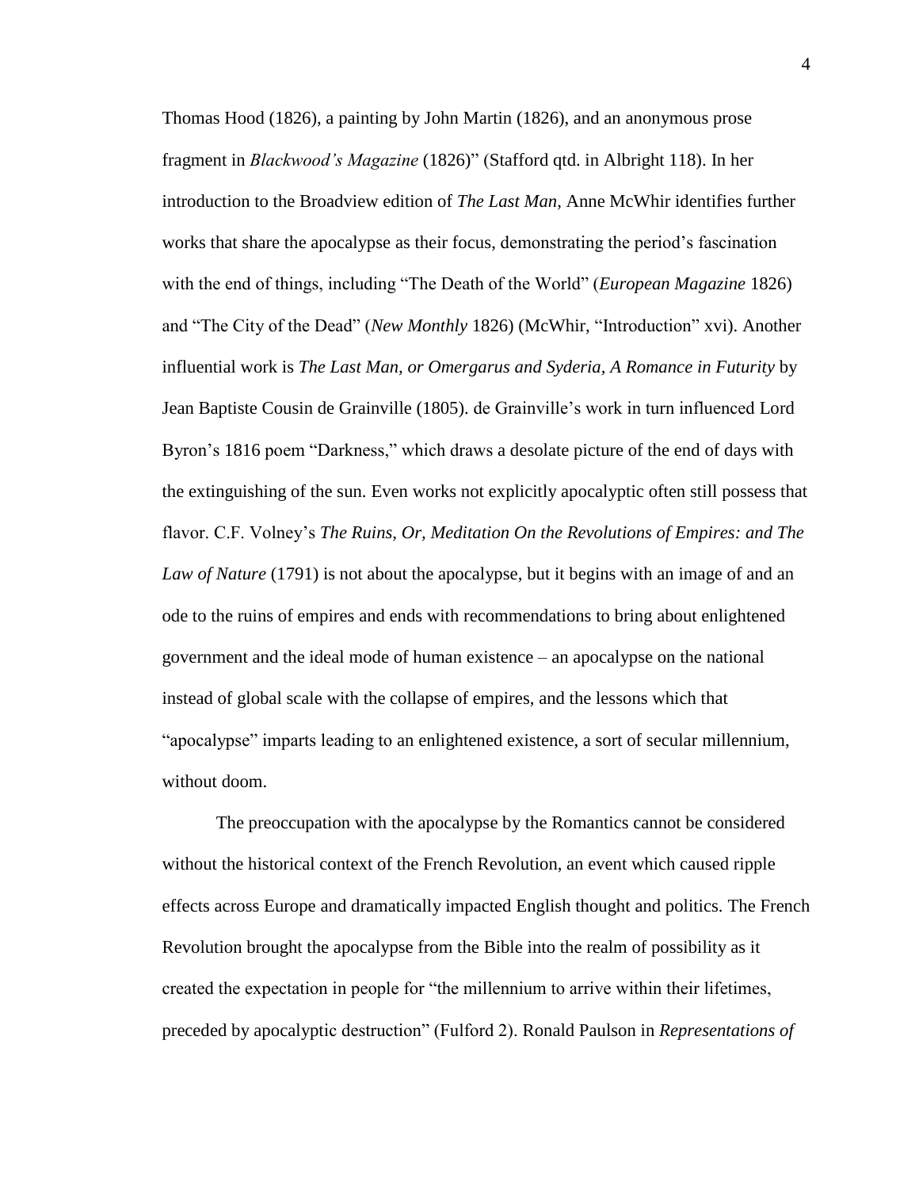Thomas Hood (1826), a painting by John Martin (1826), and an anonymous prose fragment in *Blackwood's Magazine* (1826)" (Stafford qtd. in Albright 118). In her introduction to the Broadview edition of *The Last Man*, Anne McWhir identifies further works that share the apocalypse as their focus, demonstrating the period's fascination with the end of things, including "The Death of the World" (*European Magazine* 1826) and "The City of the Dead" (*New Monthly* 1826) (McWhir, "Introduction" xvi). Another influential work is *The Last Man, or Omergarus and Syderia, A Romance in Futurity* by Jean Baptiste Cousin de Grainville (1805). de Grainville's work in turn influenced Lord Byron's 1816 poem "Darkness," which draws a desolate picture of the end of days with the extinguishing of the sun. Even works not explicitly apocalyptic often still possess that flavor. C.F. Volney's *The Ruins, Or, Meditation On the Revolutions of Empires: and The Law of Nature* (1791) is not about the apocalypse, but it begins with an image of and an ode to the ruins of empires and ends with recommendations to bring about enlightened government and the ideal mode of human existence – an apocalypse on the national instead of global scale with the collapse of empires, and the lessons which that "apocalypse" imparts leading to an enlightened existence, a sort of secular millennium, without doom.

The preoccupation with the apocalypse by the Romantics cannot be considered without the historical context of the French Revolution, an event which caused ripple effects across Europe and dramatically impacted English thought and politics. The French Revolution brought the apocalypse from the Bible into the realm of possibility as it created the expectation in people for "the millennium to arrive within their lifetimes, preceded by apocalyptic destruction" (Fulford 2). Ronald Paulson in *Representations of*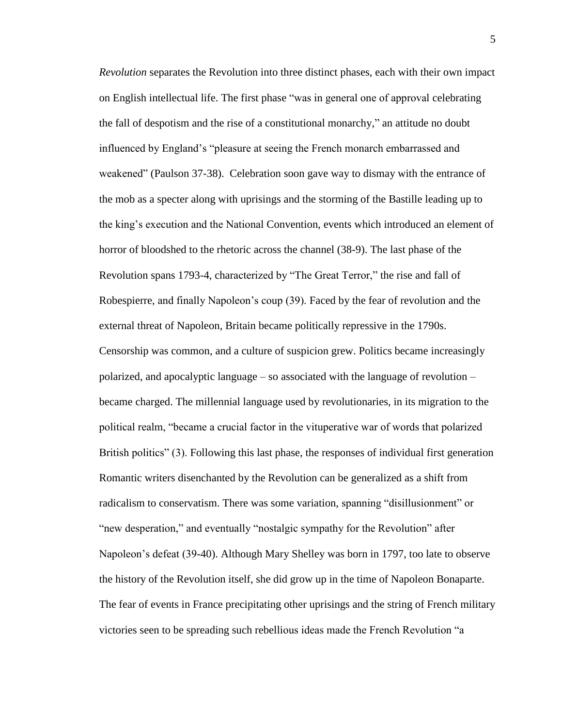*Revolution* separates the Revolution into three distinct phases, each with their own impact on English intellectual life. The first phase "was in general one of approval celebrating the fall of despotism and the rise of a constitutional monarchy," an attitude no doubt influenced by England's "pleasure at seeing the French monarch embarrassed and weakened" (Paulson 37-38). Celebration soon gave way to dismay with the entrance of the mob as a specter along with uprisings and the storming of the Bastille leading up to the king's execution and the National Convention, events which introduced an element of horror of bloodshed to the rhetoric across the channel (38-9). The last phase of the Revolution spans 1793-4, characterized by "The Great Terror," the rise and fall of Robespierre, and finally Napoleon's coup (39). Faced by the fear of revolution and the external threat of Napoleon, Britain became politically repressive in the 1790s. Censorship was common, and a culture of suspicion grew. Politics became increasingly polarized, and apocalyptic language – so associated with the language of revolution – became charged. The millennial language used by revolutionaries, in its migration to the political realm, "became a crucial factor in the vituperative war of words that polarized British politics" (3). Following this last phase, the responses of individual first generation Romantic writers disenchanted by the Revolution can be generalized as a shift from radicalism to conservatism. There was some variation, spanning "disillusionment" or "new desperation," and eventually "nostalgic sympathy for the Revolution" after Napoleon's defeat (39-40). Although Mary Shelley was born in 1797, too late to observe the history of the Revolution itself, she did grow up in the time of Napoleon Bonaparte. The fear of events in France precipitating other uprisings and the string of French military victories seen to be spreading such rebellious ideas made the French Revolution "a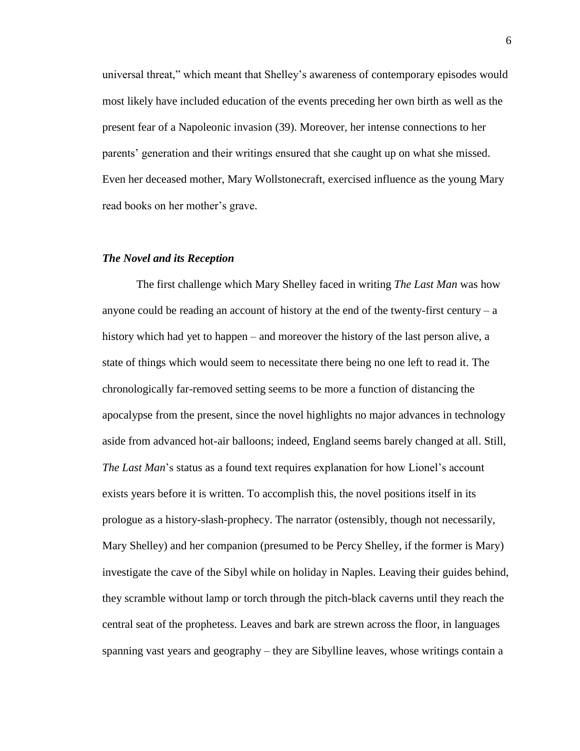universal threat," which meant that Shelley's awareness of contemporary episodes would most likely have included education of the events preceding her own birth as well as the present fear of a Napoleonic invasion (39). Moreover, her intense connections to her parents' generation and their writings ensured that she caught up on what she missed. Even her deceased mother, Mary Wollstonecraft, exercised influence as the young Mary read books on her mother's grave.

### ***The Novel and its Reception***

The first challenge which Mary Shelley faced in writing *The Last Man* was how anyone could be reading an account of history at the end of the twenty-first century – a history which had yet to happen – and moreover the history of the last person alive, a state of things which would seem to necessitate there being no one left to read it. The chronologically far-removed setting seems to be more a function of distancing the apocalypse from the present, since the novel highlights no major advances in technology aside from advanced hot-air balloons; indeed, England seems barely changed at all. Still, *The Last Man*'s status as a found text requires explanation for how Lionel's account exists years before it is written. To accomplish this, the novel positions itself in its prologue as a history-slash-prophecy. The narrator (ostensibly, though not necessarily, Mary Shelley) and her companion (presumed to be Percy Shelley, if the former is Mary) investigate the cave of the Sibyl while on holiday in Naples. Leaving their guides behind, they scramble without lamp or torch through the pitch-black caverns until they reach the central seat of the prophetess. Leaves and bark are strewn across the floor, in languages spanning vast years and geography – they are Sibylline leaves, whose writings contain a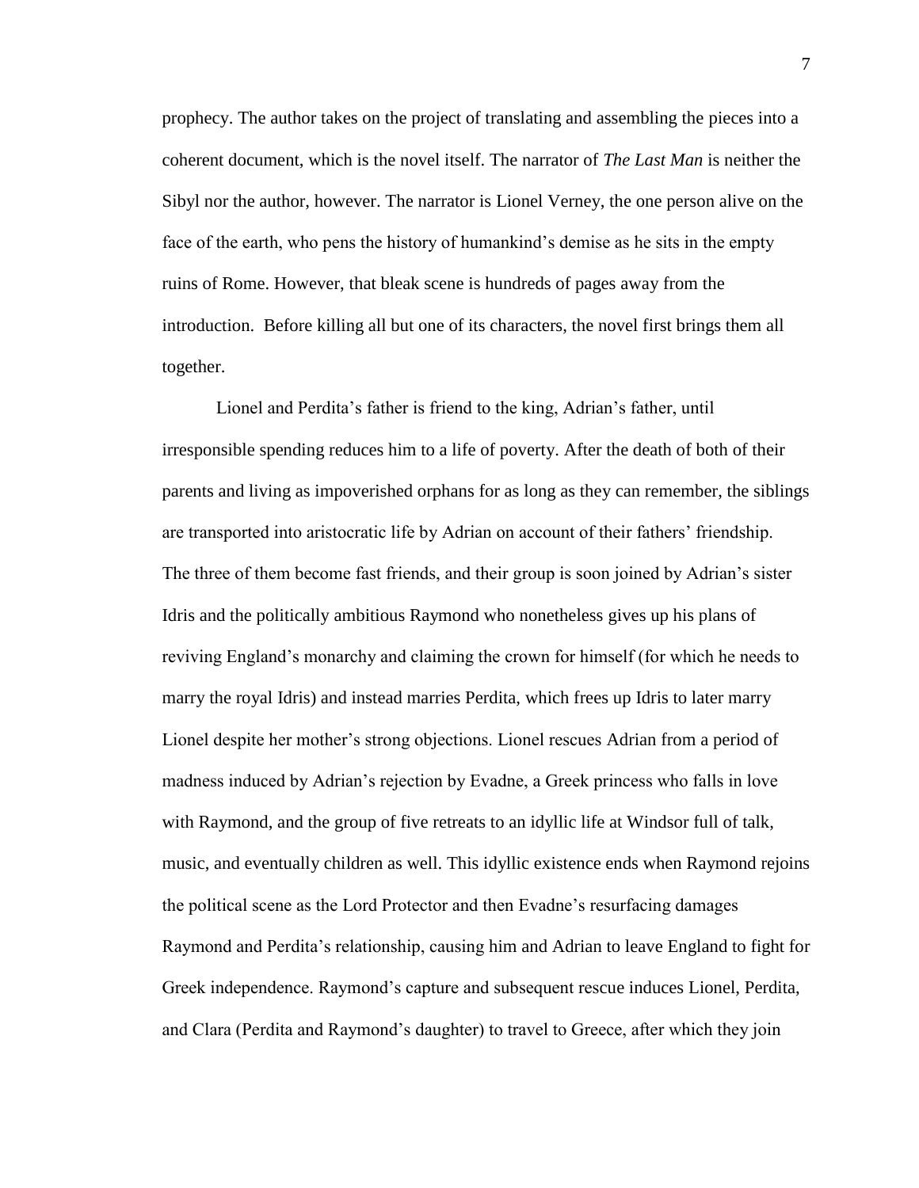prophecy. The author takes on the project of translating and assembling the pieces into a coherent document, which is the novel itself. The narrator of *The Last Man* is neither the Sibyl nor the author, however. The narrator is Lionel Verney, the one person alive on the face of the earth, who pens the history of humankind's demise as he sits in the empty ruins of Rome. However, that bleak scene is hundreds of pages away from the introduction. Before killing all but one of its characters, the novel first brings them all together.

Lionel and Perdita's father is friend to the king, Adrian's father, until irresponsible spending reduces him to a life of poverty. After the death of both of their parents and living as impoverished orphans for as long as they can remember, the siblings are transported into aristocratic life by Adrian on account of their fathers' friendship. The three of them become fast friends, and their group is soon joined by Adrian's sister Idris and the politically ambitious Raymond who nonetheless gives up his plans of reviving England's monarchy and claiming the crown for himself (for which he needs to marry the royal Idris) and instead marries Perdita, which frees up Idris to later marry Lionel despite her mother's strong objections. Lionel rescues Adrian from a period of madness induced by Adrian's rejection by Evadne, a Greek princess who falls in love with Raymond, and the group of five retreats to an idyllic life at Windsor full of talk, music, and eventually children as well. This idyllic existence ends when Raymond rejoins the political scene as the Lord Protector and then Evadne's resurfacing damages Raymond and Perdita's relationship, causing him and Adrian to leave England to fight for Greek independence. Raymond's capture and subsequent rescue induces Lionel, Perdita, and Clara (Perdita and Raymond's daughter) to travel to Greece, after which they join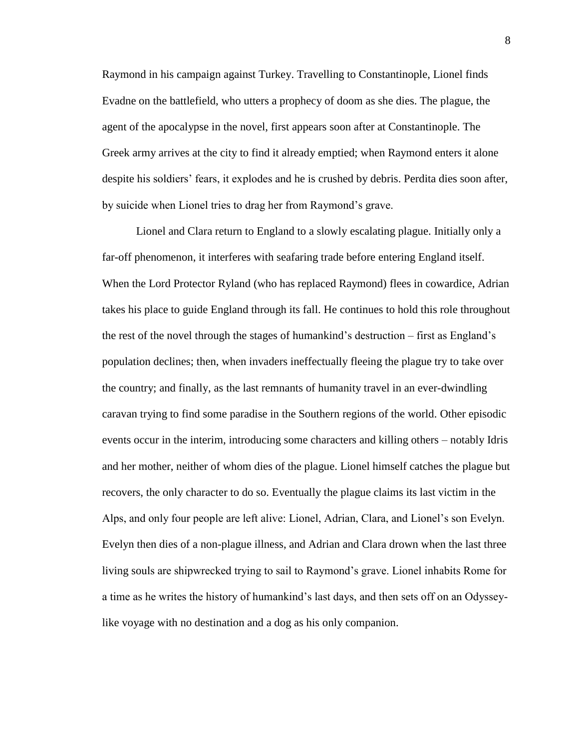Raymond in his campaign against Turkey. Travelling to Constantinople, Lionel finds Evadne on the battlefield, who utters a prophecy of doom as she dies. The plague, the agent of the apocalypse in the novel, first appears soon after at Constantinople. The Greek army arrives at the city to find it already emptied; when Raymond enters it alone despite his soldiers' fears, it explodes and he is crushed by debris. Perdita dies soon after, by suicide when Lionel tries to drag her from Raymond's grave.

Lionel and Clara return to England to a slowly escalating plague. Initially only a far-off phenomenon, it interferes with seafaring trade before entering England itself. When the Lord Protector Ryland (who has replaced Raymond) flees in cowardice, Adrian takes his place to guide England through its fall. He continues to hold this role throughout the rest of the novel through the stages of humankind's destruction – first as England's population declines; then, when invaders ineffectually fleeing the plague try to take over the country; and finally, as the last remnants of humanity travel in an ever-dwindling caravan trying to find some paradise in the Southern regions of the world. Other episodic events occur in the interim, introducing some characters and killing others – notably Idris and her mother, neither of whom dies of the plague. Lionel himself catches the plague but recovers, the only character to do so. Eventually the plague claims its last victim in the Alps, and only four people are left alive: Lionel, Adrian, Clara, and Lionel's son Evelyn. Evelyn then dies of a non-plague illness, and Adrian and Clara drown when the last three living souls are shipwrecked trying to sail to Raymond's grave. Lionel inhabits Rome for a time as he writes the history of humankind's last days, and then sets off on an Odyssey-like voyage with no destination and a dog as his only companion.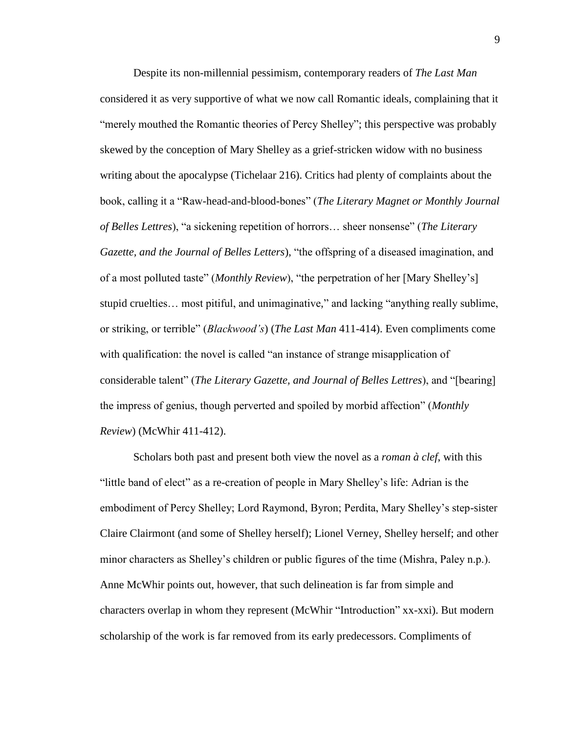Despite its non-millennial pessimism, contemporary readers of *The Last Man* considered it as very supportive of what we now call Romantic ideals, complaining that it "merely mouthed the Romantic theories of Percy Shelley"; this perspective was probably skewed by the conception of Mary Shelley as a grief-stricken widow with no business writing about the apocalypse (Tichelaar 216). Critics had plenty of complaints about the book, calling it a "Raw-head-and-blood-bones" (*The Literary Magnet or Monthly Journal of Belles Lettres*), "a sickening repetition of horrors… sheer nonsense" (*The Literary Gazette, and the Journal of Belles Letters*), "the offspring of a diseased imagination, and of a most polluted taste" (*Monthly Review*), "the perpetration of her [Mary Shelley's] stupid cruelties… most pitiful, and unimaginative," and lacking "anything really sublime, or striking, or terrible" (*Blackwood's*) (*The Last Man* 411-414). Even compliments come with qualification: the novel is called "an instance of strange misapplication of considerable talent" (*The Literary Gazette, and Journal of Belles Lettres*), and "[bearing] the impress of genius, though perverted and spoiled by morbid affection" (*Monthly Review*) (McWhir 411-412).

Scholars both past and present both view the novel as a *roman à clef*, with this "little band of elect" as a re-creation of people in Mary Shelley's life: Adrian is the embodiment of Percy Shelley; Lord Raymond, Byron; Perdita, Mary Shelley's step-sister Claire Clairmont (and some of Shelley herself); Lionel Verney, Shelley herself; and other minor characters as Shelley's children or public figures of the time (Mishra, Paley n.p.). Anne McWhir points out, however, that such delineation is far from simple and characters overlap in whom they represent (McWhir "Introduction" xx-xxi). But modern scholarship of the work is far removed from its early predecessors. Compliments of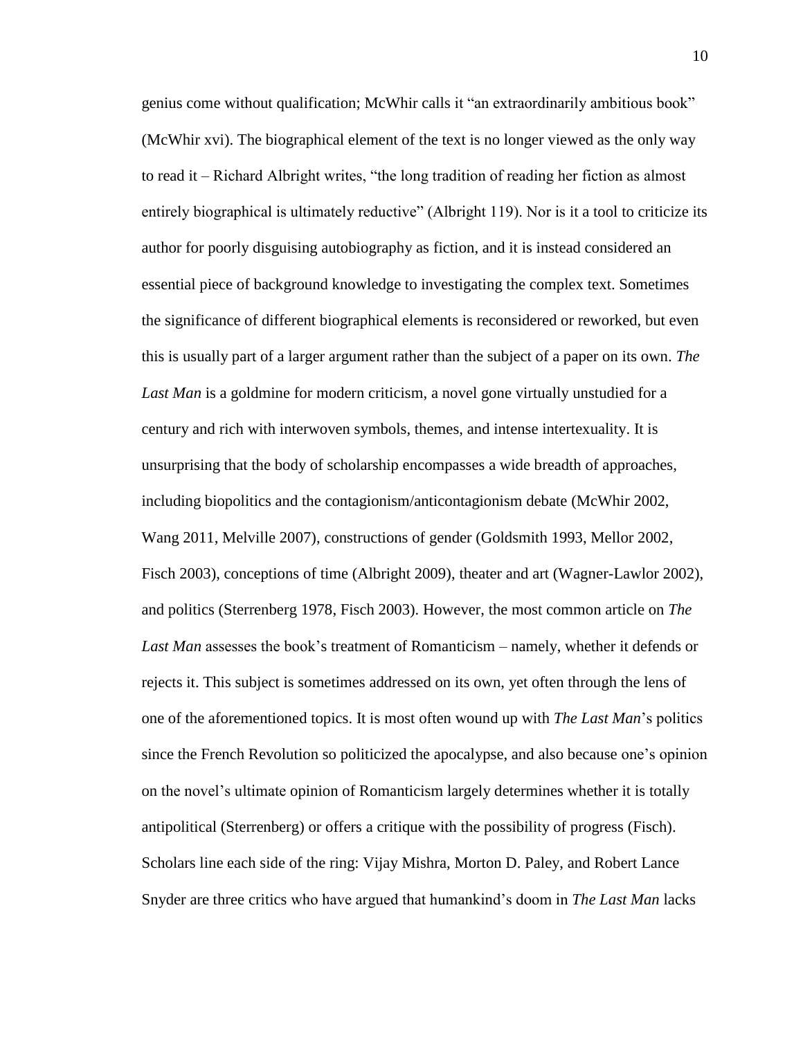genius come without qualification; McWhir calls it "an extraordinarily ambitious book" (McWhir xvi). The biographical element of the text is no longer viewed as the only way to read it – Richard Albright writes, "the long tradition of reading her fiction as almost entirely biographical is ultimately reductive" (Albright 119). Nor is it a tool to criticize its author for poorly disguising autobiography as fiction, and it is instead considered an essential piece of background knowledge to investigating the complex text. Sometimes the significance of different biographical elements is reconsidered or reworked, but even this is usually part of a larger argument rather than the subject of a paper on its own. *The Last Man* is a goldmine for modern criticism, a novel gone virtually unstudied for a century and rich with interwoven symbols, themes, and intense intertexuality. It is unsurprising that the body of scholarship encompasses a wide breadth of approaches, including biopolitics and the contagionism/anticontagionism debate (McWhir 2002, Wang 2011, Melville 2007), constructions of gender (Goldsmith 1993, Mellor 2002, Fisch 2003), conceptions of time (Albright 2009), theater and art (Wagner-Lawlor 2002), and politics (Sterrenberg 1978, Fisch 2003). However, the most common article on *The Last Man* assesses the book's treatment of Romanticism – namely, whether it defends or rejects it. This subject is sometimes addressed on its own, yet often through the lens of one of the aforementioned topics. It is most often wound up with *The Last Man*'s politics since the French Revolution so politicized the apocalypse, and also because one's opinion on the novel's ultimate opinion of Romanticism largely determines whether it is totally antipolitical (Sterrenberg) or offers a critique with the possibility of progress (Fisch). Scholars line each side of the ring: Vijay Mishra, Morton D. Paley, and Robert Lance Snyder are three critics who have argued that humankind's doom in *The Last Man* lacks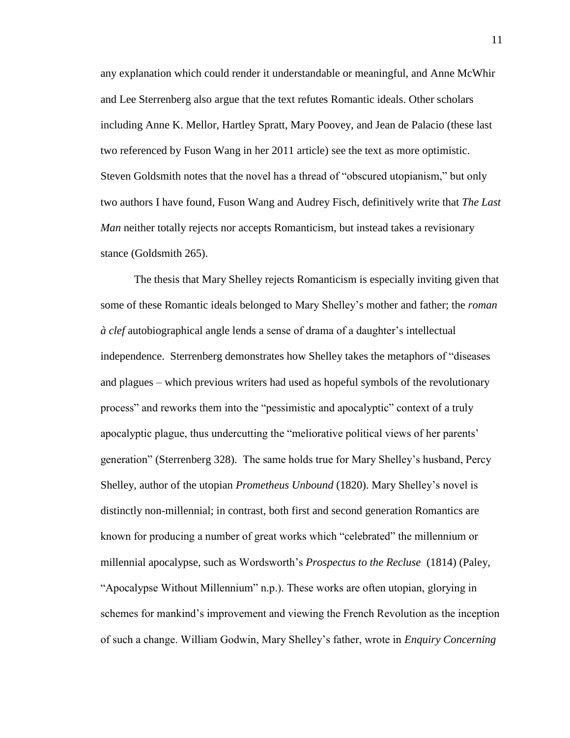any explanation which could render it understandable or meaningful, and Anne McWhir and Lee Sterrenberg also argue that the text refutes Romantic ideals. Other scholars including Anne K. Mellor, Hartley Spratt, Mary Poovey, and Jean de Palacio (these last two referenced by Fuson Wang in her 2011 article) see the text as more optimistic. Steven Goldsmith notes that the novel has a thread of "obscured utopianism," but only two authors I have found, Fuson Wang and Audrey Fisch, definitively write that *The Last Man* neither totally rejects nor accepts Romanticism, but instead takes a revisionary stance (Goldsmith 265).

The thesis that Mary Shelley rejects Romanticism is especially inviting given that some of these Romantic ideals belonged to Mary Shelley's mother and father; the *roman à clef* autobiographical angle lends a sense of drama of a daughter's intellectual independence. Sterrenberg demonstrates how Shelley takes the metaphors of "diseases and plagues – which previous writers had used as hopeful symbols of the revolutionary process" and reworks them into the "pessimistic and apocalyptic" context of a truly apocalyptic plague, thus undercutting the "meliorative political views of her parents' generation" (Sterrenberg 328). The same holds true for Mary Shelley's husband, Percy Shelley, author of the utopian *Prometheus Unbound* (1820). Mary Shelley's novel is distinctly non-millennial; in contrast, both first and second generation Romantics are known for producing a number of great works which "celebrated" the millennium or millennial apocalypse, such as Wordsworth's *Prospectus to the Recluse* (1814) (Paley, "Apocalypse Without Millennium" n.p.). These works are often utopian, glorying in schemes for mankind's improvement and viewing the French Revolution as the inception of such a change. William Godwin, Mary Shelley's father, wrote in *Enquiry Concerning*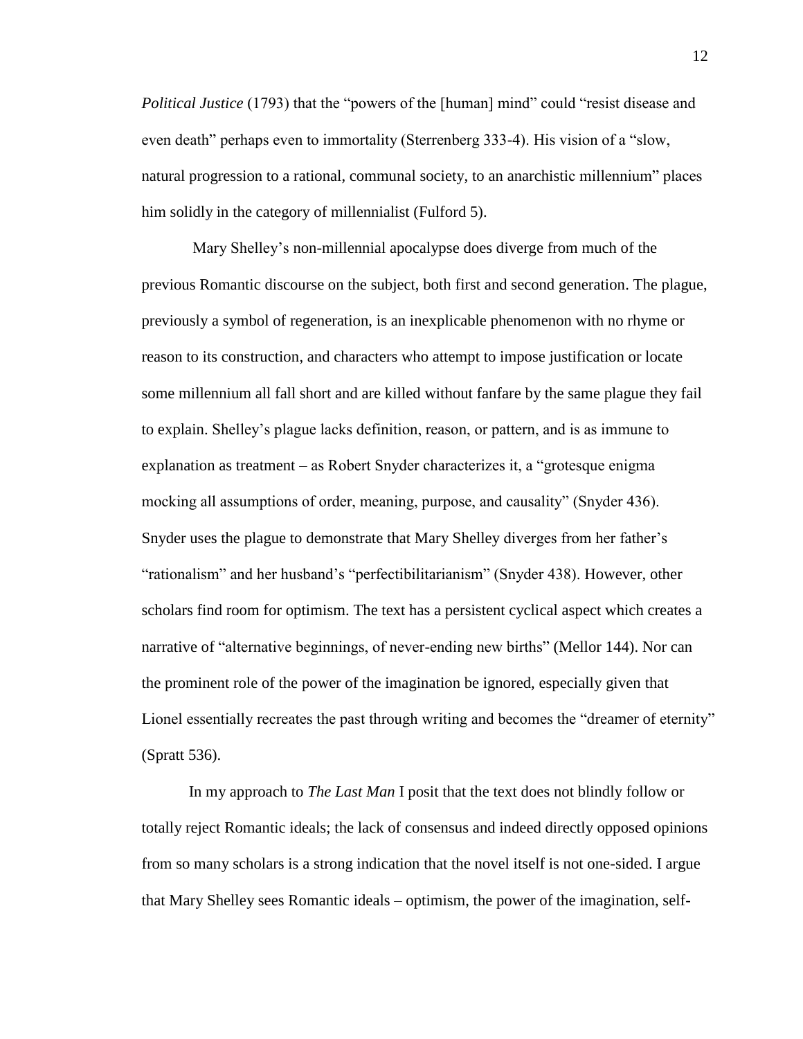*Political Justice* (1793) that the "powers of the [human] mind" could "resist disease and even death" perhaps even to immortality (Sterrenberg 333-4). His vision of a "slow, natural progression to a rational, communal society, to an anarchistic millennium" places him solidly in the category of millennialist (Fulford 5).

Mary Shelley's non-millennial apocalypse does diverge from much of the previous Romantic discourse on the subject, both first and second generation. The plague, previously a symbol of regeneration, is an inexplicable phenomenon with no rhyme or reason to its construction, and characters who attempt to impose justification or locate some millennium all fall short and are killed without fanfare by the same plague they fail to explain. Shelley's plague lacks definition, reason, or pattern, and is as immune to explanation as treatment – as Robert Snyder characterizes it, a "grotesque enigma mocking all assumptions of order, meaning, purpose, and causality" (Snyder 436). Snyder uses the plague to demonstrate that Mary Shelley diverges from her father's "rationalism" and her husband's "perfectibilitarianism" (Snyder 438). However, other scholars find room for optimism. The text has a persistent cyclical aspect which creates a narrative of "alternative beginnings, of never-ending new births" (Mellor 144). Nor can the prominent role of the power of the imagination be ignored, especially given that Lionel essentially recreates the past through writing and becomes the "dreamer of eternity" (Spratt 536).

In my approach to *The Last Man* I posit that the text does not blindly follow or totally reject Romantic ideals; the lack of consensus and indeed directly opposed opinions from so many scholars is a strong indication that the novel itself is not one-sided. I argue that Mary Shelley sees Romantic ideals – optimism, the power of the imagination, self-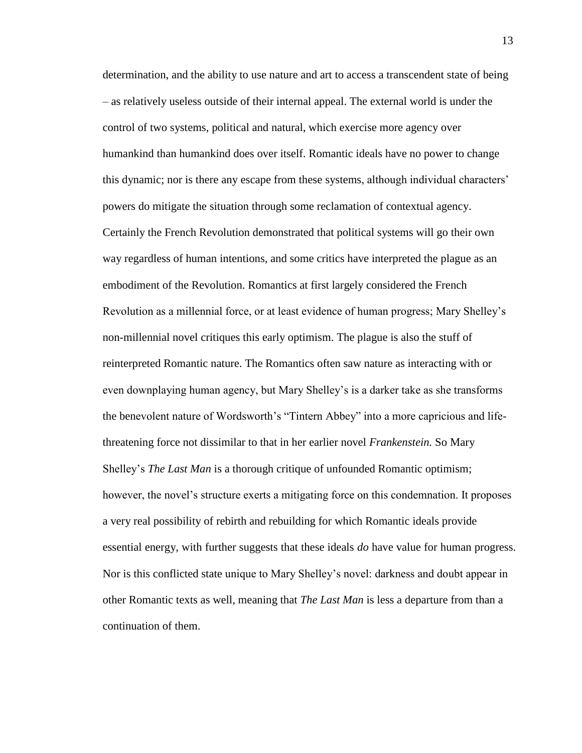determination, and the ability to use nature and art to access a transcendent state of being – as relatively useless outside of their internal appeal. The external world is under the control of two systems, political and natural, which exercise more agency over humankind than humankind does over itself. Romantic ideals have no power to change this dynamic; nor is there any escape from these systems, although individual characters' powers do mitigate the situation through some reclamation of contextual agency. Certainly the French Revolution demonstrated that political systems will go their own way regardless of human intentions, and some critics have interpreted the plague as an embodiment of the Revolution. Romantics at first largely considered the French Revolution as a millennial force, or at least evidence of human progress; Mary Shelley's non-millennial novel critiques this early optimism. The plague is also the stuff of reinterpreted Romantic nature. The Romantics often saw nature as interacting with or even downplaying human agency, but Mary Shelley's is a darker take as she transforms the benevolent nature of Wordsworth's "Tintern Abbey" into a more capricious and life-threatening force not dissimilar to that in her earlier novel *Frankenstein.* So Mary Shelley's *The Last Man* is a thorough critique of unfounded Romantic optimism; however, the novel's structure exerts a mitigating force on this condemnation. It proposes a very real possibility of rebirth and rebuilding for which Romantic ideals provide essential energy, with further suggests that these ideals *do* have value for human progress. Nor is this conflicted state unique to Mary Shelley's novel: darkness and doubt appear in other Romantic texts as well, meaning that *The Last Man* is less a departure from than a continuation of them.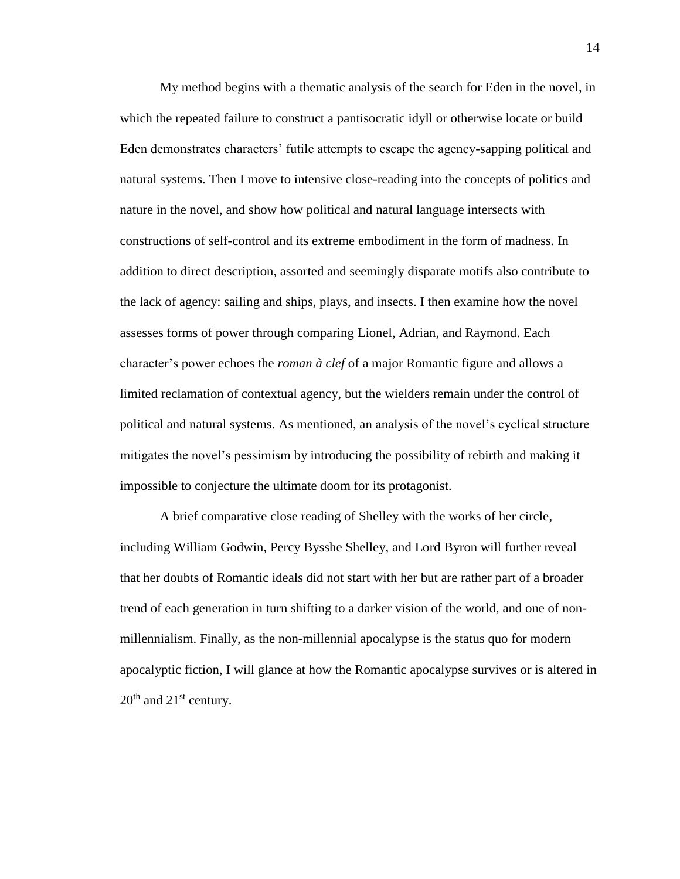My method begins with a thematic analysis of the search for Eden in the novel, in which the repeated failure to construct a pantisocratic idyll or otherwise locate or build Eden demonstrates characters' futile attempts to escape the agency-sapping political and natural systems. Then I move to intensive close-reading into the concepts of politics and nature in the novel, and show how political and natural language intersects with constructions of self-control and its extreme embodiment in the form of madness. In addition to direct description, assorted and seemingly disparate motifs also contribute to the lack of agency: sailing and ships, plays, and insects. I then examine how the novel assesses forms of power through comparing Lionel, Adrian, and Raymond. Each character's power echoes the *roman à clef* of a major Romantic figure and allows a limited reclamation of contextual agency, but the wielders remain under the control of political and natural systems. As mentioned, an analysis of the novel's cyclical structure mitigates the novel's pessimism by introducing the possibility of rebirth and making it impossible to conjecture the ultimate doom for its protagonist.

A brief comparative close reading of Shelley with the works of her circle, including William Godwin, Percy Bysshe Shelley, and Lord Byron will further reveal that her doubts of Romantic ideals did not start with her but are rather part of a broader trend of each generation in turn shifting to a darker vision of the world, and one of non-millennialism. Finally, as the non-millennial apocalypse is the status quo for modern apocalyptic fiction, I will glance at how the Romantic apocalypse survives or is altered in 20th and 21st century.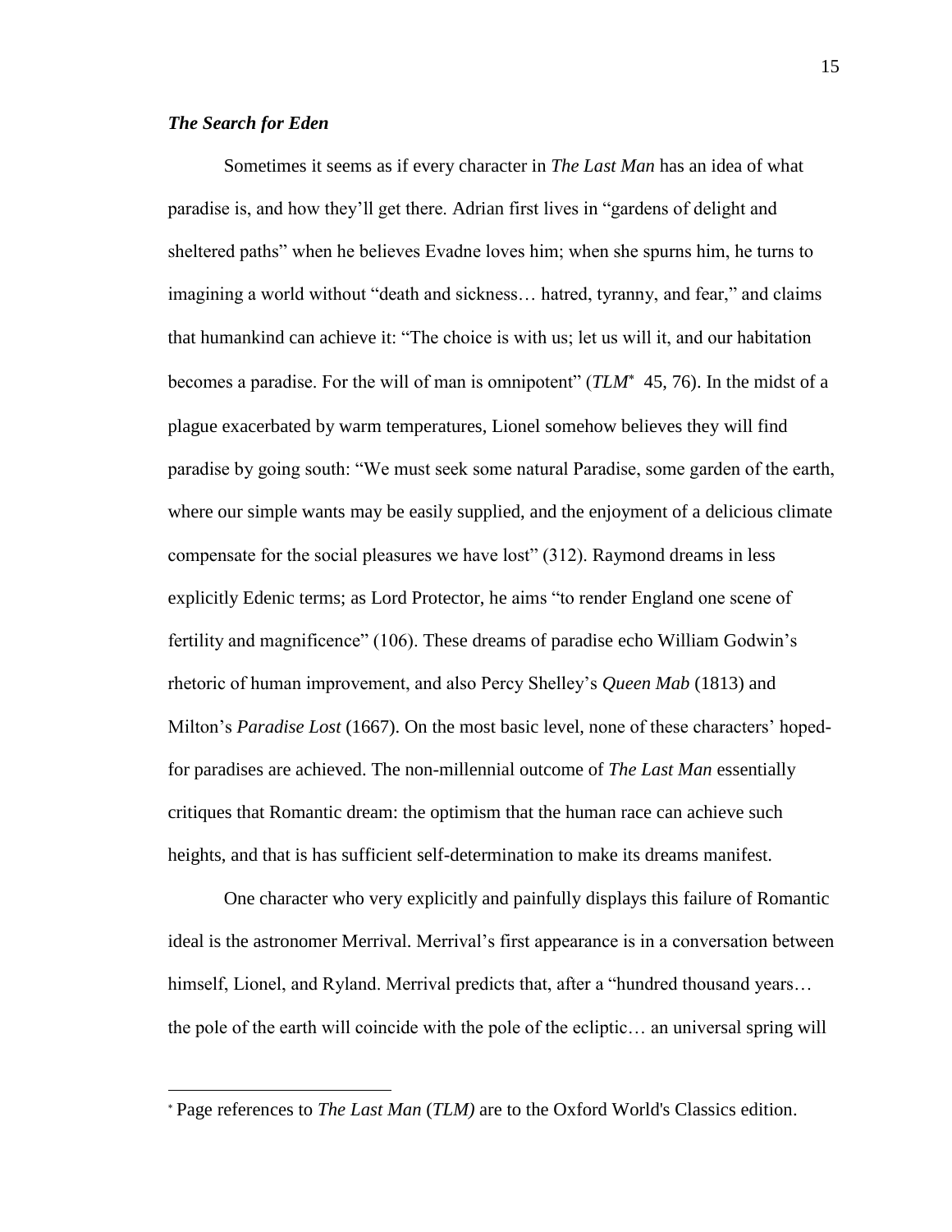### *The Search for Eden*

Sometimes it seems as if every character in *The Last Man* has an idea of what paradise is, and how they'll get there. Adrian first lives in "gardens of delight and sheltered paths" when he believes Evadne loves him; when she spurns him, he turns to imagining a world without "death and sickness… hatred, tyranny, and fear," and claims that humankind can achieve it: "The choice is with us; let us will it, and our habitation becomes a paradise. For the will of man is omnipotent" (*TLM*[*] 45, 76). In the midst of a plague exacerbated by warm temperatures, Lionel somehow believes they will find paradise by going south: "We must seek some natural Paradise, some garden of the earth, where our simple wants may be easily supplied, and the enjoyment of a delicious climate compensate for the social pleasures we have lost" (312). Raymond dreams in less explicitly Edenic terms; as Lord Protector, he aims "to render England one scene of fertility and magnificence" (106). These dreams of paradise echo William Godwin's rhetoric of human improvement, and also Percy Shelley's *Queen Mab* (1813) and Milton's *Paradise Lost* (1667). On the most basic level, none of these characters' hoped-for paradises are achieved. The non-millennial outcome of *The Last Man* essentially critiques that Romantic dream: the optimism that the human race can achieve such heights, and that is has sufficient self-determination to make its dreams manifest.

One character who very explicitly and painfully displays this failure of Romantic ideal is the astronomer Merrival. Merrival's first appearance is in a conversation between himself, Lionel, and Ryland. Merrival predicts that, after a "hundred thousand years… the pole of the earth will coincide with the pole of the ecliptic… an universal spring will

---

[*] Page references to *The Last Man* (*TLM)* are to the Oxford World's Classics edition.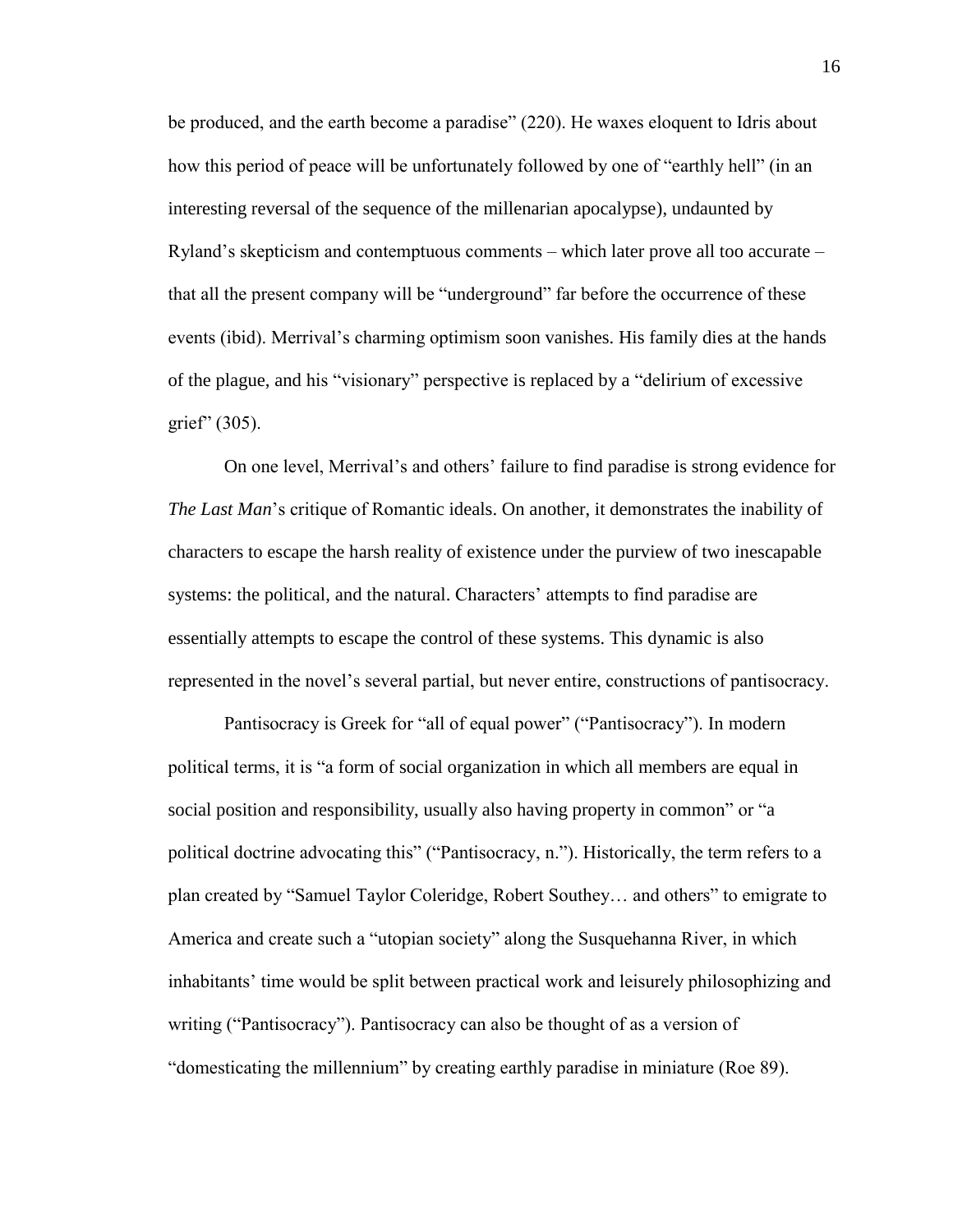be produced, and the earth become a paradise" (220). He waxes eloquent to Idris about how this period of peace will be unfortunately followed by one of "earthly hell" (in an interesting reversal of the sequence of the millenarian apocalypse), undaunted by Ryland's skepticism and contemptuous comments – which later prove all too accurate – that all the present company will be "underground" far before the occurrence of these events (ibid). Merrival's charming optimism soon vanishes. His family dies at the hands of the plague, and his "visionary" perspective is replaced by a "delirium of excessive grief" (305).

On one level, Merrival's and others' failure to find paradise is strong evidence for *The Last Man*'s critique of Romantic ideals. On another, it demonstrates the inability of characters to escape the harsh reality of existence under the purview of two inescapable systems: the political, and the natural. Characters' attempts to find paradise are essentially attempts to escape the control of these systems. This dynamic is also represented in the novel's several partial, but never entire, constructions of pantisocracy.

Pantisocracy is Greek for "all of equal power" ("Pantisocracy"). In modern political terms, it is "a form of social organization in which all members are equal in social position and responsibility, usually also having property in common" or "a political doctrine advocating this" ("Pantisocracy, n."). Historically, the term refers to a plan created by "Samuel Taylor Coleridge, Robert Southey… and others" to emigrate to America and create such a "utopian society" along the Susquehanna River, in which inhabitants' time would be split between practical work and leisurely philosophizing and writing ("Pantisocracy"). Pantisocracy can also be thought of as a version of "domesticating the millennium" by creating earthly paradise in miniature (Roe 89).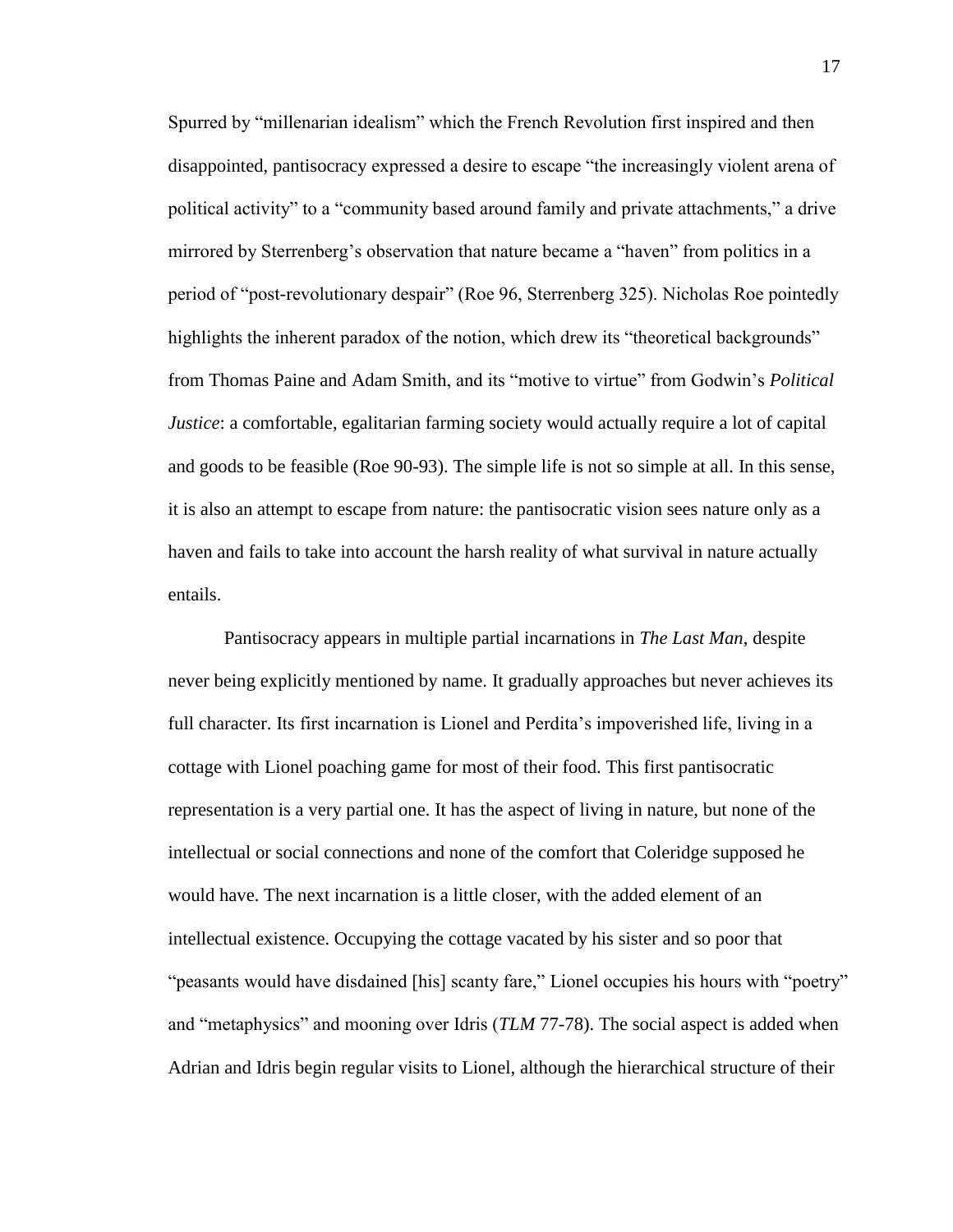Spurred by "millenarian idealism" which the French Revolution first inspired and then disappointed, pantisocracy expressed a desire to escape "the increasingly violent arena of political activity" to a "community based around family and private attachments," a drive mirrored by Sterrenberg's observation that nature became a "haven" from politics in a period of "post-revolutionary despair" (Roe 96, Sterrenberg 325). Nicholas Roe pointedly highlights the inherent paradox of the notion, which drew its "theoretical backgrounds" from Thomas Paine and Adam Smith, and its "motive to virtue" from Godwin's *Political Justice*: a comfortable, egalitarian farming society would actually require a lot of capital and goods to be feasible (Roe 90-93). The simple life is not so simple at all. In this sense, it is also an attempt to escape from nature: the pantisocratic vision sees nature only as a haven and fails to take into account the harsh reality of what survival in nature actually entails.

Pantisocracy appears in multiple partial incarnations in *The Last Man*, despite never being explicitly mentioned by name. It gradually approaches but never achieves its full character. Its first incarnation is Lionel and Perdita's impoverished life, living in a cottage with Lionel poaching game for most of their food. This first pantisocratic representation is a very partial one. It has the aspect of living in nature, but none of the intellectual or social connections and none of the comfort that Coleridge supposed he would have. The next incarnation is a little closer, with the added element of an intellectual existence. Occupying the cottage vacated by his sister and so poor that "peasants would have disdained [his] scanty fare," Lionel occupies his hours with "poetry" and "metaphysics" and mooning over Idris (*TLM* 77-78). The social aspect is added when Adrian and Idris begin regular visits to Lionel, although the hierarchical structure of their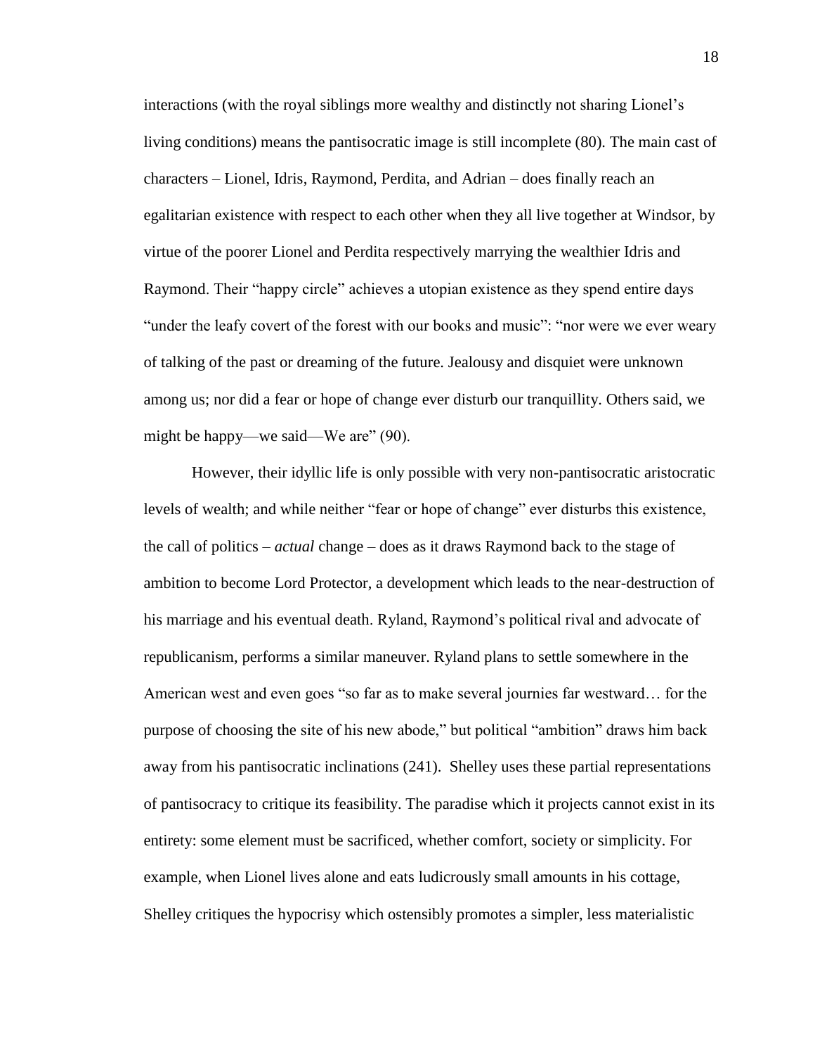interactions (with the royal siblings more wealthy and distinctly not sharing Lionel's living conditions) means the pantisocratic image is still incomplete (80). The main cast of characters – Lionel, Idris, Raymond, Perdita, and Adrian – does finally reach an egalitarian existence with respect to each other when they all live together at Windsor, by virtue of the poorer Lionel and Perdita respectively marrying the wealthier Idris and Raymond. Their "happy circle" achieves a utopian existence as they spend entire days "under the leafy covert of the forest with our books and music": "nor were we ever weary of talking of the past or dreaming of the future. Jealousy and disquiet were unknown among us; nor did a fear or hope of change ever disturb our tranquillity. Others said, we might be happy—we said—We are" (90).

However, their idyllic life is only possible with very non-pantisocratic aristocratic levels of wealth; and while neither "fear or hope of change" ever disturbs this existence, the call of politics – *actual* change – does as it draws Raymond back to the stage of ambition to become Lord Protector, a development which leads to the near-destruction of his marriage and his eventual death. Ryland, Raymond's political rival and advocate of republicanism, performs a similar maneuver. Ryland plans to settle somewhere in the American west and even goes "so far as to make several journies far westward… for the purpose of choosing the site of his new abode," but political "ambition" draws him back away from his pantisocratic inclinations (241). Shelley uses these partial representations of pantisocracy to critique its feasibility. The paradise which it projects cannot exist in its entirety: some element must be sacrificed, whether comfort, society or simplicity. For example, when Lionel lives alone and eats ludicrously small amounts in his cottage, Shelley critiques the hypocrisy which ostensibly promotes a simpler, less materialistic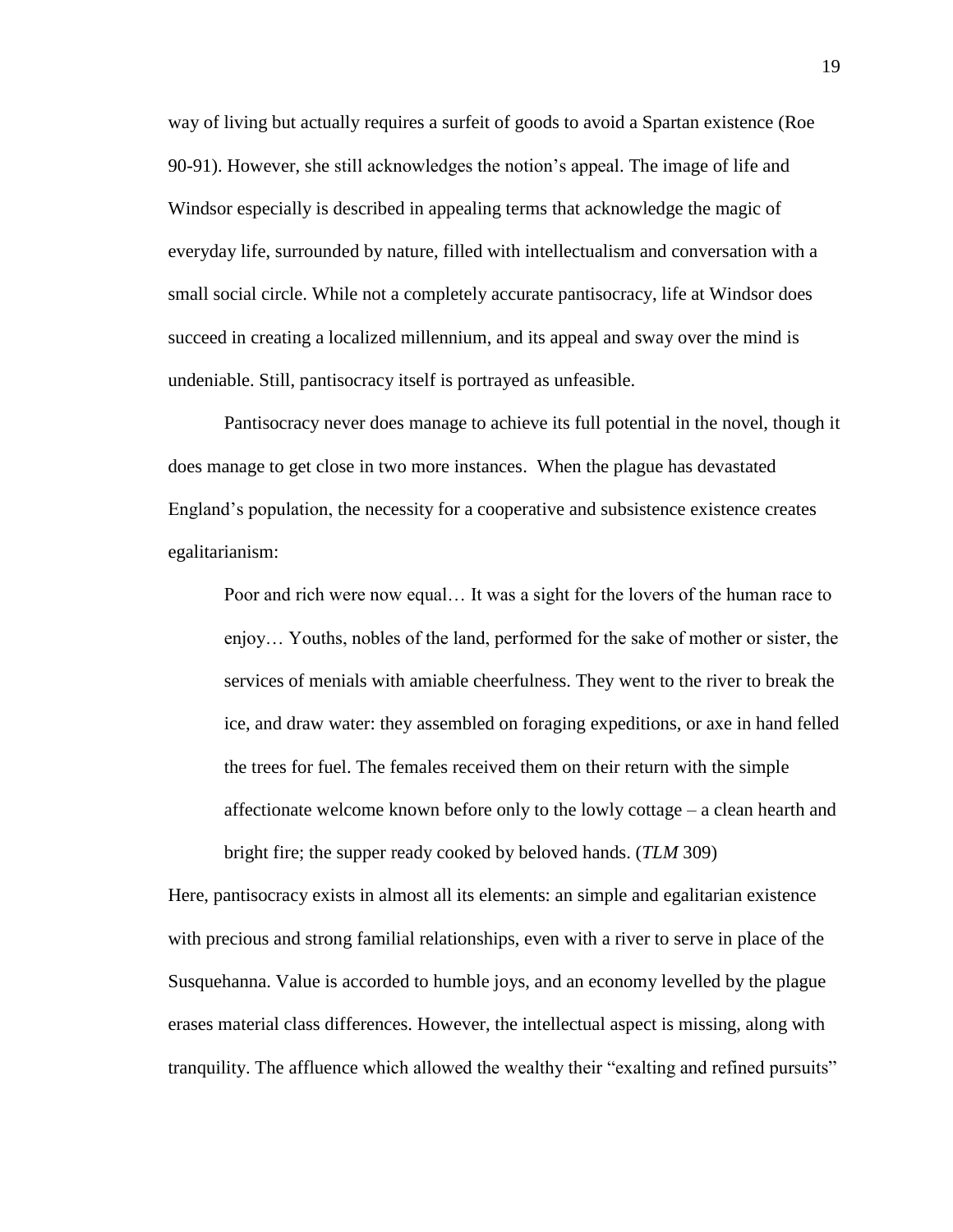way of living but actually requires a surfeit of goods to avoid a Spartan existence (Roe 90-91). However, she still acknowledges the notion's appeal. The image of life and Windsor especially is described in appealing terms that acknowledge the magic of everyday life, surrounded by nature, filled with intellectualism and conversation with a small social circle. While not a completely accurate pantisocracy, life at Windsor does succeed in creating a localized millennium, and its appeal and sway over the mind is undeniable. Still, pantisocracy itself is portrayed as unfeasible.

Pantisocracy never does manage to achieve its full potential in the novel, though it does manage to get close in two more instances. When the plague has devastated England's population, the necessity for a cooperative and subsistence existence creates egalitarianism:

> Poor and rich were now equal… It was a sight for the lovers of the human race to enjoy… Youths, nobles of the land, performed for the sake of mother or sister, the services of menials with amiable cheerfulness. They went to the river to break the ice, and draw water: they assembled on foraging expeditions, or axe in hand felled the trees for fuel. The females received them on their return with the simple affectionate welcome known before only to the lowly cottage – a clean hearth and bright fire; the supper ready cooked by beloved hands. (*TLM* 309)

Here, pantisocracy exists in almost all its elements: an simple and egalitarian existence with precious and strong familial relationships, even with a river to serve in place of the Susquehanna. Value is accorded to humble joys, and an economy levelled by the plague erases material class differences. However, the intellectual aspect is missing, along with tranquility. The affluence which allowed the wealthy their "exalting and refined pursuits"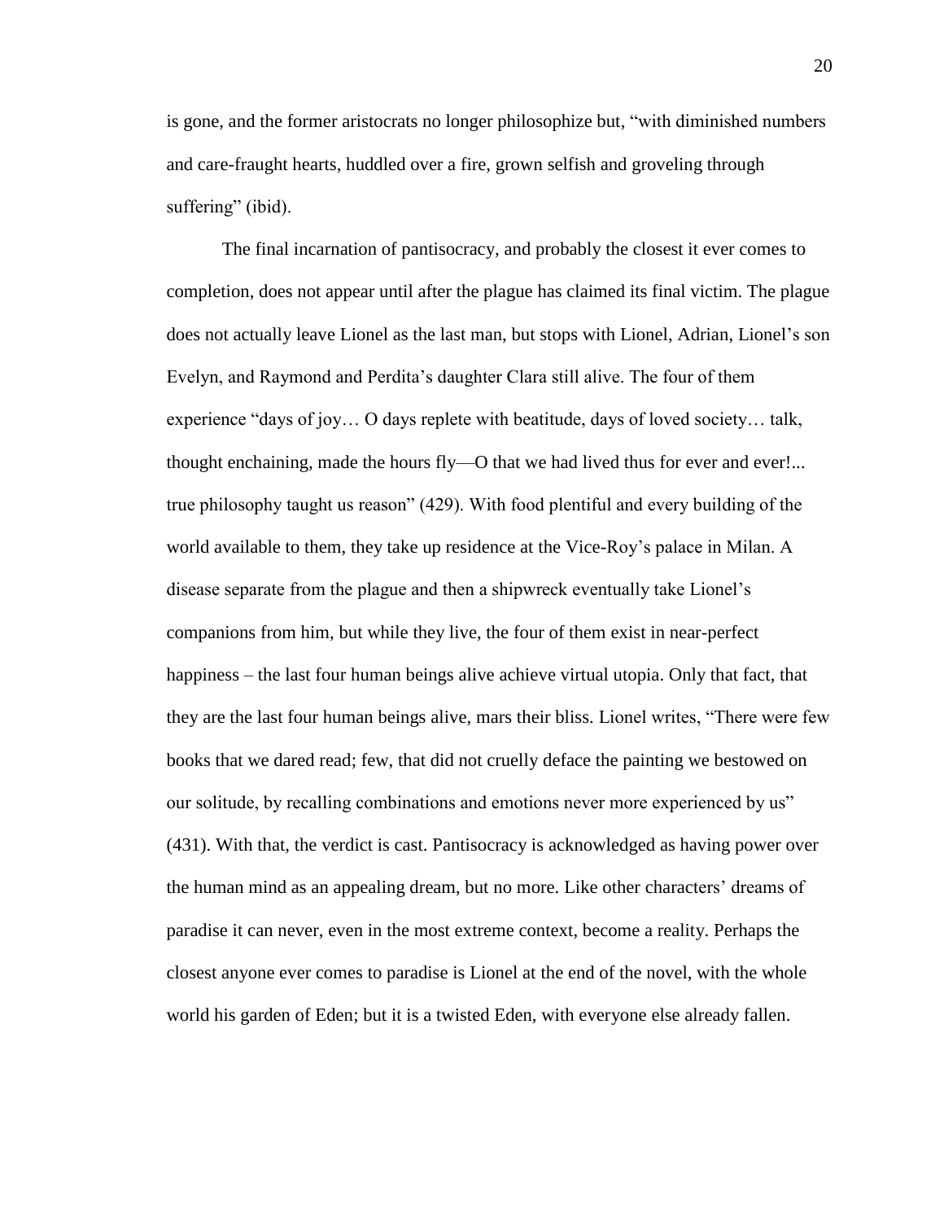is gone, and the former aristocrats no longer philosophize but, "with diminished numbers and care-fraught hearts, huddled over a fire, grown selfish and groveling through suffering" (ibid).

The final incarnation of pantisocracy, and probably the closest it ever comes to completion, does not appear until after the plague has claimed its final victim. The plague does not actually leave Lionel as the last man, but stops with Lionel, Adrian, Lionel's son Evelyn, and Raymond and Perdita's daughter Clara still alive. The four of them experience "days of joy… O days replete with beatitude, days of loved society… talk, thought enchaining, made the hours fly—O that we had lived thus for ever and ever!... true philosophy taught us reason" (429). With food plentiful and every building of the world available to them, they take up residence at the Vice-Roy's palace in Milan. A disease separate from the plague and then a shipwreck eventually take Lionel's companions from him, but while they live, the four of them exist in near-perfect happiness – the last four human beings alive achieve virtual utopia. Only that fact, that they are the last four human beings alive, mars their bliss. Lionel writes, "There were few books that we dared read; few, that did not cruelly deface the painting we bestowed on our solitude, by recalling combinations and emotions never more experienced by us" (431). With that, the verdict is cast. Pantisocracy is acknowledged as having power over the human mind as an appealing dream, but no more. Like other characters' dreams of paradise it can never, even in the most extreme context, become a reality. Perhaps the closest anyone ever comes to paradise is Lionel at the end of the novel, with the whole world his garden of Eden; but it is a twisted Eden, with everyone else already fallen.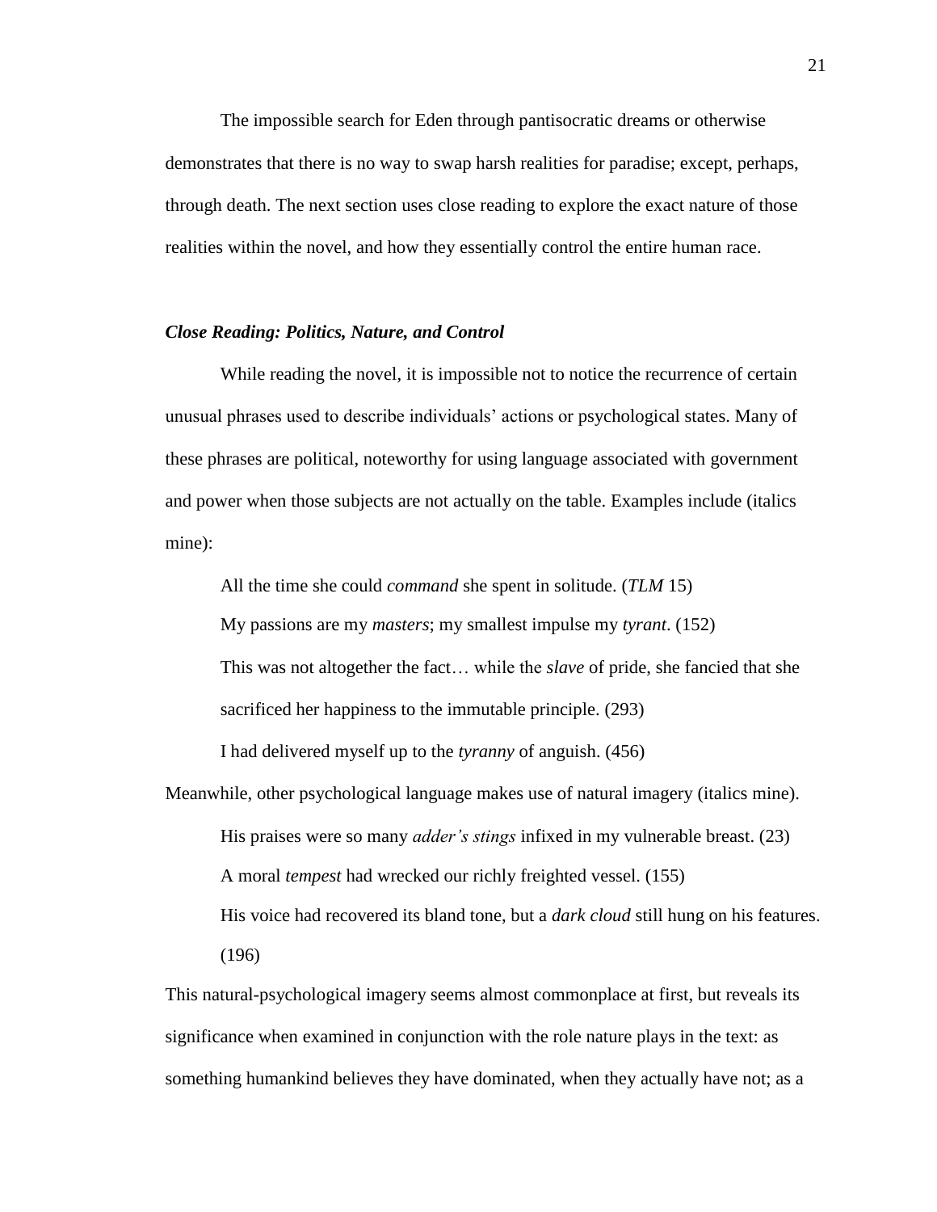The impossible search for Eden through pantisocratic dreams or otherwise demonstrates that there is no way to swap harsh realities for paradise; except, perhaps, through death. The next section uses close reading to explore the exact nature of those realities within the novel, and how they essentially control the entire human race.

### *Close Reading: Politics, Nature, and Control*

While reading the novel, it is impossible not to notice the recurrence of certain unusual phrases used to describe individuals' actions or psychological states. Many of these phrases are political, noteworthy for using language associated with government and power when those subjects are not actually on the table. Examples include (italics mine):

> All the time she could *command* she spent in solitude. (*TLM* 15)
>
> My passions are my *masters*; my smallest impulse my *tyrant*. (152)
>
> This was not altogether the fact… while the *slave* of pride, she fancied that she sacrificed her happiness to the immutable principle. (293)
>
> I had delivered myself up to the *tyranny* of anguish. (456)

Meanwhile, other psychological language makes use of natural imagery (italics mine).

> His praises were so many *adder's stings* infixed in my vulnerable breast. (23)
>
> A moral *tempest* had wrecked our richly freighted vessel. (155)
>
> His voice had recovered its bland tone, but a *dark cloud* still hung on his features. (196)

This natural-psychological imagery seems almost commonplace at first, but reveals its significance when examined in conjunction with the role nature plays in the text: as something humankind believes they have dominated, when they actually have not; as a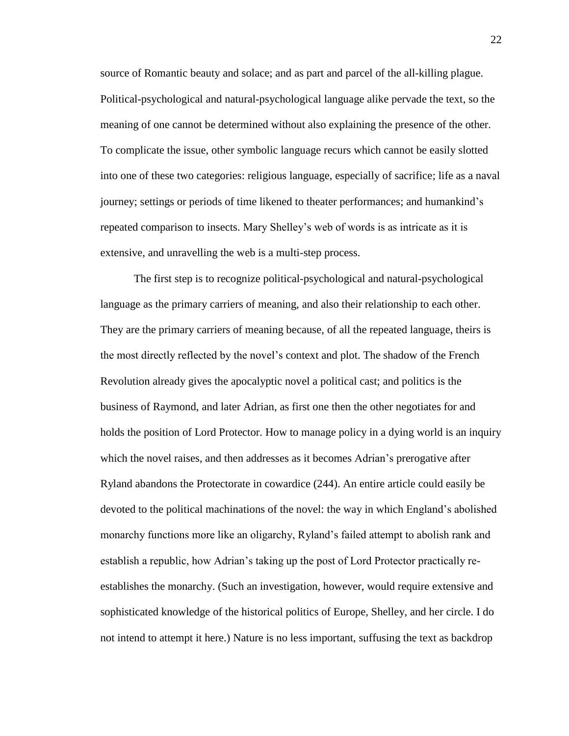source of Romantic beauty and solace; and as part and parcel of the all-killing plague. Political-psychological and natural-psychological language alike pervade the text, so the meaning of one cannot be determined without also explaining the presence of the other. To complicate the issue, other symbolic language recurs which cannot be easily slotted into one of these two categories: religious language, especially of sacrifice; life as a naval journey; settings or periods of time likened to theater performances; and humankind's repeated comparison to insects. Mary Shelley's web of words is as intricate as it is extensive, and unravelling the web is a multi-step process.

The first step is to recognize political-psychological and natural-psychological language as the primary carriers of meaning, and also their relationship to each other. They are the primary carriers of meaning because, of all the repeated language, theirs is the most directly reflected by the novel's context and plot. The shadow of the French Revolution already gives the apocalyptic novel a political cast; and politics is the business of Raymond, and later Adrian, as first one then the other negotiates for and holds the position of Lord Protector. How to manage policy in a dying world is an inquiry which the novel raises, and then addresses as it becomes Adrian's prerogative after Ryland abandons the Protectorate in cowardice (244). An entire article could easily be devoted to the political machinations of the novel: the way in which England's abolished monarchy functions more like an oligarchy, Ryland's failed attempt to abolish rank and establish a republic, how Adrian's taking up the post of Lord Protector practically re-establishes the monarchy. (Such an investigation, however, would require extensive and sophisticated knowledge of the historical politics of Europe, Shelley, and her circle. I do not intend to attempt it here.) Nature is no less important, suffusing the text as backdrop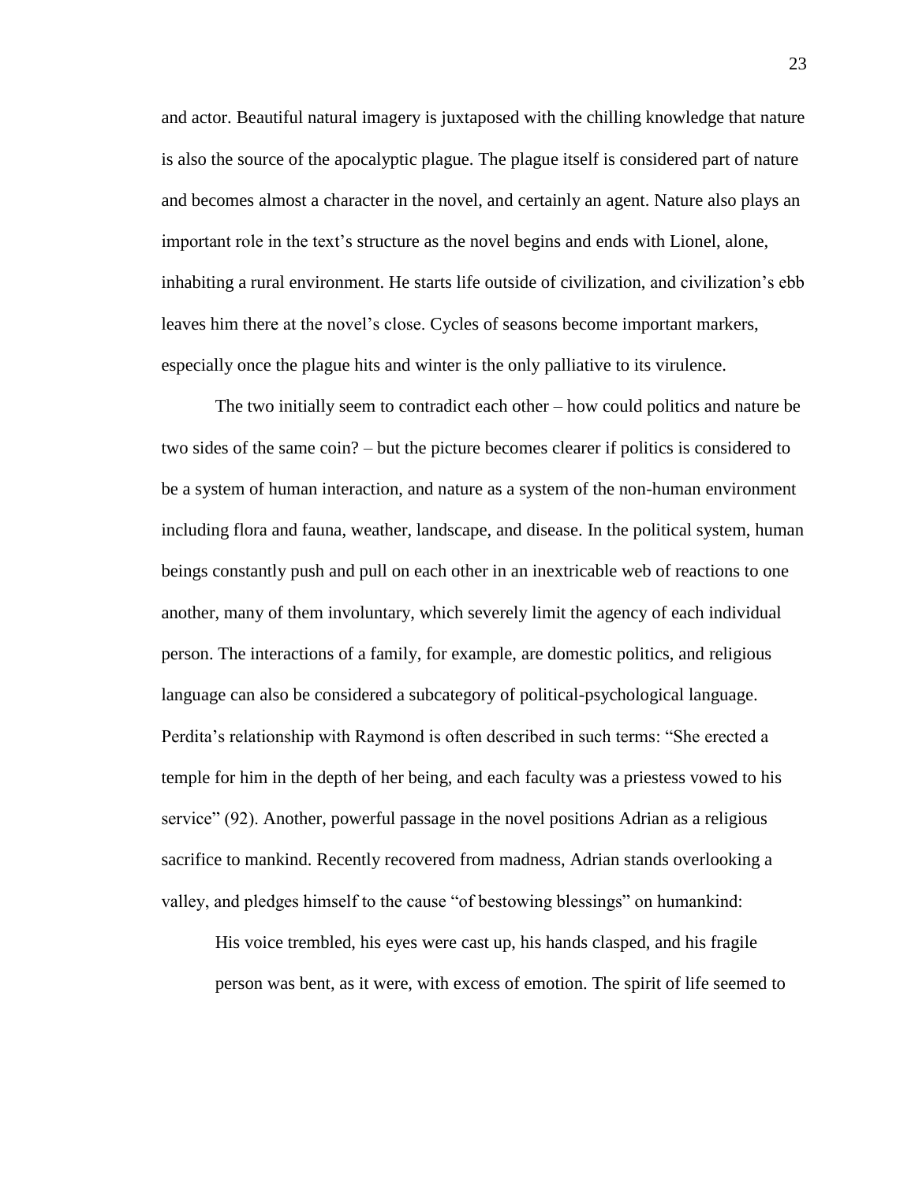and actor. Beautiful natural imagery is juxtaposed with the chilling knowledge that nature is also the source of the apocalyptic plague. The plague itself is considered part of nature and becomes almost a character in the novel, and certainly an agent. Nature also plays an important role in the text's structure as the novel begins and ends with Lionel, alone, inhabiting a rural environment. He starts life outside of civilization, and civilization's ebb leaves him there at the novel's close. Cycles of seasons become important markers, especially once the plague hits and winter is the only palliative to its virulence.

The two initially seem to contradict each other – how could politics and nature be two sides of the same coin? – but the picture becomes clearer if politics is considered to be a system of human interaction, and nature as a system of the non-human environment including flora and fauna, weather, landscape, and disease. In the political system, human beings constantly push and pull on each other in an inextricable web of reactions to one another, many of them involuntary, which severely limit the agency of each individual person. The interactions of a family, for example, are domestic politics, and religious language can also be considered a subcategory of political-psychological language. Perdita's relationship with Raymond is often described in such terms: "She erected a temple for him in the depth of her being, and each faculty was a priestess vowed to his service" (92). Another, powerful passage in the novel positions Adrian as a religious sacrifice to mankind. Recently recovered from madness, Adrian stands overlooking a valley, and pledges himself to the cause "of bestowing blessings" on humankind:

> His voice trembled, his eyes were cast up, his hands clasped, and his fragile person was bent, as it were, with excess of emotion. The spirit of life seemed to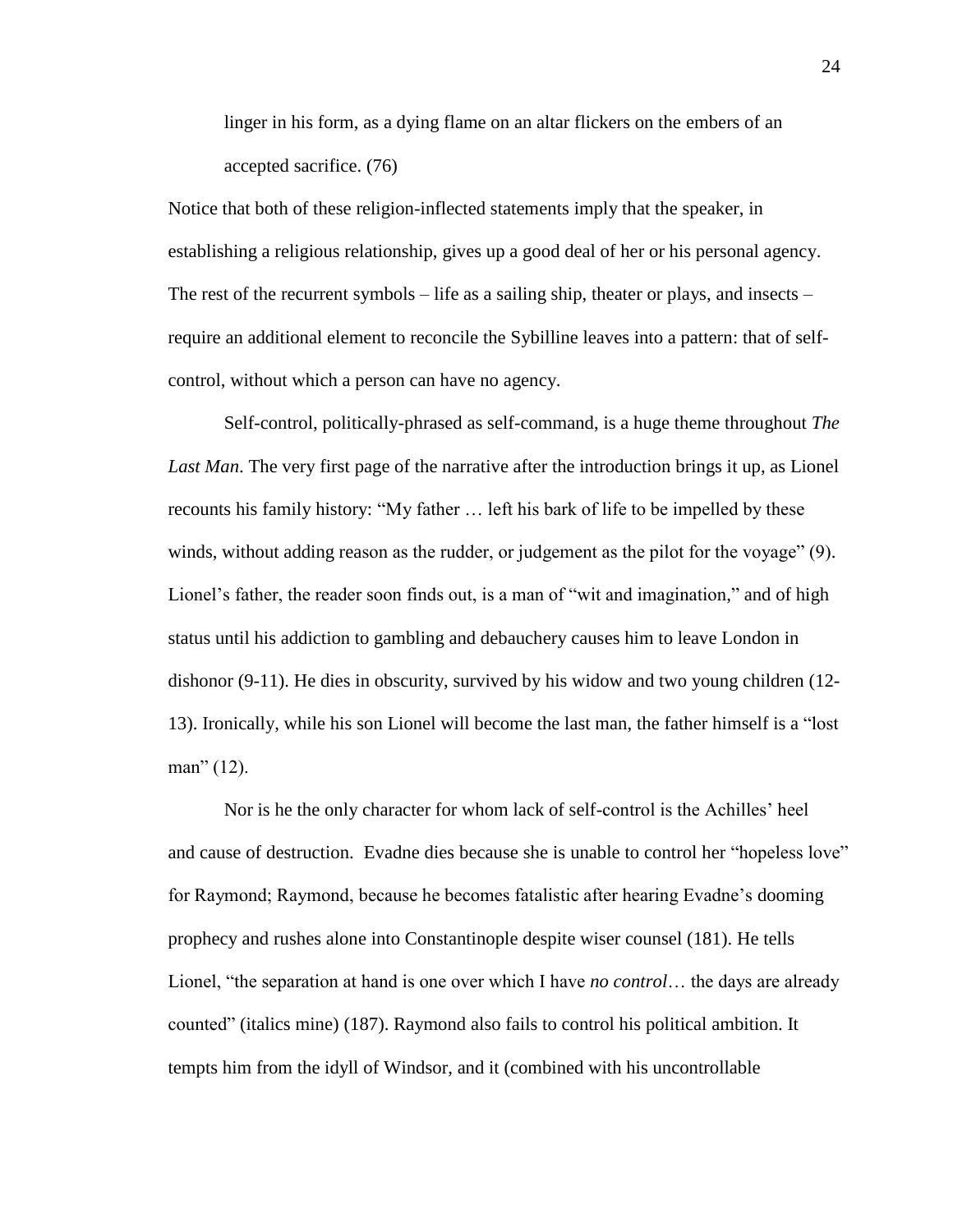> linger in his form, as a dying flame on an altar flickers on the embers of an accepted sacrifice. (76)

Notice that both of these religion-inflected statements imply that the speaker, in establishing a religious relationship, gives up a good deal of her or his personal agency. The rest of the recurrent symbols – life as a sailing ship, theater or plays, and insects – require an additional element to reconcile the Sybilline leaves into a pattern: that of self-control, without which a person can have no agency.

Self-control, politically-phrased as self-command, is a huge theme throughout *The Last Man*. The very first page of the narrative after the introduction brings it up, as Lionel recounts his family history: "My father … left his bark of life to be impelled by these winds, without adding reason as the rudder, or judgement as the pilot for the voyage" (9). Lionel's father, the reader soon finds out, is a man of "wit and imagination," and of high status until his addiction to gambling and debauchery causes him to leave London in dishonor (9-11). He dies in obscurity, survived by his widow and two young children (12-13). Ironically, while his son Lionel will become the last man, the father himself is a "lost man" (12).

Nor is he the only character for whom lack of self-control is the Achilles' heel and cause of destruction. Evadne dies because she is unable to control her "hopeless love" for Raymond; Raymond, because he becomes fatalistic after hearing Evadne's dooming prophecy and rushes alone into Constantinople despite wiser counsel (181). He tells Lionel, "the separation at hand is one over which I have *no control*… the days are already counted" (italics mine) (187). Raymond also fails to control his political ambition. It tempts him from the idyll of Windsor, and it (combined with his uncontrollable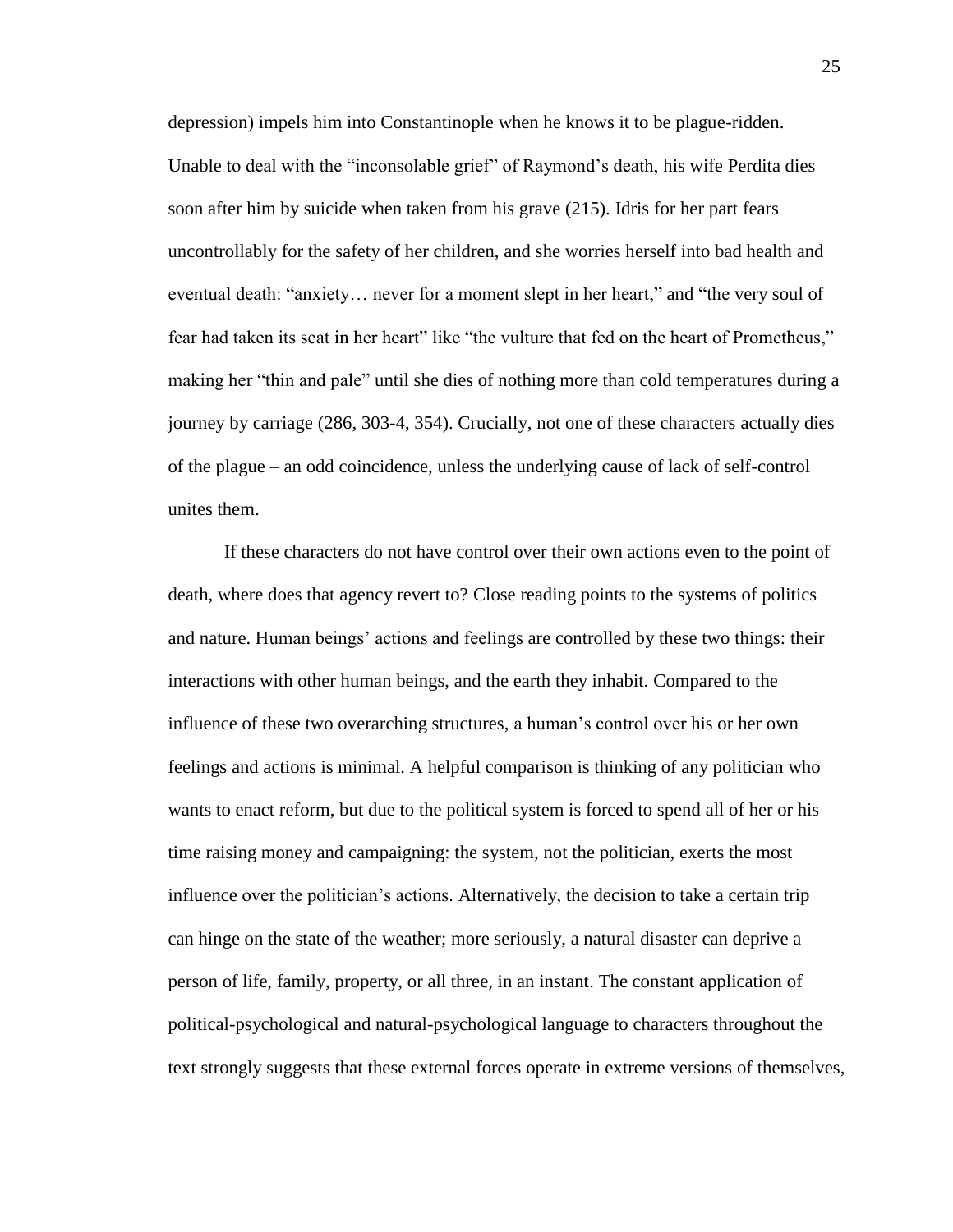depression) impels him into Constantinople when he knows it to be plague-ridden. Unable to deal with the "inconsolable grief" of Raymond's death, his wife Perdita dies soon after him by suicide when taken from his grave (215). Idris for her part fears uncontrollably for the safety of her children, and she worries herself into bad health and eventual death: "anxiety… never for a moment slept in her heart," and "the very soul of fear had taken its seat in her heart" like "the vulture that fed on the heart of Prometheus," making her "thin and pale" until she dies of nothing more than cold temperatures during a journey by carriage (286, 303-4, 354). Crucially, not one of these characters actually dies of the plague – an odd coincidence, unless the underlying cause of lack of self-control unites them.

If these characters do not have control over their own actions even to the point of death, where does that agency revert to? Close reading points to the systems of politics and nature. Human beings' actions and feelings are controlled by these two things: their interactions with other human beings, and the earth they inhabit. Compared to the influence of these two overarching structures, a human's control over his or her own feelings and actions is minimal. A helpful comparison is thinking of any politician who wants to enact reform, but due to the political system is forced to spend all of her or his time raising money and campaigning: the system, not the politician, exerts the most influence over the politician's actions. Alternatively, the decision to take a certain trip can hinge on the state of the weather; more seriously, a natural disaster can deprive a person of life, family, property, or all three, in an instant. The constant application of political-psychological and natural-psychological language to characters throughout the text strongly suggests that these external forces operate in extreme versions of themselves,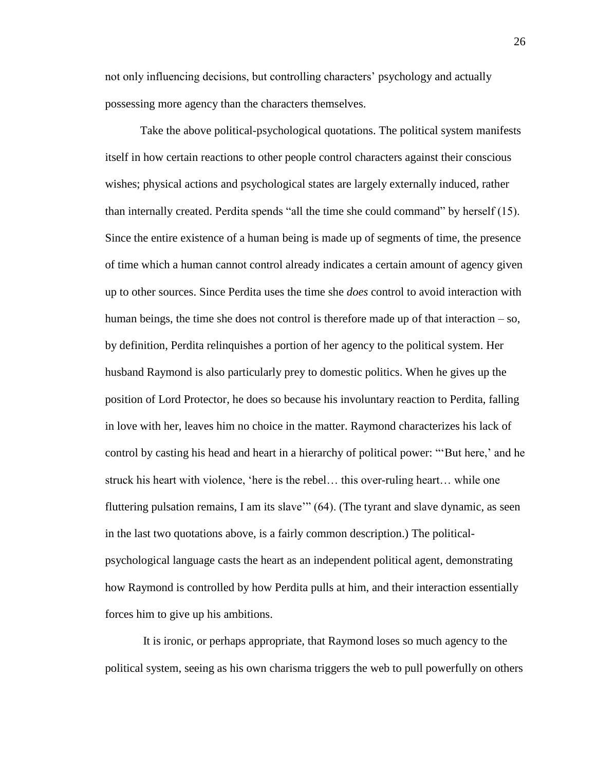not only influencing decisions, but controlling characters' psychology and actually possessing more agency than the characters themselves.

Take the above political-psychological quotations. The political system manifests itself in how certain reactions to other people control characters against their conscious wishes; physical actions and psychological states are largely externally induced, rather than internally created. Perdita spends "all the time she could command" by herself (15). Since the entire existence of a human being is made up of segments of time, the presence of time which a human cannot control already indicates a certain amount of agency given up to other sources. Since Perdita uses the time she *does* control to avoid interaction with human beings, the time she does not control is therefore made up of that interaction – so, by definition, Perdita relinquishes a portion of her agency to the political system. Her husband Raymond is also particularly prey to domestic politics. When he gives up the position of Lord Protector, he does so because his involuntary reaction to Perdita, falling in love with her, leaves him no choice in the matter. Raymond characterizes his lack of control by casting his head and heart in a hierarchy of political power: "'But here,' and he struck his heart with violence, 'here is the rebel… this over-ruling heart… while one fluttering pulsation remains, I am its slave'" (64). (The tyrant and slave dynamic, as seen in the last two quotations above, is a fairly common description.) The political-psychological language casts the heart as an independent political agent, demonstrating how Raymond is controlled by how Perdita pulls at him, and their interaction essentially forces him to give up his ambitions.

It is ironic, or perhaps appropriate, that Raymond loses so much agency to the political system, seeing as his own charisma triggers the web to pull powerfully on others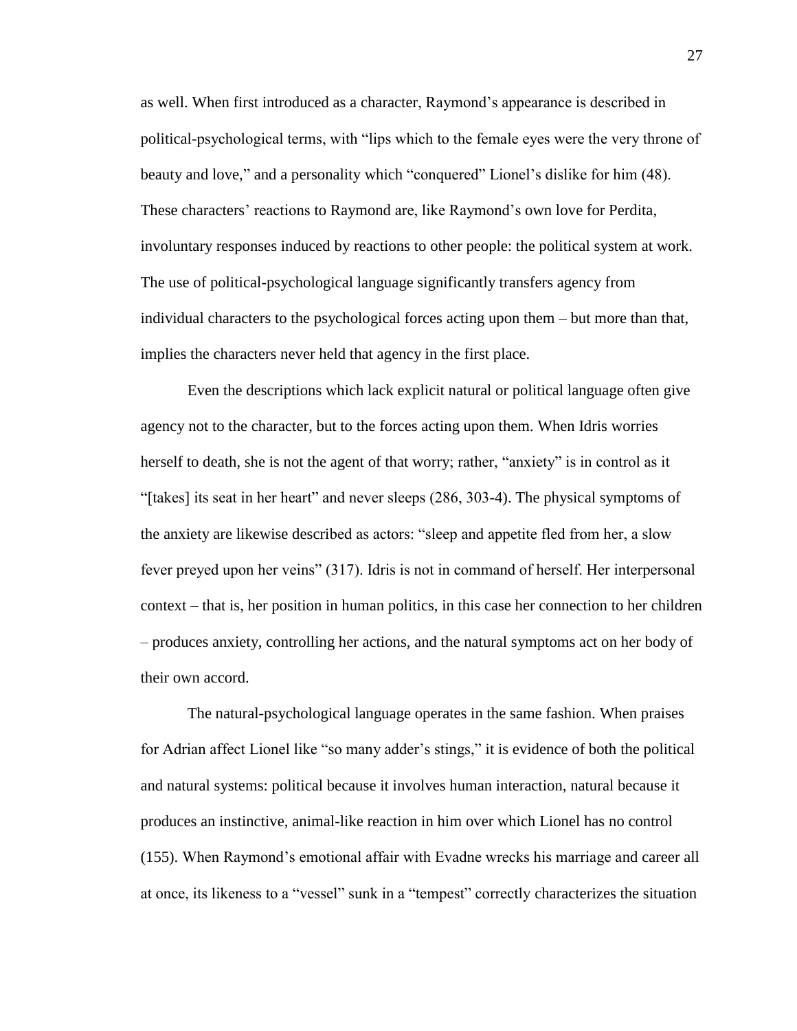as well. When first introduced as a character, Raymond's appearance is described in political-psychological terms, with "lips which to the female eyes were the very throne of beauty and love," and a personality which "conquered" Lionel's dislike for him (48). These characters' reactions to Raymond are, like Raymond's own love for Perdita, involuntary responses induced by reactions to other people: the political system at work. The use of political-psychological language significantly transfers agency from individual characters to the psychological forces acting upon them – but more than that, implies the characters never held that agency in the first place.

Even the descriptions which lack explicit natural or political language often give agency not to the character, but to the forces acting upon them. When Idris worries herself to death, she is not the agent of that worry; rather, "anxiety" is in control as it "[takes] its seat in her heart" and never sleeps (286, 303-4). The physical symptoms of the anxiety are likewise described as actors: "sleep and appetite fled from her, a slow fever preyed upon her veins" (317). Idris is not in command of herself. Her interpersonal context – that is, her position in human politics, in this case her connection to her children – produces anxiety, controlling her actions, and the natural symptoms act on her body of their own accord.

The natural-psychological language operates in the same fashion. When praises for Adrian affect Lionel like "so many adder's stings," it is evidence of both the political and natural systems: political because it involves human interaction, natural because it produces an instinctive, animal-like reaction in him over which Lionel has no control (155). When Raymond's emotional affair with Evadne wrecks his marriage and career all at once, its likeness to a "vessel" sunk in a "tempest" correctly characterizes the situation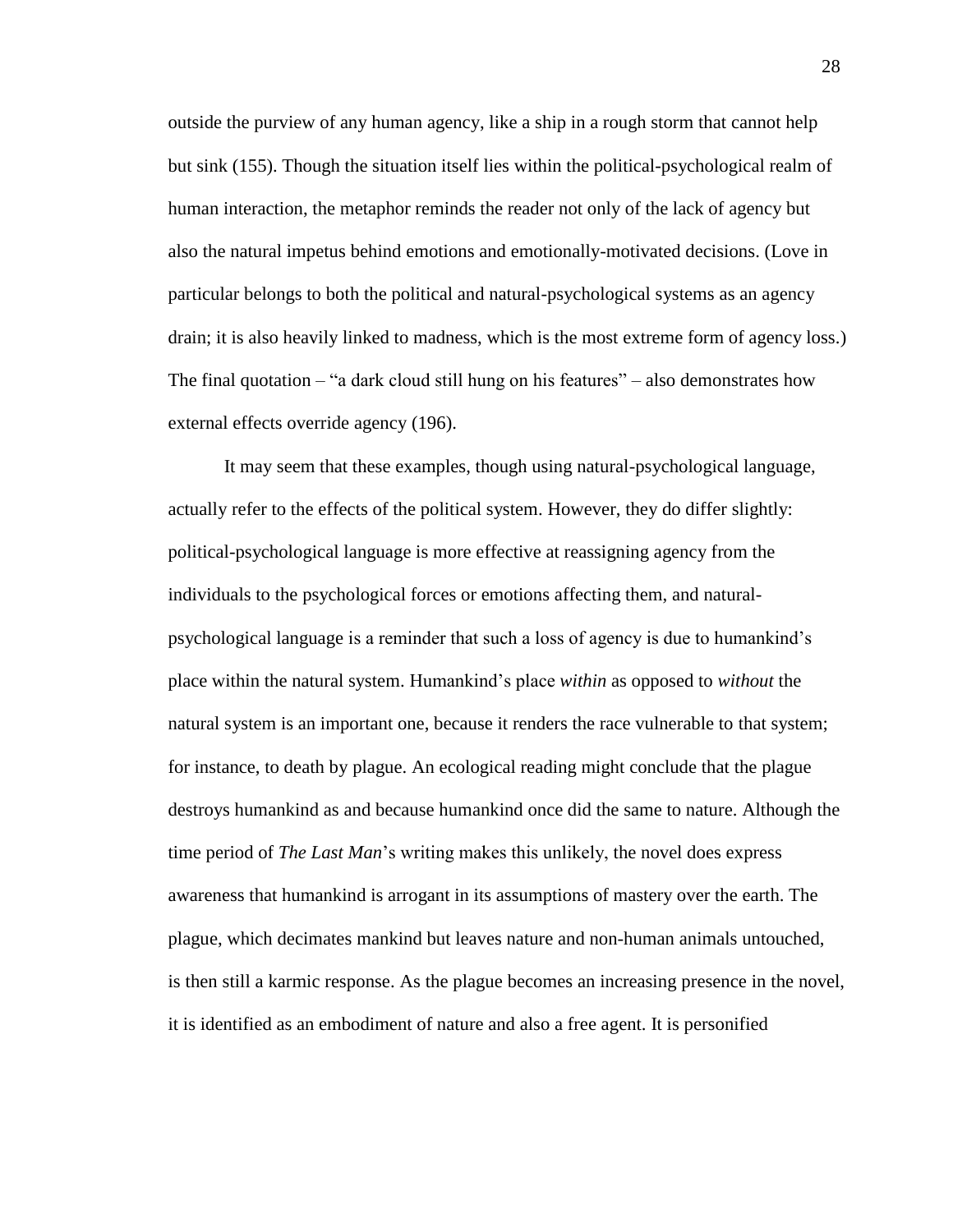outside the purview of any human agency, like a ship in a rough storm that cannot help but sink (155). Though the situation itself lies within the political-psychological realm of human interaction, the metaphor reminds the reader not only of the lack of agency but also the natural impetus behind emotions and emotionally-motivated decisions. (Love in particular belongs to both the political and natural-psychological systems as an agency drain; it is also heavily linked to madness, which is the most extreme form of agency loss.) The final quotation – "a dark cloud still hung on his features" – also demonstrates how external effects override agency (196).

It may seem that these examples, though using natural-psychological language, actually refer to the effects of the political system. However, they do differ slightly: political-psychological language is more effective at reassigning agency from the individuals to the psychological forces or emotions affecting them, and natural-psychological language is a reminder that such a loss of agency is due to humankind's place within the natural system. Humankind's place *within* as opposed to *without* the natural system is an important one, because it renders the race vulnerable to that system; for instance, to death by plague. An ecological reading might conclude that the plague destroys humankind as and because humankind once did the same to nature. Although the time period of *The Last Man*'s writing makes this unlikely, the novel does express awareness that humankind is arrogant in its assumptions of mastery over the earth. The plague, which decimates mankind but leaves nature and non-human animals untouched, is then still a karmic response. As the plague becomes an increasing presence in the novel, it is identified as an embodiment of nature and also a free agent. It is personified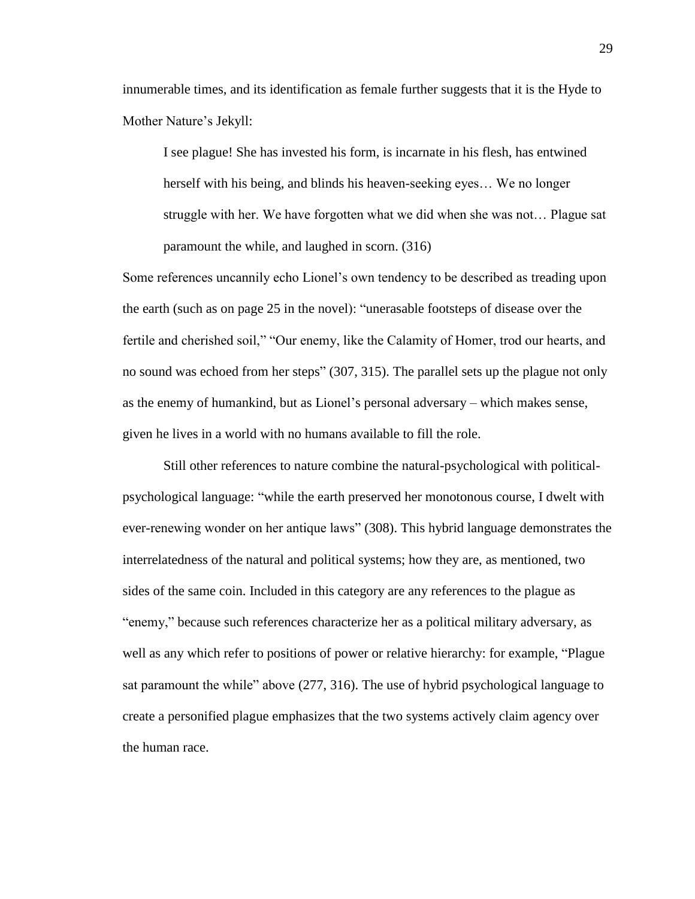innumerable times, and its identification as female further suggests that it is the Hyde to Mother Nature's Jekyll:

> I see plague! She has invested his form, is incarnate in his flesh, has entwined herself with his being, and blinds his heaven-seeking eyes… We no longer struggle with her. We have forgotten what we did when she was not… Plague sat paramount the while, and laughed in scorn. (316)

Some references uncannily echo Lionel's own tendency to be described as treading upon the earth (such as on page 25 in the novel): "unerasable footsteps of disease over the fertile and cherished soil," "Our enemy, like the Calamity of Homer, trod our hearts, and no sound was echoed from her steps" (307, 315). The parallel sets up the plague not only as the enemy of humankind, but as Lionel's personal adversary – which makes sense, given he lives in a world with no humans available to fill the role.

Still other references to nature combine the natural-psychological with political-psychological language: "while the earth preserved her monotonous course, I dwelt with ever-renewing wonder on her antique laws" (308). This hybrid language demonstrates the interrelatedness of the natural and political systems; how they are, as mentioned, two sides of the same coin. Included in this category are any references to the plague as "enemy," because such references characterize her as a political military adversary, as well as any which refer to positions of power or relative hierarchy: for example, "Plague sat paramount the while" above (277, 316). The use of hybrid psychological language to create a personified plague emphasizes that the two systems actively claim agency over the human race.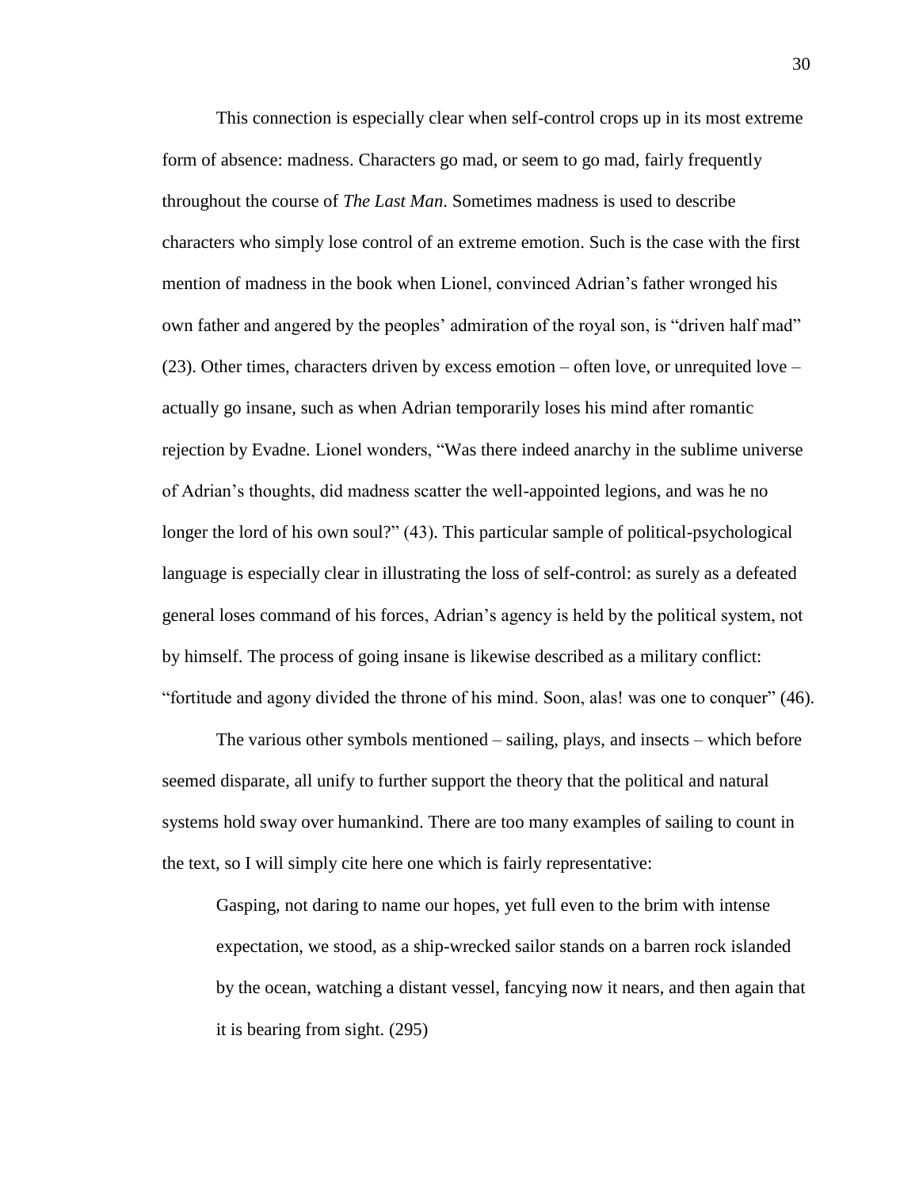This connection is especially clear when self-control crops up in its most extreme form of absence: madness. Characters go mad, or seem to go mad, fairly frequently throughout the course of *The Last Man*. Sometimes madness is used to describe characters who simply lose control of an extreme emotion. Such is the case with the first mention of madness in the book when Lionel, convinced Adrian's father wronged his own father and angered by the peoples' admiration of the royal son, is "driven half mad" (23). Other times, characters driven by excess emotion – often love, or unrequited love – actually go insane, such as when Adrian temporarily loses his mind after romantic rejection by Evadne. Lionel wonders, "Was there indeed anarchy in the sublime universe of Adrian's thoughts, did madness scatter the well-appointed legions, and was he no longer the lord of his own soul?" (43). This particular sample of political-psychological language is especially clear in illustrating the loss of self-control: as surely as a defeated general loses command of his forces, Adrian's agency is held by the political system, not by himself. The process of going insane is likewise described as a military conflict: "fortitude and agony divided the throne of his mind. Soon, alas! was one to conquer" (46).

The various other symbols mentioned – sailing, plays, and insects – which before seemed disparate, all unify to further support the theory that the political and natural systems hold sway over humankind. There are too many examples of sailing to count in the text, so I will simply cite here one which is fairly representative:

> Gasping, not daring to name our hopes, yet full even to the brim with intense expectation, we stood, as a ship-wrecked sailor stands on a barren rock islanded by the ocean, watching a distant vessel, fancying now it nears, and then again that it is bearing from sight. (295)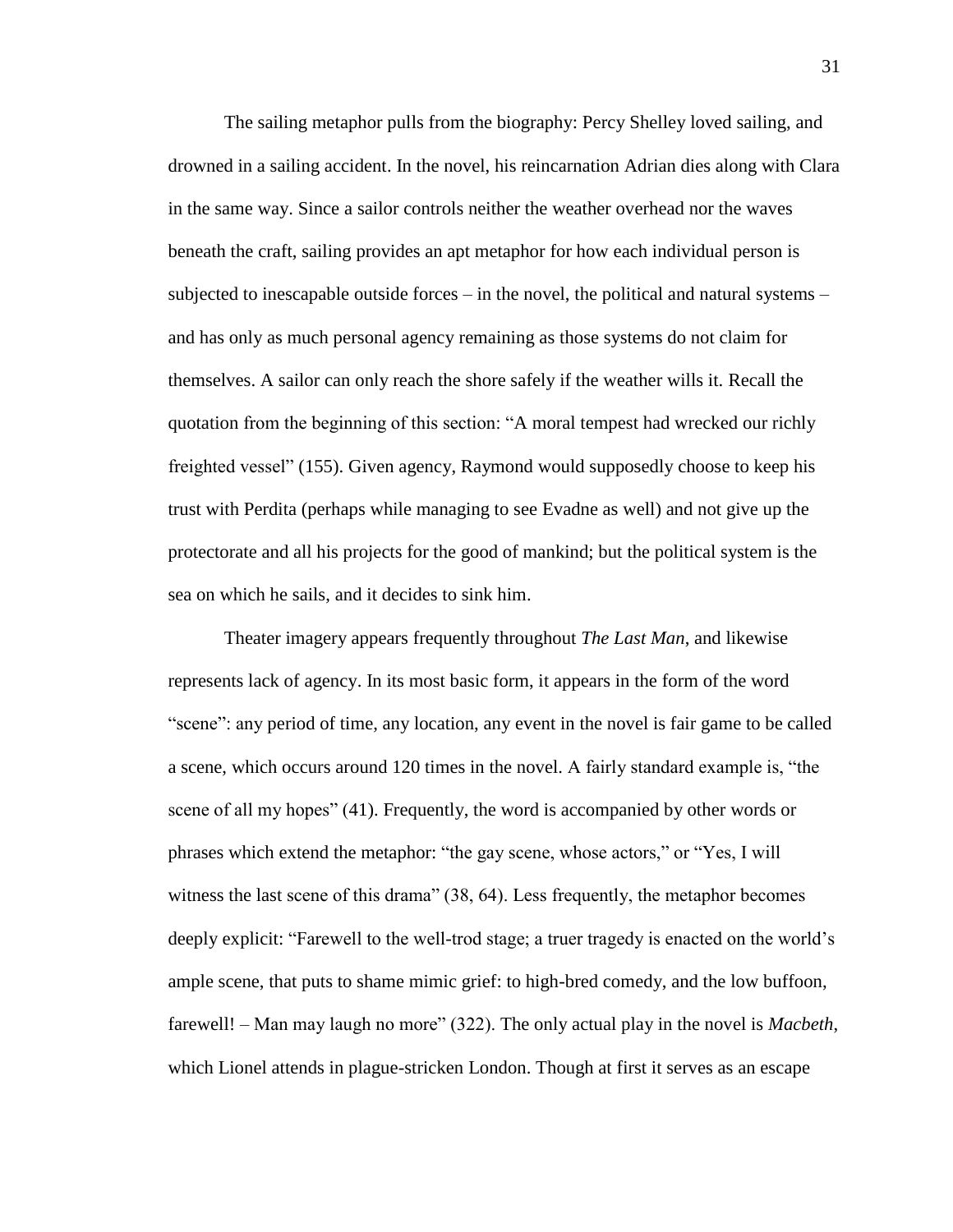The sailing metaphor pulls from the biography: Percy Shelley loved sailing, and drowned in a sailing accident. In the novel, his reincarnation Adrian dies along with Clara in the same way. Since a sailor controls neither the weather overhead nor the waves beneath the craft, sailing provides an apt metaphor for how each individual person is subjected to inescapable outside forces – in the novel, the political and natural systems – and has only as much personal agency remaining as those systems do not claim for themselves. A sailor can only reach the shore safely if the weather wills it. Recall the quotation from the beginning of this section: "A moral tempest had wrecked our richly freighted vessel" (155). Given agency, Raymond would supposedly choose to keep his trust with Perdita (perhaps while managing to see Evadne as well) and not give up the protectorate and all his projects for the good of mankind; but the political system is the sea on which he sails, and it decides to sink him.

Theater imagery appears frequently throughout *The Last Man*, and likewise represents lack of agency. In its most basic form, it appears in the form of the word "scene": any period of time, any location, any event in the novel is fair game to be called a scene, which occurs around 120 times in the novel. A fairly standard example is, "the scene of all my hopes" (41). Frequently, the word is accompanied by other words or phrases which extend the metaphor: "the gay scene, whose actors," or "Yes, I will witness the last scene of this drama" (38, 64). Less frequently, the metaphor becomes deeply explicit: "Farewell to the well-trod stage; a truer tragedy is enacted on the world's ample scene, that puts to shame mimic grief: to high-bred comedy, and the low buffoon, farewell! – Man may laugh no more" (322). The only actual play in the novel is *Macbeth*, which Lionel attends in plague-stricken London. Though at first it serves as an escape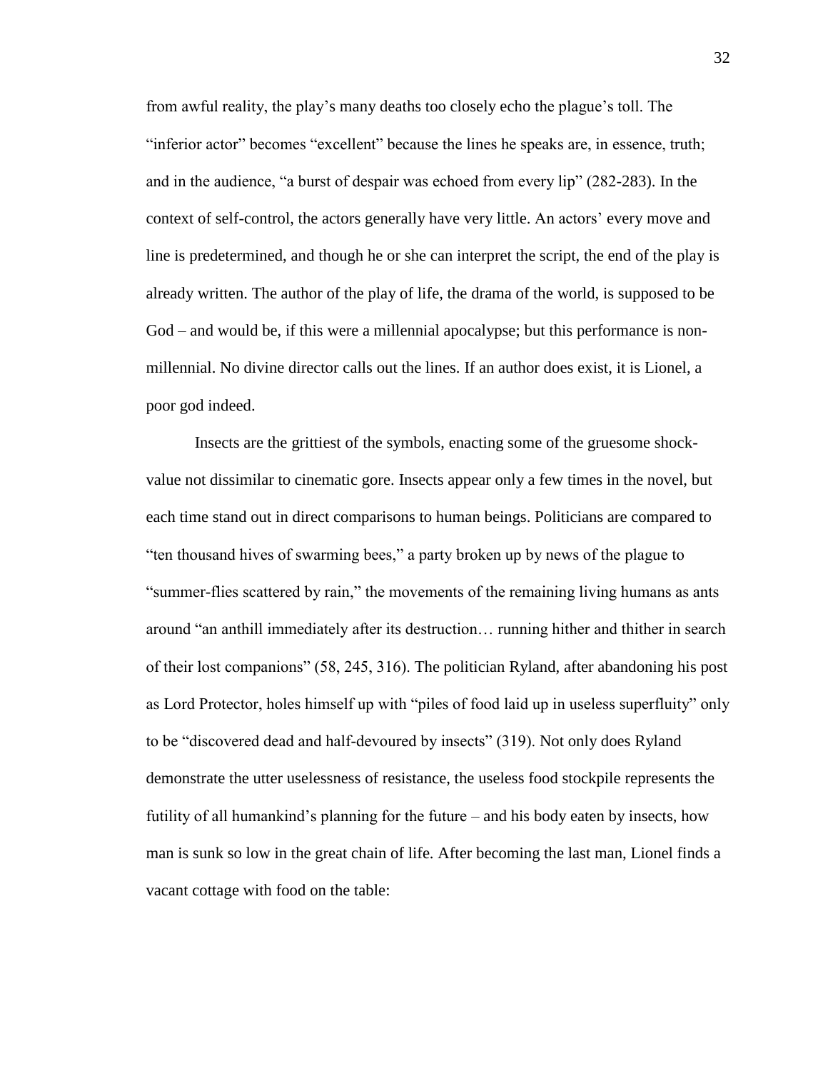from awful reality, the play's many deaths too closely echo the plague's toll. The "inferior actor" becomes "excellent" because the lines he speaks are, in essence, truth; and in the audience, "a burst of despair was echoed from every lip" (282-283). In the context of self-control, the actors generally have very little. An actors' every move and line is predetermined, and though he or she can interpret the script, the end of the play is already written. The author of the play of life, the drama of the world, is supposed to be God – and would be, if this were a millennial apocalypse; but this performance is non-millennial. No divine director calls out the lines. If an author does exist, it is Lionel, a poor god indeed.

Insects are the grittiest of the symbols, enacting some of the gruesome shock-value not dissimilar to cinematic gore. Insects appear only a few times in the novel, but each time stand out in direct comparisons to human beings. Politicians are compared to "ten thousand hives of swarming bees," a party broken up by news of the plague to "summer-flies scattered by rain," the movements of the remaining living humans as ants around "an anthill immediately after its destruction… running hither and thither in search of their lost companions" (58, 245, 316). The politician Ryland, after abandoning his post as Lord Protector, holes himself up with "piles of food laid up in useless superfluity" only to be "discovered dead and half-devoured by insects" (319). Not only does Ryland demonstrate the utter uselessness of resistance, the useless food stockpile represents the futility of all humankind's planning for the future – and his body eaten by insects, how man is sunk so low in the great chain of life. After becoming the last man, Lionel finds a vacant cottage with food on the table: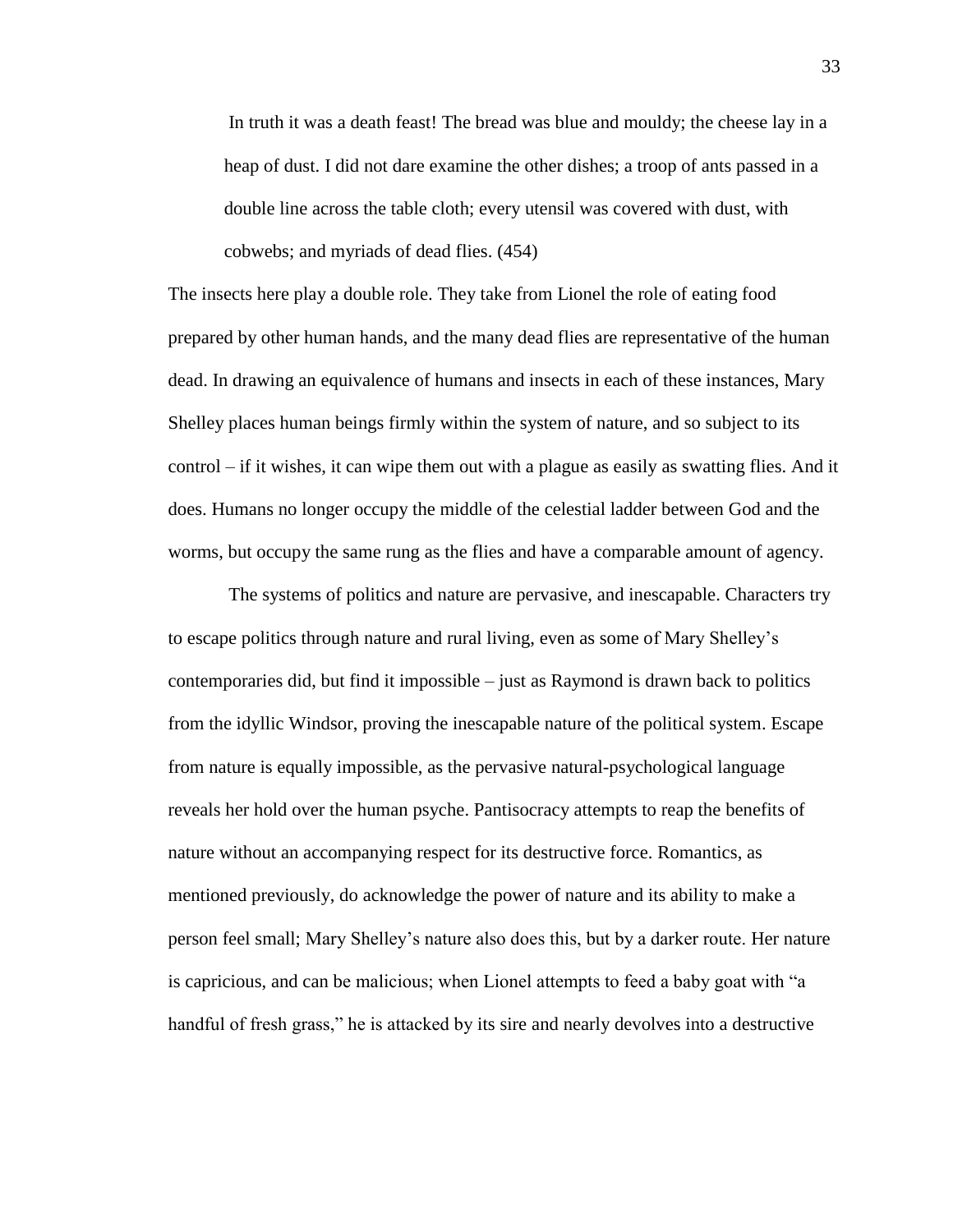> In truth it was a death feast! The bread was blue and mouldy; the cheese lay in a heap of dust. I did not dare examine the other dishes; a troop of ants passed in a double line across the table cloth; every utensil was covered with dust, with cobwebs; and myriads of dead flies. (454)

The insects here play a double role. They take from Lionel the role of eating food prepared by other human hands, and the many dead flies are representative of the human dead. In drawing an equivalence of humans and insects in each of these instances, Mary Shelley places human beings firmly within the system of nature, and so subject to its control – if it wishes, it can wipe them out with a plague as easily as swatting flies. And it does. Humans no longer occupy the middle of the celestial ladder between God and the worms, but occupy the same rung as the flies and have a comparable amount of agency.

The systems of politics and nature are pervasive, and inescapable. Characters try to escape politics through nature and rural living, even as some of Mary Shelley's contemporaries did, but find it impossible – just as Raymond is drawn back to politics from the idyllic Windsor, proving the inescapable nature of the political system. Escape from nature is equally impossible, as the pervasive natural-psychological language reveals her hold over the human psyche. Pantisocracy attempts to reap the benefits of nature without an accompanying respect for its destructive force. Romantics, as mentioned previously, do acknowledge the power of nature and its ability to make a person feel small; Mary Shelley's nature also does this, but by a darker route. Her nature is capricious, and can be malicious; when Lionel attempts to feed a baby goat with "a handful of fresh grass," he is attacked by its sire and nearly devolves into a destructive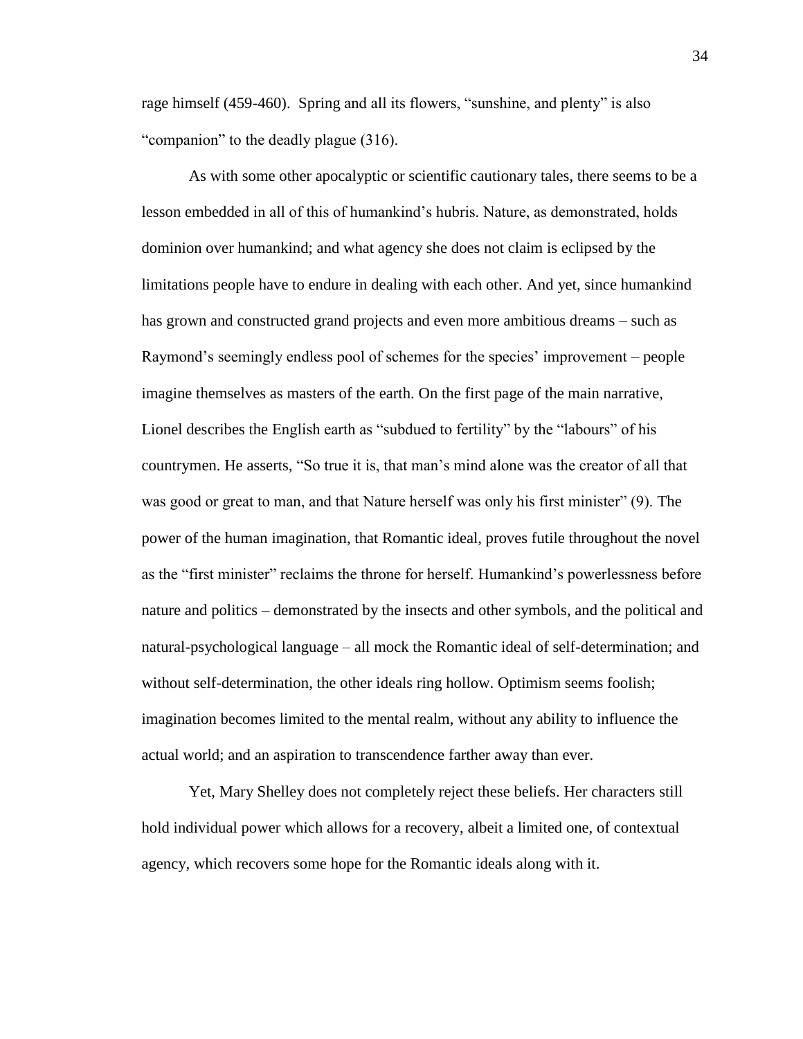rage himself (459-460). Spring and all its flowers, "sunshine, and plenty" is also "companion" to the deadly plague (316).

As with some other apocalyptic or scientific cautionary tales, there seems to be a lesson embedded in all of this of humankind's hubris. Nature, as demonstrated, holds dominion over humankind; and what agency she does not claim is eclipsed by the limitations people have to endure in dealing with each other. And yet, since humankind has grown and constructed grand projects and even more ambitious dreams – such as Raymond's seemingly endless pool of schemes for the species' improvement – people imagine themselves as masters of the earth. On the first page of the main narrative, Lionel describes the English earth as "subdued to fertility" by the "labours" of his countrymen. He asserts, "So true it is, that man's mind alone was the creator of all that was good or great to man, and that Nature herself was only his first minister" (9). The power of the human imagination, that Romantic ideal, proves futile throughout the novel as the "first minister" reclaims the throne for herself. Humankind's powerlessness before nature and politics – demonstrated by the insects and other symbols, and the political and natural-psychological language – all mock the Romantic ideal of self-determination; and without self-determination, the other ideals ring hollow. Optimism seems foolish; imagination becomes limited to the mental realm, without any ability to influence the actual world; and an aspiration to transcendence farther away than ever.

Yet, Mary Shelley does not completely reject these beliefs. Her characters still hold individual power which allows for a recovery, albeit a limited one, of contextual agency, which recovers some hope for the Romantic ideals along with it.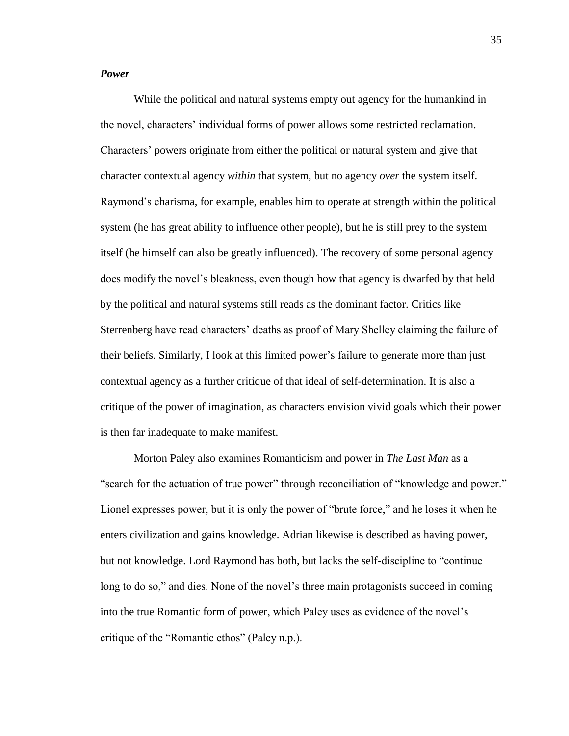***Power***

While the political and natural systems empty out agency for the humankind in the novel, characters' individual forms of power allows some restricted reclamation. Characters' powers originate from either the political or natural system and give that character contextual agency *within* that system, but no agency *over* the system itself. Raymond's charisma, for example, enables him to operate at strength within the political system (he has great ability to influence other people), but he is still prey to the system itself (he himself can also be greatly influenced). The recovery of some personal agency does modify the novel's bleakness, even though how that agency is dwarfed by that held by the political and natural systems still reads as the dominant factor. Critics like Sterrenberg have read characters' deaths as proof of Mary Shelley claiming the failure of their beliefs. Similarly, I look at this limited power's failure to generate more than just contextual agency as a further critique of that ideal of self-determination. It is also a critique of the power of imagination, as characters envision vivid goals which their power is then far inadequate to make manifest.

Morton Paley also examines Romanticism and power in *The Last Man* as a "search for the actuation of true power" through reconciliation of "knowledge and power." Lionel expresses power, but it is only the power of "brute force," and he loses it when he enters civilization and gains knowledge. Adrian likewise is described as having power, but not knowledge. Lord Raymond has both, but lacks the self-discipline to "continue long to do so," and dies. None of the novel's three main protagonists succeed in coming into the true Romantic form of power, which Paley uses as evidence of the novel's critique of the "Romantic ethos" (Paley n.p.).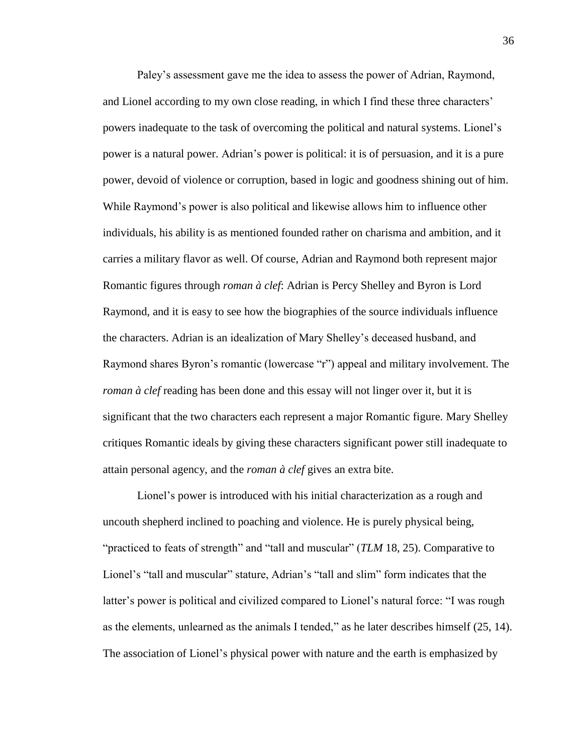Paley's assessment gave me the idea to assess the power of Adrian, Raymond, and Lionel according to my own close reading, in which I find these three characters' powers inadequate to the task of overcoming the political and natural systems. Lionel's power is a natural power. Adrian's power is political: it is of persuasion, and it is a pure power, devoid of violence or corruption, based in logic and goodness shining out of him. While Raymond's power is also political and likewise allows him to influence other individuals, his ability is as mentioned founded rather on charisma and ambition, and it carries a military flavor as well. Of course, Adrian and Raymond both represent major Romantic figures through *roman à clef*: Adrian is Percy Shelley and Byron is Lord Raymond, and it is easy to see how the biographies of the source individuals influence the characters. Adrian is an idealization of Mary Shelley's deceased husband, and Raymond shares Byron's romantic (lowercase "r") appeal and military involvement. The *roman à clef* reading has been done and this essay will not linger over it, but it is significant that the two characters each represent a major Romantic figure. Mary Shelley critiques Romantic ideals by giving these characters significant power still inadequate to attain personal agency, and the *roman à clef* gives an extra bite.

Lionel's power is introduced with his initial characterization as a rough and uncouth shepherd inclined to poaching and violence. He is purely physical being, "practiced to feats of strength" and "tall and muscular" (*TLM* 18, 25). Comparative to Lionel's "tall and muscular" stature, Adrian's "tall and slim" form indicates that the latter's power is political and civilized compared to Lionel's natural force: "I was rough as the elements, unlearned as the animals I tended," as he later describes himself (25, 14). The association of Lionel's physical power with nature and the earth is emphasized by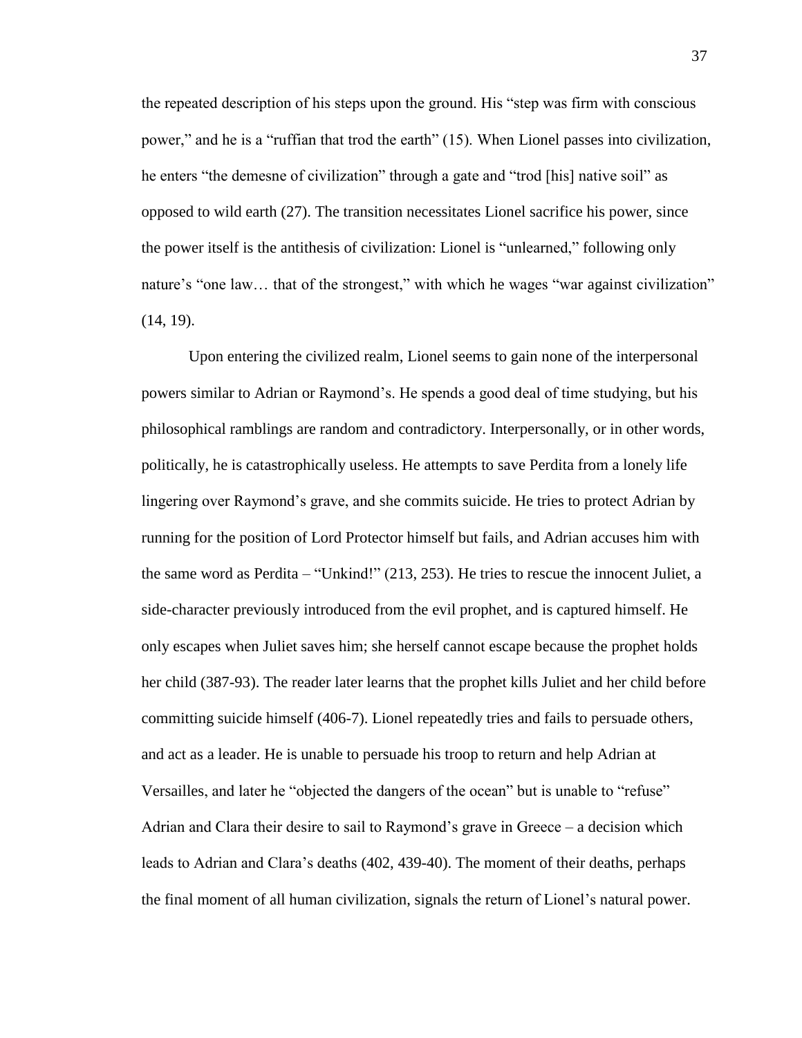the repeated description of his steps upon the ground. His "step was firm with conscious power," and he is a "ruffian that trod the earth" (15). When Lionel passes into civilization, he enters "the demesne of civilization" through a gate and "trod [his] native soil" as opposed to wild earth (27). The transition necessitates Lionel sacrifice his power, since the power itself is the antithesis of civilization: Lionel is "unlearned," following only nature's "one law… that of the strongest," with which he wages "war against civilization" (14, 19).

Upon entering the civilized realm, Lionel seems to gain none of the interpersonal powers similar to Adrian or Raymond's. He spends a good deal of time studying, but his philosophical ramblings are random and contradictory. Interpersonally, or in other words, politically, he is catastrophically useless. He attempts to save Perdita from a lonely life lingering over Raymond's grave, and she commits suicide. He tries to protect Adrian by running for the position of Lord Protector himself but fails, and Adrian accuses him with the same word as Perdita – "Unkind!" (213, 253). He tries to rescue the innocent Juliet, a side-character previously introduced from the evil prophet, and is captured himself. He only escapes when Juliet saves him; she herself cannot escape because the prophet holds her child (387-93). The reader later learns that the prophet kills Juliet and her child before committing suicide himself (406-7). Lionel repeatedly tries and fails to persuade others, and act as a leader. He is unable to persuade his troop to return and help Adrian at Versailles, and later he "objected the dangers of the ocean" but is unable to "refuse" Adrian and Clara their desire to sail to Raymond's grave in Greece – a decision which leads to Adrian and Clara's deaths (402, 439-40). The moment of their deaths, perhaps the final moment of all human civilization, signals the return of Lionel's natural power.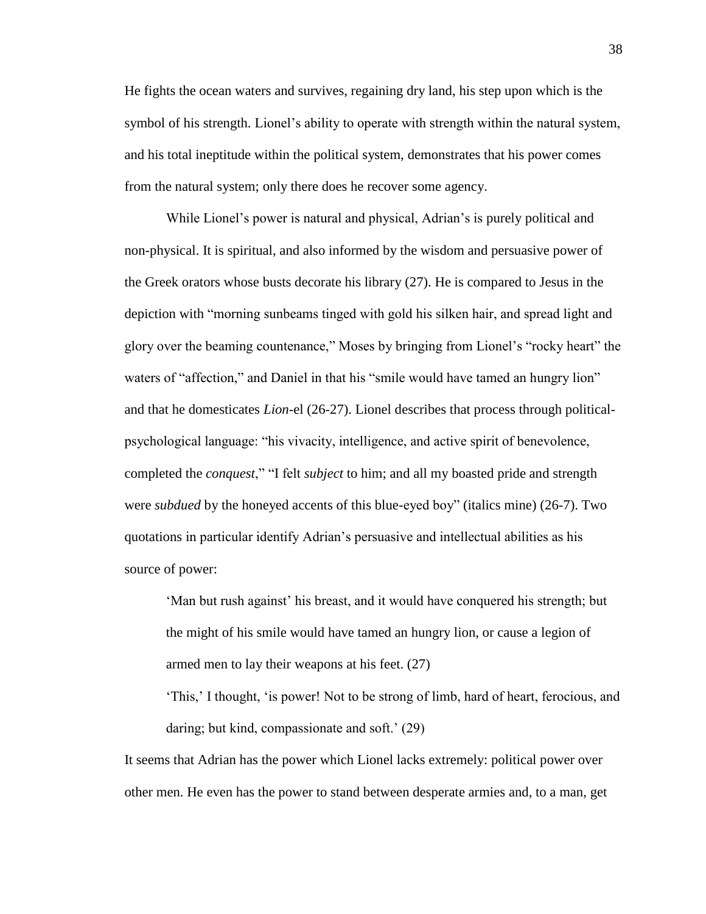He fights the ocean waters and survives, regaining dry land, his step upon which is the symbol of his strength. Lionel's ability to operate with strength within the natural system, and his total ineptitude within the political system, demonstrates that his power comes from the natural system; only there does he recover some agency.

While Lionel's power is natural and physical, Adrian's is purely political and non-physical. It is spiritual, and also informed by the wisdom and persuasive power of the Greek orators whose busts decorate his library (27). He is compared to Jesus in the depiction with "morning sunbeams tinged with gold his silken hair, and spread light and glory over the beaming countenance," Moses by bringing from Lionel's "rocky heart" the waters of "affection," and Daniel in that his "smile would have tamed an hungry lion" and that he domesticates *Lion*-el (26-27). Lionel describes that process through political-psychological language: "his vivacity, intelligence, and active spirit of benevolence, completed the *conquest*," "I felt *subject* to him; and all my boasted pride and strength were *subdued* by the honeyed accents of this blue-eyed boy" (italics mine) (26-7). Two quotations in particular identify Adrian's persuasive and intellectual abilities as his source of power:

> 'Man but rush against' his breast, and it would have conquered his strength; but the might of his smile would have tamed an hungry lion, or cause a legion of armed men to lay their weapons at his feet. (27)
>
> 'This,' I thought, 'is power! Not to be strong of limb, hard of heart, ferocious, and daring; but kind, compassionate and soft.' (29)

It seems that Adrian has the power which Lionel lacks extremely: political power over other men. He even has the power to stand between desperate armies and, to a man, get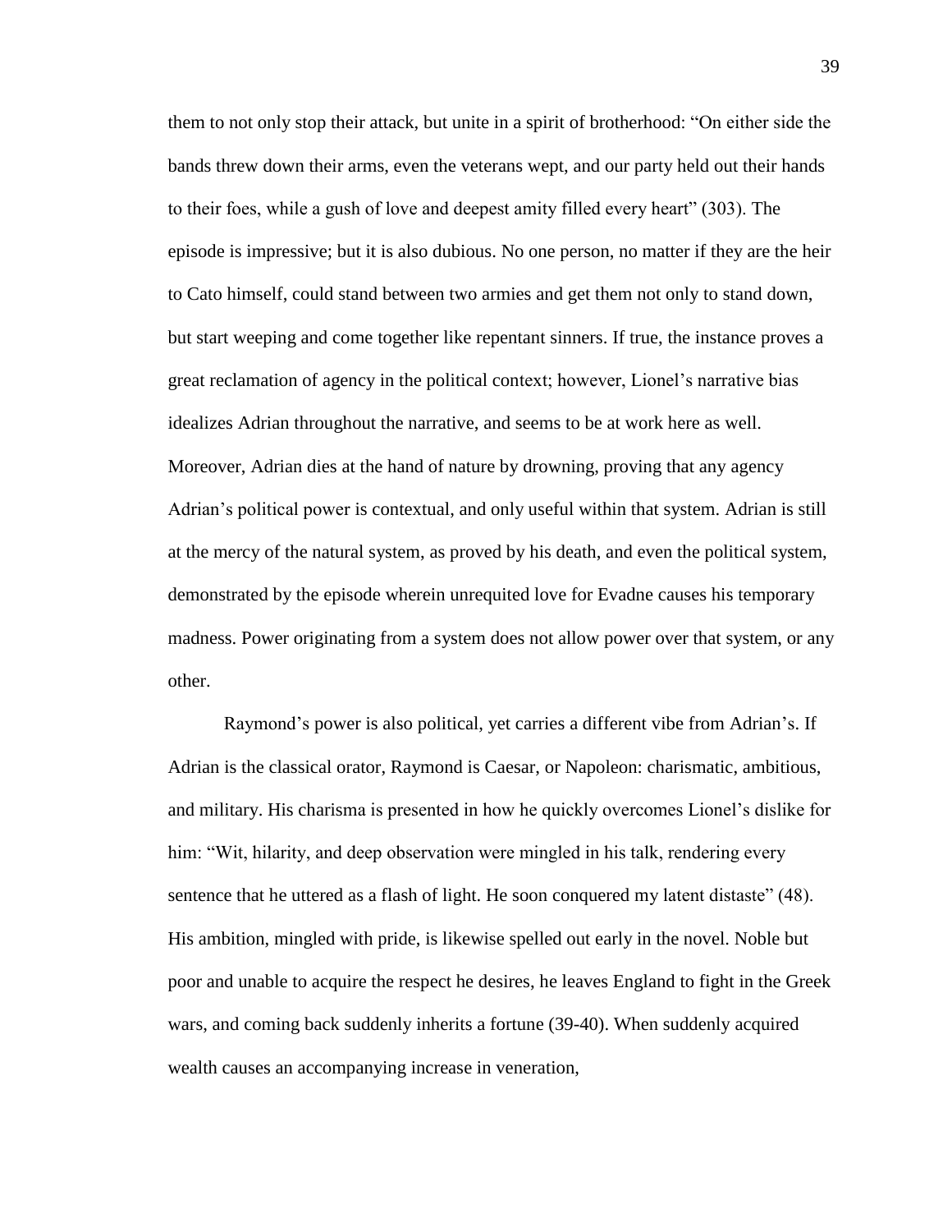them to not only stop their attack, but unite in a spirit of brotherhood: "On either side the bands threw down their arms, even the veterans wept, and our party held out their hands to their foes, while a gush of love and deepest amity filled every heart" (303). The episode is impressive; but it is also dubious. No one person, no matter if they are the heir to Cato himself, could stand between two armies and get them not only to stand down, but start weeping and come together like repentant sinners. If true, the instance proves a great reclamation of agency in the political context; however, Lionel's narrative bias idealizes Adrian throughout the narrative, and seems to be at work here as well. Moreover, Adrian dies at the hand of nature by drowning, proving that any agency Adrian's political power is contextual, and only useful within that system. Adrian is still at the mercy of the natural system, as proved by his death, and even the political system, demonstrated by the episode wherein unrequited love for Evadne causes his temporary madness. Power originating from a system does not allow power over that system, or any other.

Raymond's power is also political, yet carries a different vibe from Adrian's. If Adrian is the classical orator, Raymond is Caesar, or Napoleon: charismatic, ambitious, and military. His charisma is presented in how he quickly overcomes Lionel's dislike for him: "Wit, hilarity, and deep observation were mingled in his talk, rendering every sentence that he uttered as a flash of light. He soon conquered my latent distaste" (48). His ambition, mingled with pride, is likewise spelled out early in the novel. Noble but poor and unable to acquire the respect he desires, he leaves England to fight in the Greek wars, and coming back suddenly inherits a fortune (39-40). When suddenly acquired wealth causes an accompanying increase in veneration,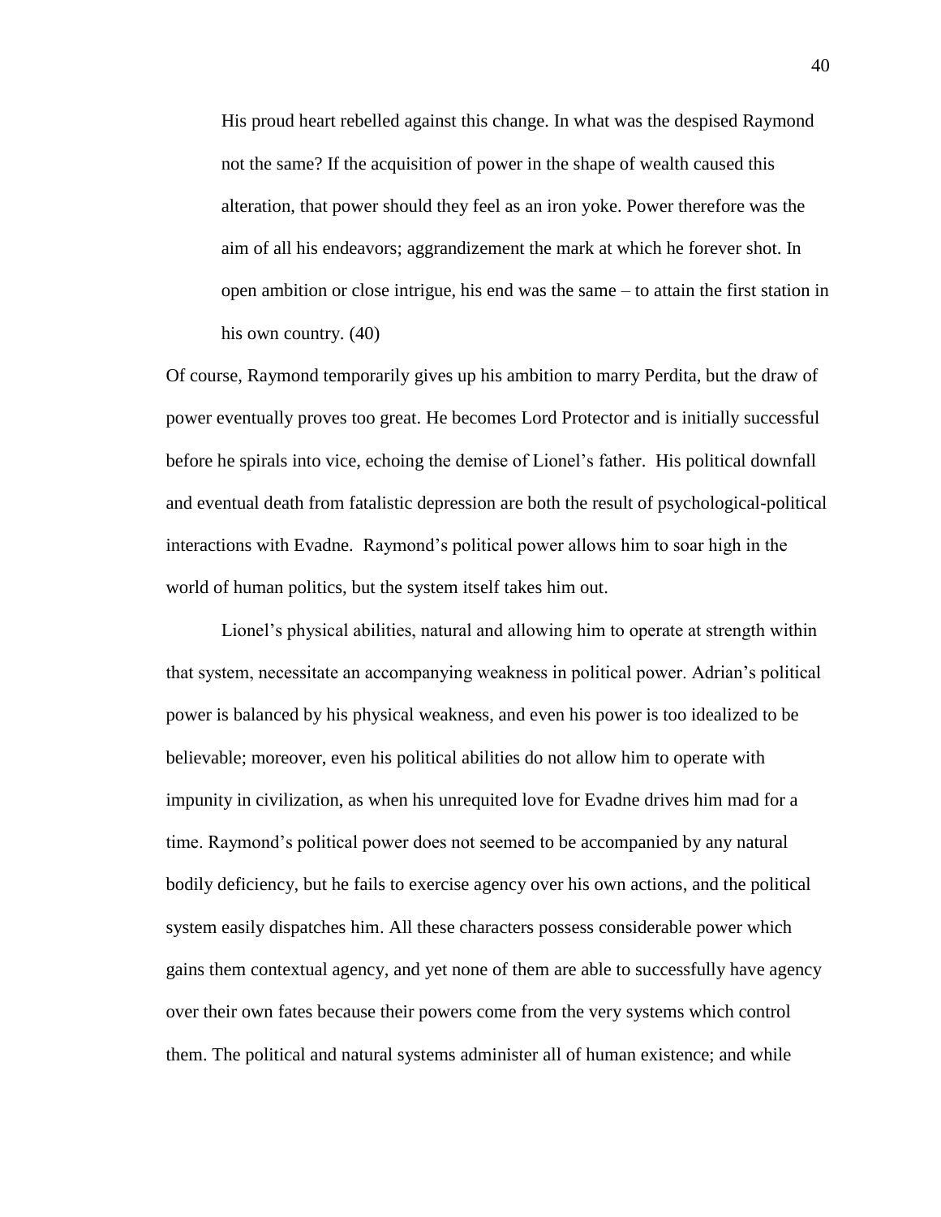> His proud heart rebelled against this change. In what was the despised Raymond not the same? If the acquisition of power in the shape of wealth caused this alteration, that power should they feel as an iron yoke. Power therefore was the aim of all his endeavors; aggrandizement the mark at which he forever shot. In open ambition or close intrigue, his end was the same – to attain the first station in his own country. (40)

Of course, Raymond temporarily gives up his ambition to marry Perdita, but the draw of power eventually proves too great. He becomes Lord Protector and is initially successful before he spirals into vice, echoing the demise of Lionel's father. His political downfall and eventual death from fatalistic depression are both the result of psychological-political interactions with Evadne. Raymond's political power allows him to soar high in the world of human politics, but the system itself takes him out.

Lionel's physical abilities, natural and allowing him to operate at strength within that system, necessitate an accompanying weakness in political power. Adrian's political power is balanced by his physical weakness, and even his power is too idealized to be believable; moreover, even his political abilities do not allow him to operate with impunity in civilization, as when his unrequited love for Evadne drives him mad for a time. Raymond's political power does not seemed to be accompanied by any natural bodily deficiency, but he fails to exercise agency over his own actions, and the political system easily dispatches him. All these characters possess considerable power which gains them contextual agency, and yet none of them are able to successfully have agency over their own fates because their powers come from the very systems which control them. The political and natural systems administer all of human existence; and while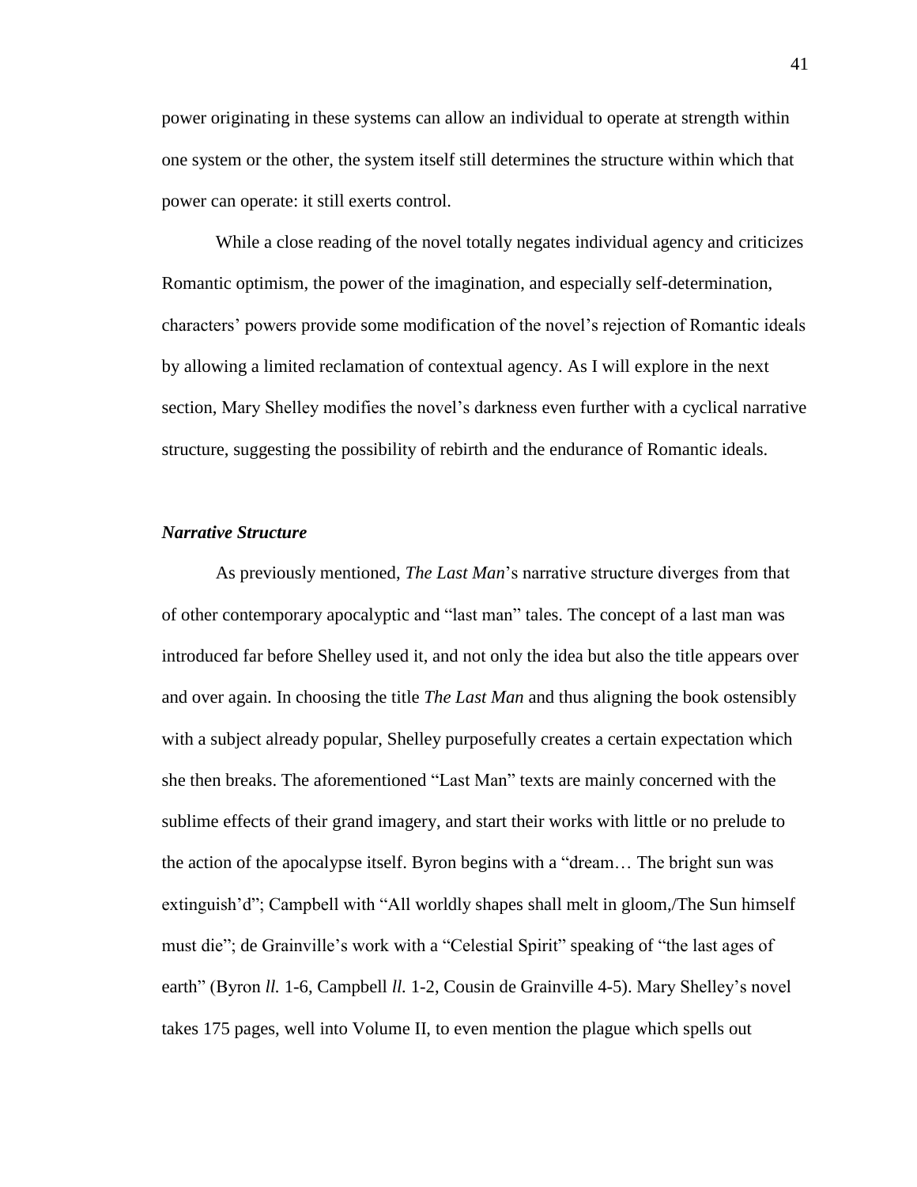power originating in these systems can allow an individual to operate at strength within one system or the other, the system itself still determines the structure within which that power can operate: it still exerts control.

While a close reading of the novel totally negates individual agency and criticizes Romantic optimism, the power of the imagination, and especially self-determination, characters' powers provide some modification of the novel's rejection of Romantic ideals by allowing a limited reclamation of contextual agency. As I will explore in the next section, Mary Shelley modifies the novel's darkness even further with a cyclical narrative structure, suggesting the possibility of rebirth and the endurance of Romantic ideals.

### ***Narrative Structure***

As previously mentioned, *The Last Man*'s narrative structure diverges from that of other contemporary apocalyptic and "last man" tales. The concept of a last man was introduced far before Shelley used it, and not only the idea but also the title appears over and over again. In choosing the title *The Last Man* and thus aligning the book ostensibly with a subject already popular, Shelley purposefully creates a certain expectation which she then breaks. The aforementioned "Last Man" texts are mainly concerned with the sublime effects of their grand imagery, and start their works with little or no prelude to the action of the apocalypse itself. Byron begins with a "dream… The bright sun was extinguish'd"; Campbell with "All worldly shapes shall melt in gloom,/The Sun himself must die"; de Grainville's work with a "Celestial Spirit" speaking of "the last ages of earth" (Byron *ll.* 1-6, Campbell *ll.* 1-2, Cousin de Grainville 4-5). Mary Shelley's novel takes 175 pages, well into Volume II, to even mention the plague which spells out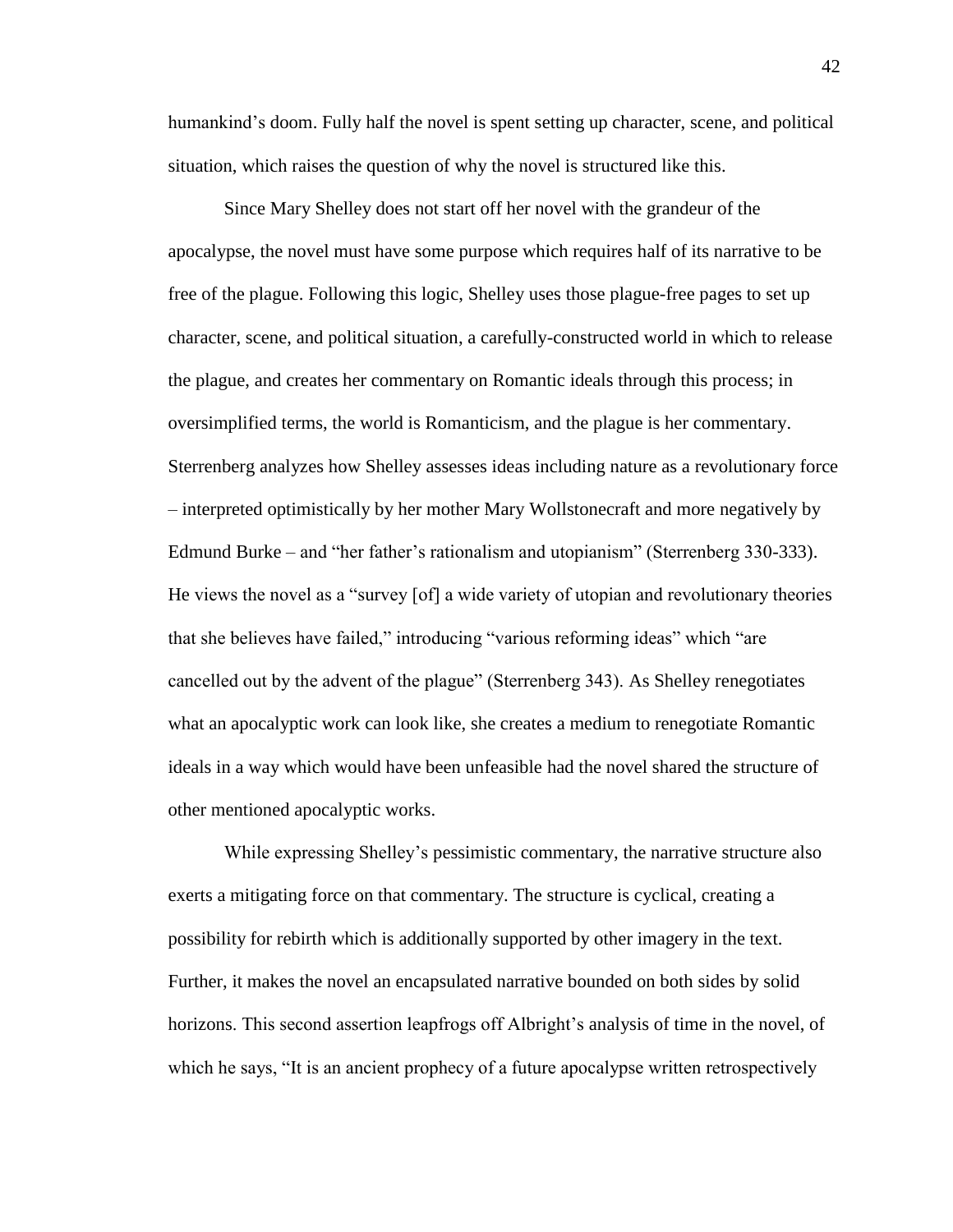humankind's doom. Fully half the novel is spent setting up character, scene, and political situation, which raises the question of why the novel is structured like this.

Since Mary Shelley does not start off her novel with the grandeur of the apocalypse, the novel must have some purpose which requires half of its narrative to be free of the plague. Following this logic, Shelley uses those plague-free pages to set up character, scene, and political situation, a carefully-constructed world in which to release the plague, and creates her commentary on Romantic ideals through this process; in oversimplified terms, the world is Romanticism, and the plague is her commentary. Sterrenberg analyzes how Shelley assesses ideas including nature as a revolutionary force – interpreted optimistically by her mother Mary Wollstonecraft and more negatively by Edmund Burke – and "her father's rationalism and utopianism" (Sterrenberg 330-333). He views the novel as a "survey [of] a wide variety of utopian and revolutionary theories that she believes have failed," introducing "various reforming ideas" which "are cancelled out by the advent of the plague" (Sterrenberg 343). As Shelley renegotiates what an apocalyptic work can look like, she creates a medium to renegotiate Romantic ideals in a way which would have been unfeasible had the novel shared the structure of other mentioned apocalyptic works.

While expressing Shelley's pessimistic commentary, the narrative structure also exerts a mitigating force on that commentary. The structure is cyclical, creating a possibility for rebirth which is additionally supported by other imagery in the text. Further, it makes the novel an encapsulated narrative bounded on both sides by solid horizons. This second assertion leapfrogs off Albright's analysis of time in the novel, of which he says, "It is an ancient prophecy of a future apocalypse written retrospectively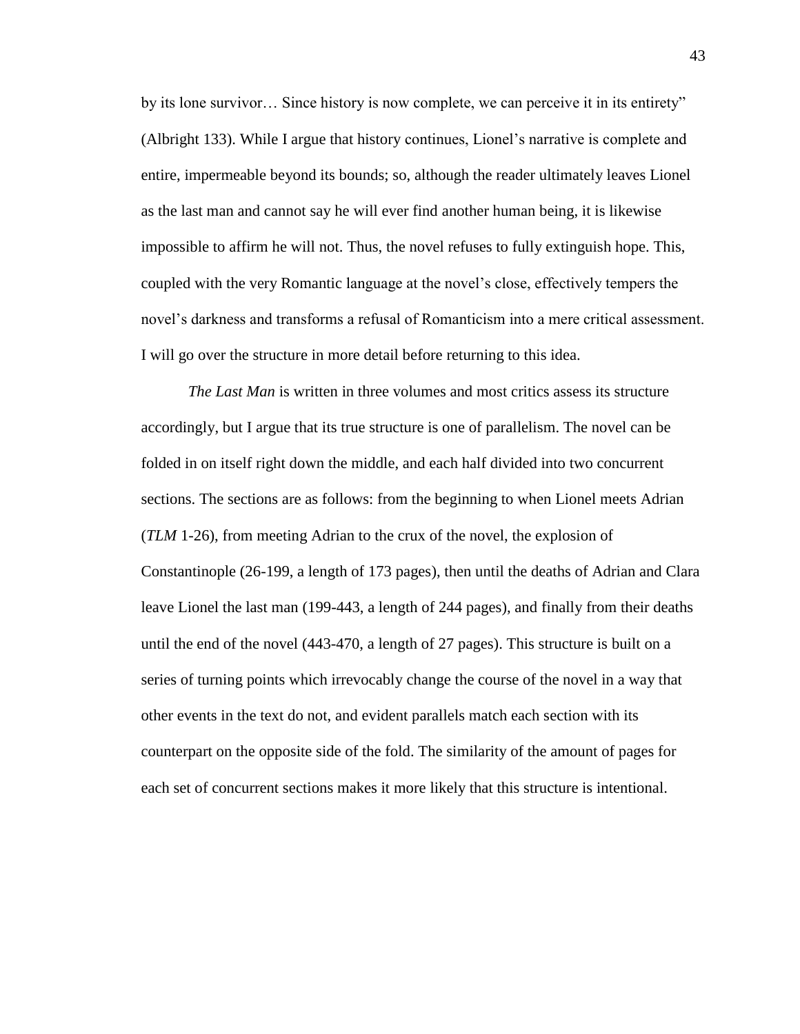by its lone survivor… Since history is now complete, we can perceive it in its entirety" (Albright 133). While I argue that history continues, Lionel's narrative is complete and entire, impermeable beyond its bounds; so, although the reader ultimately leaves Lionel as the last man and cannot say he will ever find another human being, it is likewise impossible to affirm he will not. Thus, the novel refuses to fully extinguish hope. This, coupled with the very Romantic language at the novel's close, effectively tempers the novel's darkness and transforms a refusal of Romanticism into a mere critical assessment. I will go over the structure in more detail before returning to this idea.

*The Last Man* is written in three volumes and most critics assess its structure accordingly, but I argue that its true structure is one of parallelism. The novel can be folded in on itself right down the middle, and each half divided into two concurrent sections. The sections are as follows: from the beginning to when Lionel meets Adrian (*TLM* 1-26), from meeting Adrian to the crux of the novel, the explosion of Constantinople (26-199, a length of 173 pages), then until the deaths of Adrian and Clara leave Lionel the last man (199-443, a length of 244 pages), and finally from their deaths until the end of the novel (443-470, a length of 27 pages). This structure is built on a series of turning points which irrevocably change the course of the novel in a way that other events in the text do not, and evident parallels match each section with its counterpart on the opposite side of the fold. The similarity of the amount of pages for each set of concurrent sections makes it more likely that this structure is intentional.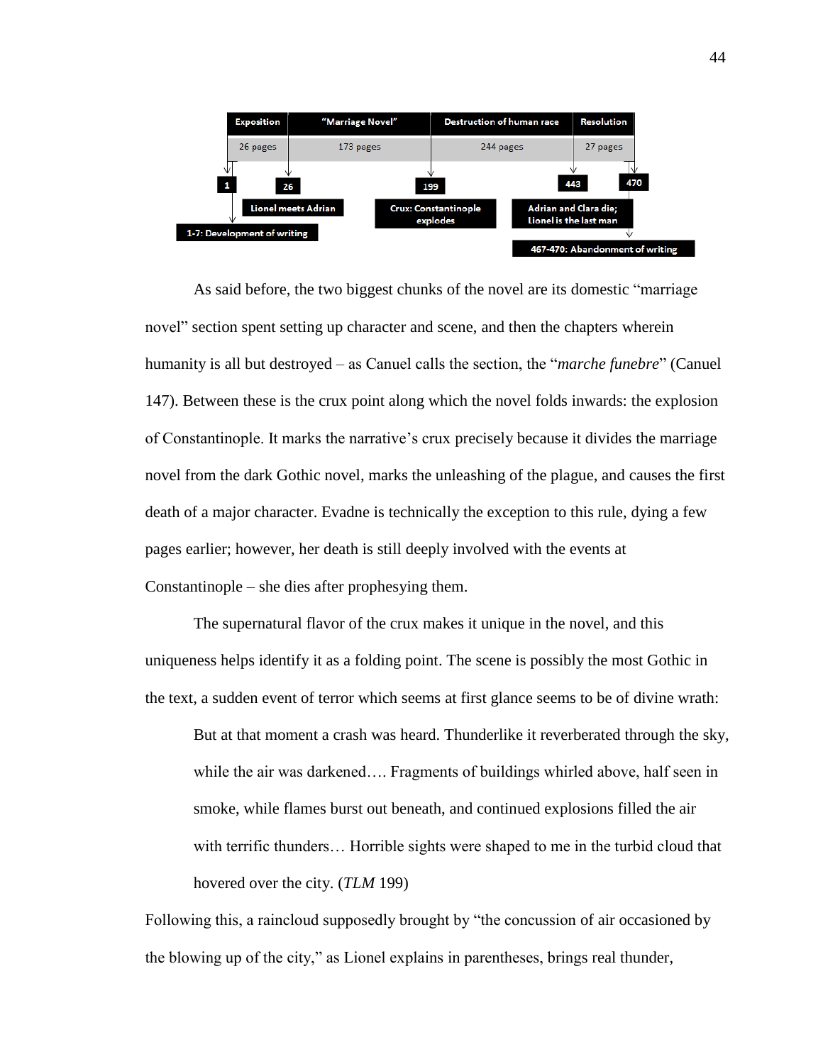| Exposition | "Marriage Novel" | Destruction of human race | Resolution |
|---|---|---|---|
| 26 pages | 173 pages | 244 pages | 27 pages |

1 — 1-7: Development of writing

26 — Lionel meets Adrian

199 — Crux: Constantinople explodes

443 — Adrian and Clara die; Lionel is the last man

470 — 467-470: Abandonment of writing

As said before, the two biggest chunks of the novel are its domestic "marriage novel" section spent setting up character and scene, and then the chapters wherein humanity is all but destroyed – as Canuel calls the section, the "*marche funebre*" (Canuel 147). Between these is the crux point along which the novel folds inwards: the explosion of Constantinople. It marks the narrative's crux precisely because it divides the marriage novel from the dark Gothic novel, marks the unleashing of the plague, and causes the first death of a major character. Evadne is technically the exception to this rule, dying a few pages earlier; however, her death is still deeply involved with the events at Constantinople – she dies after prophesying them.

The supernatural flavor of the crux makes it unique in the novel, and this uniqueness helps identify it as a folding point. The scene is possibly the most Gothic in the text, a sudden event of terror which seems at first glance seems to be of divine wrath:

> But at that moment a crash was heard. Thunderlike it reverberated through the sky, while the air was darkened…. Fragments of buildings whirled above, half seen in smoke, while flames burst out beneath, and continued explosions filled the air with terrific thunders… Horrible sights were shaped to me in the turbid cloud that hovered over the city. (*TLM* 199)

Following this, a raincloud supposedly brought by "the concussion of air occasioned by the blowing up of the city," as Lionel explains in parentheses, brings real thunder,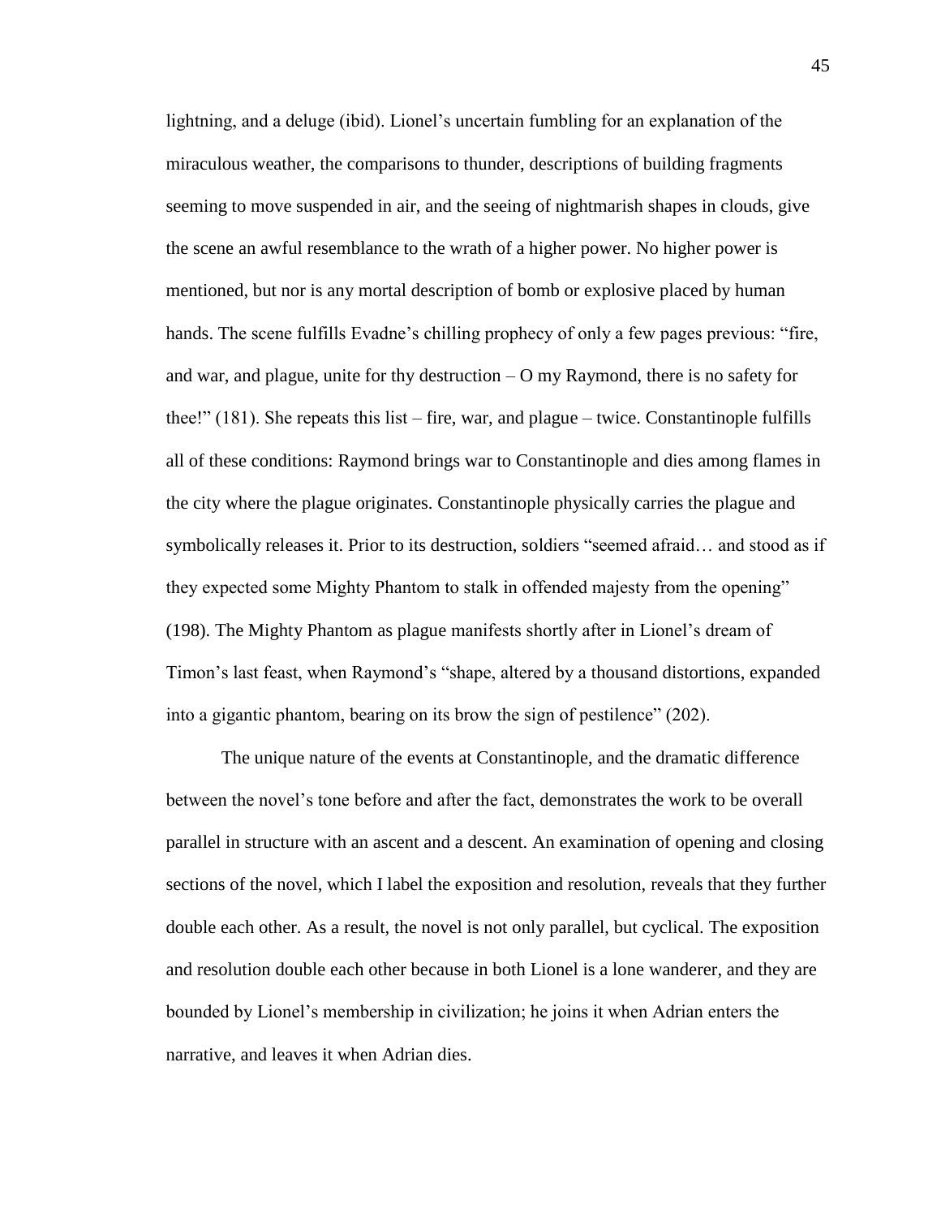lightning, and a deluge (ibid). Lionel's uncertain fumbling for an explanation of the miraculous weather, the comparisons to thunder, descriptions of building fragments seeming to move suspended in air, and the seeing of nightmarish shapes in clouds, give the scene an awful resemblance to the wrath of a higher power. No higher power is mentioned, but nor is any mortal description of bomb or explosive placed by human hands. The scene fulfills Evadne's chilling prophecy of only a few pages previous: "fire, and war, and plague, unite for thy destruction – O my Raymond, there is no safety for thee!" (181). She repeats this list – fire, war, and plague – twice. Constantinople fulfills all of these conditions: Raymond brings war to Constantinople and dies among flames in the city where the plague originates. Constantinople physically carries the plague and symbolically releases it. Prior to its destruction, soldiers "seemed afraid… and stood as if they expected some Mighty Phantom to stalk in offended majesty from the opening" (198). The Mighty Phantom as plague manifests shortly after in Lionel's dream of Timon's last feast, when Raymond's "shape, altered by a thousand distortions, expanded into a gigantic phantom, bearing on its brow the sign of pestilence" (202).

The unique nature of the events at Constantinople, and the dramatic difference between the novel's tone before and after the fact, demonstrates the work to be overall parallel in structure with an ascent and a descent. An examination of opening and closing sections of the novel, which I label the exposition and resolution, reveals that they further double each other. As a result, the novel is not only parallel, but cyclical. The exposition and resolution double each other because in both Lionel is a lone wanderer, and they are bounded by Lionel's membership in civilization; he joins it when Adrian enters the narrative, and leaves it when Adrian dies.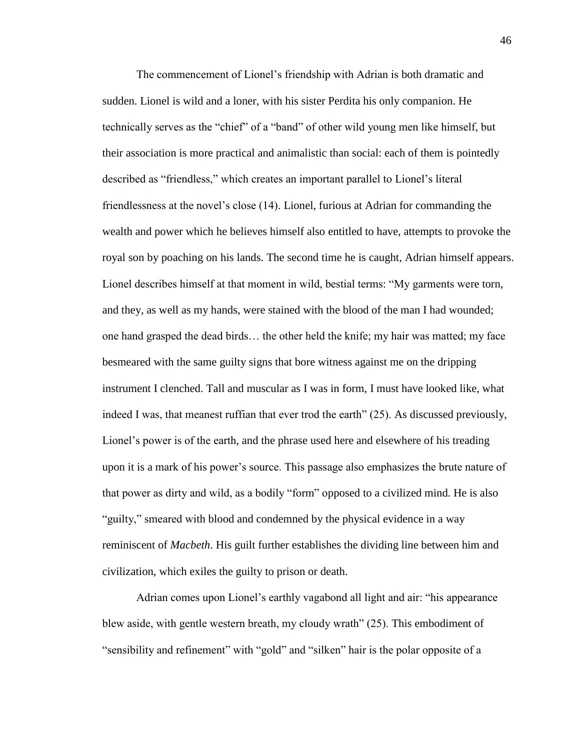The commencement of Lionel's friendship with Adrian is both dramatic and sudden. Lionel is wild and a loner, with his sister Perdita his only companion. He technically serves as the "chief" of a "band" of other wild young men like himself, but their association is more practical and animalistic than social: each of them is pointedly described as "friendless," which creates an important parallel to Lionel's literal friendlessness at the novel's close (14). Lionel, furious at Adrian for commanding the wealth and power which he believes himself also entitled to have, attempts to provoke the royal son by poaching on his lands. The second time he is caught, Adrian himself appears. Lionel describes himself at that moment in wild, bestial terms: "My garments were torn, and they, as well as my hands, were stained with the blood of the man I had wounded; one hand grasped the dead birds… the other held the knife; my hair was matted; my face besmeared with the same guilty signs that bore witness against me on the dripping instrument I clenched. Tall and muscular as I was in form, I must have looked like, what indeed I was, that meanest ruffian that ever trod the earth" (25). As discussed previously, Lionel's power is of the earth, and the phrase used here and elsewhere of his treading upon it is a mark of his power's source. This passage also emphasizes the brute nature of that power as dirty and wild, as a bodily "form" opposed to a civilized mind. He is also "guilty," smeared with blood and condemned by the physical evidence in a way reminiscent of *Macbeth*. His guilt further establishes the dividing line between him and civilization, which exiles the guilty to prison or death.

Adrian comes upon Lionel's earthly vagabond all light and air: "his appearance blew aside, with gentle western breath, my cloudy wrath" (25). This embodiment of "sensibility and refinement" with "gold" and "silken" hair is the polar opposite of a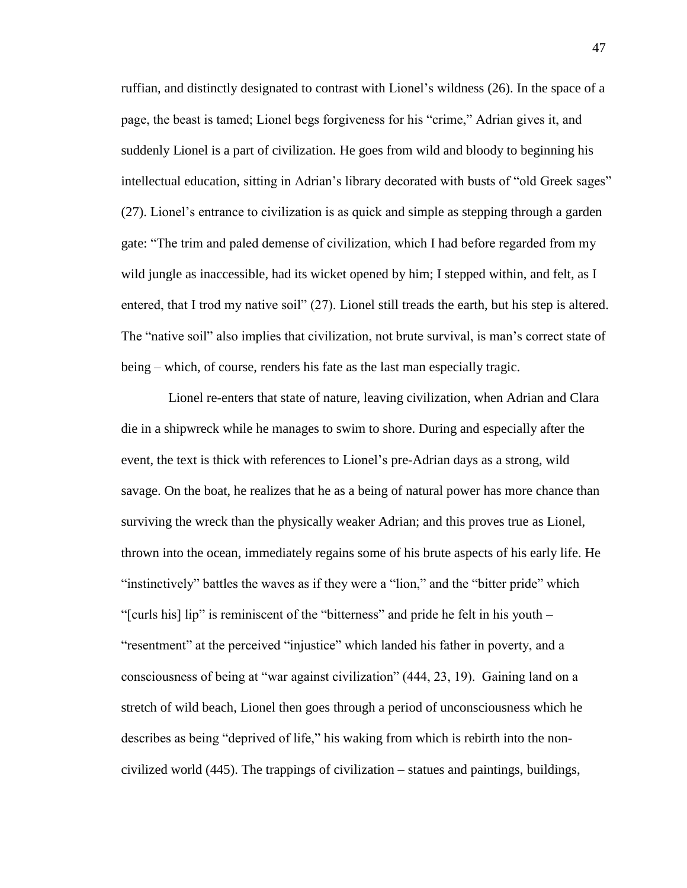ruffian, and distinctly designated to contrast with Lionel's wildness (26). In the space of a page, the beast is tamed; Lionel begs forgiveness for his "crime," Adrian gives it, and suddenly Lionel is a part of civilization. He goes from wild and bloody to beginning his intellectual education, sitting in Adrian's library decorated with busts of "old Greek sages" (27). Lionel's entrance to civilization is as quick and simple as stepping through a garden gate: "The trim and paled demense of civilization, which I had before regarded from my wild jungle as inaccessible, had its wicket opened by him; I stepped within, and felt, as I entered, that I trod my native soil" (27). Lionel still treads the earth, but his step is altered. The "native soil" also implies that civilization, not brute survival, is man's correct state of being – which, of course, renders his fate as the last man especially tragic.

Lionel re-enters that state of nature, leaving civilization, when Adrian and Clara die in a shipwreck while he manages to swim to shore. During and especially after the event, the text is thick with references to Lionel's pre-Adrian days as a strong, wild savage. On the boat, he realizes that he as a being of natural power has more chance than surviving the wreck than the physically weaker Adrian; and this proves true as Lionel, thrown into the ocean, immediately regains some of his brute aspects of his early life. He "instinctively" battles the waves as if they were a "lion," and the "bitter pride" which "[curls his] lip" is reminiscent of the "bitterness" and pride he felt in his youth – "resentment" at the perceived "injustice" which landed his father in poverty, and a consciousness of being at "war against civilization" (444, 23, 19). Gaining land on a stretch of wild beach, Lionel then goes through a period of unconsciousness which he describes as being "deprived of life," his waking from which is rebirth into the non-civilized world (445). The trappings of civilization – statues and paintings, buildings,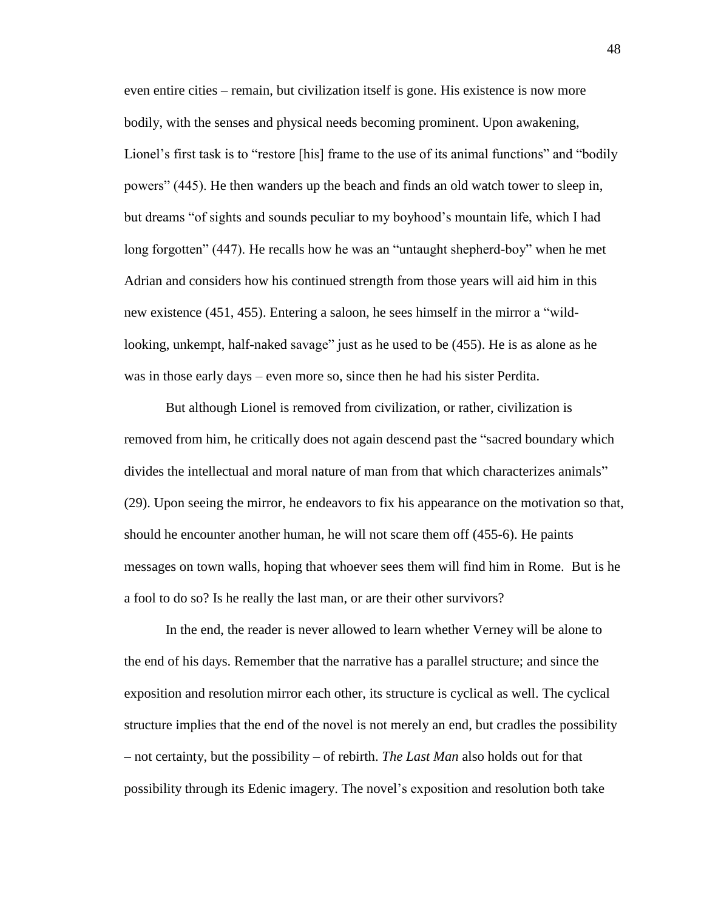even entire cities – remain, but civilization itself is gone. His existence is now more bodily, with the senses and physical needs becoming prominent. Upon awakening, Lionel's first task is to "restore [his] frame to the use of its animal functions" and "bodily powers" (445). He then wanders up the beach and finds an old watch tower to sleep in, but dreams "of sights and sounds peculiar to my boyhood's mountain life, which I had long forgotten" (447). He recalls how he was an "untaught shepherd-boy" when he met Adrian and considers how his continued strength from those years will aid him in this new existence (451, 455). Entering a saloon, he sees himself in the mirror a "wild-looking, unkempt, half-naked savage" just as he used to be (455). He is as alone as he was in those early days – even more so, since then he had his sister Perdita.

But although Lionel is removed from civilization, or rather, civilization is removed from him, he critically does not again descend past the "sacred boundary which divides the intellectual and moral nature of man from that which characterizes animals" (29). Upon seeing the mirror, he endeavors to fix his appearance on the motivation so that, should he encounter another human, he will not scare them off (455-6). He paints messages on town walls, hoping that whoever sees them will find him in Rome. But is he a fool to do so? Is he really the last man, or are their other survivors?

In the end, the reader is never allowed to learn whether Verney will be alone to the end of his days. Remember that the narrative has a parallel structure; and since the exposition and resolution mirror each other, its structure is cyclical as well. The cyclical structure implies that the end of the novel is not merely an end, but cradles the possibility – not certainty, but the possibility – of rebirth. *The Last Man* also holds out for that possibility through its Edenic imagery. The novel's exposition and resolution both take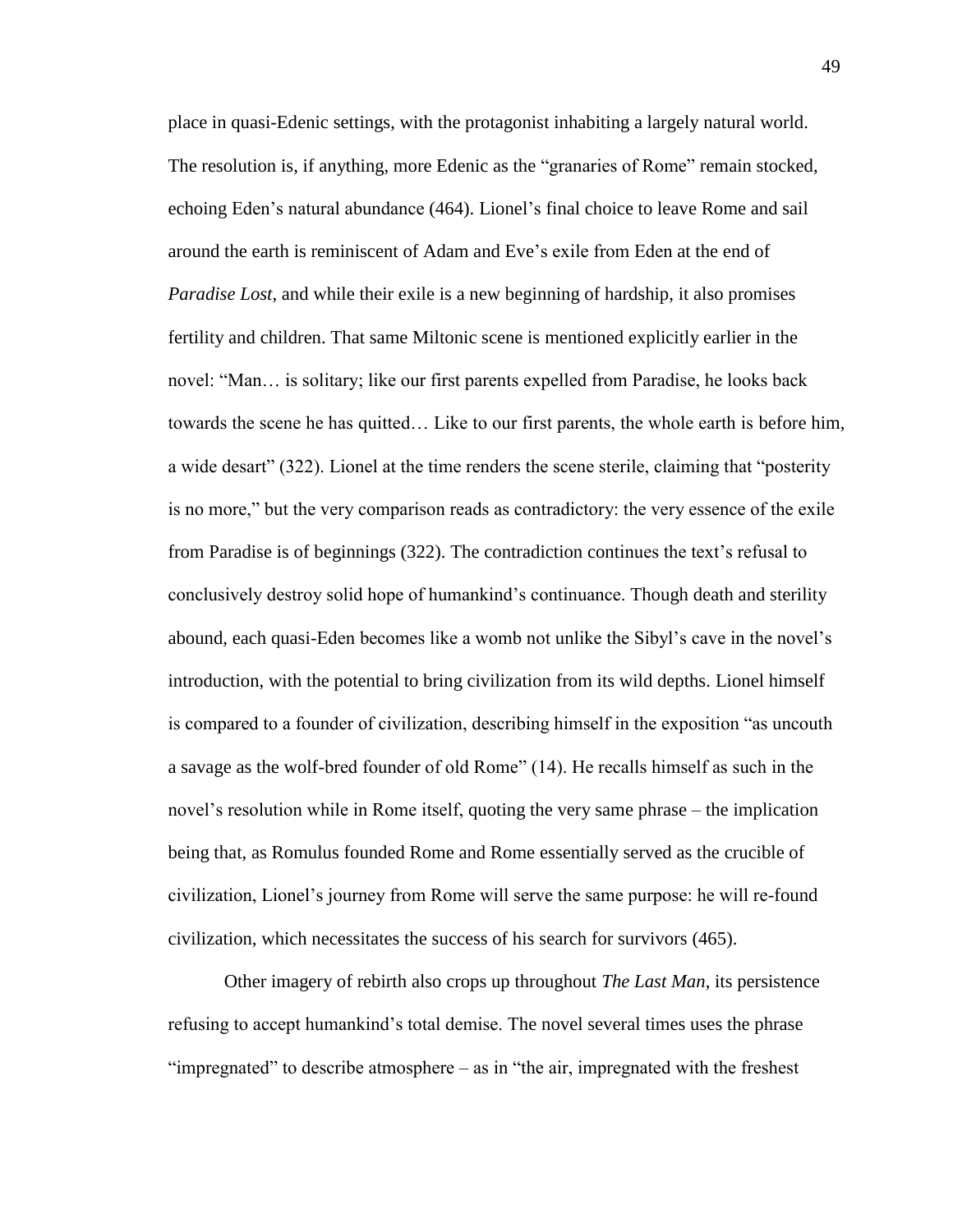place in quasi-Edenic settings, with the protagonist inhabiting a largely natural world. The resolution is, if anything, more Edenic as the "granaries of Rome" remain stocked, echoing Eden's natural abundance (464). Lionel's final choice to leave Rome and sail around the earth is reminiscent of Adam and Eve's exile from Eden at the end of *Paradise Lost*, and while their exile is a new beginning of hardship, it also promises fertility and children. That same Miltonic scene is mentioned explicitly earlier in the novel: "Man… is solitary; like our first parents expelled from Paradise, he looks back towards the scene he has quitted… Like to our first parents, the whole earth is before him, a wide desart" (322). Lionel at the time renders the scene sterile, claiming that "posterity is no more," but the very comparison reads as contradictory: the very essence of the exile from Paradise is of beginnings (322). The contradiction continues the text's refusal to conclusively destroy solid hope of humankind's continuance. Though death and sterility abound, each quasi-Eden becomes like a womb not unlike the Sibyl's cave in the novel's introduction, with the potential to bring civilization from its wild depths. Lionel himself is compared to a founder of civilization, describing himself in the exposition "as uncouth a savage as the wolf-bred founder of old Rome" (14). He recalls himself as such in the novel's resolution while in Rome itself, quoting the very same phrase – the implication being that, as Romulus founded Rome and Rome essentially served as the crucible of civilization, Lionel's journey from Rome will serve the same purpose: he will re-found civilization, which necessitates the success of his search for survivors (465).

Other imagery of rebirth also crops up throughout *The Last Man*, its persistence refusing to accept humankind's total demise. The novel several times uses the phrase "impregnated" to describe atmosphere – as in "the air, impregnated with the freshest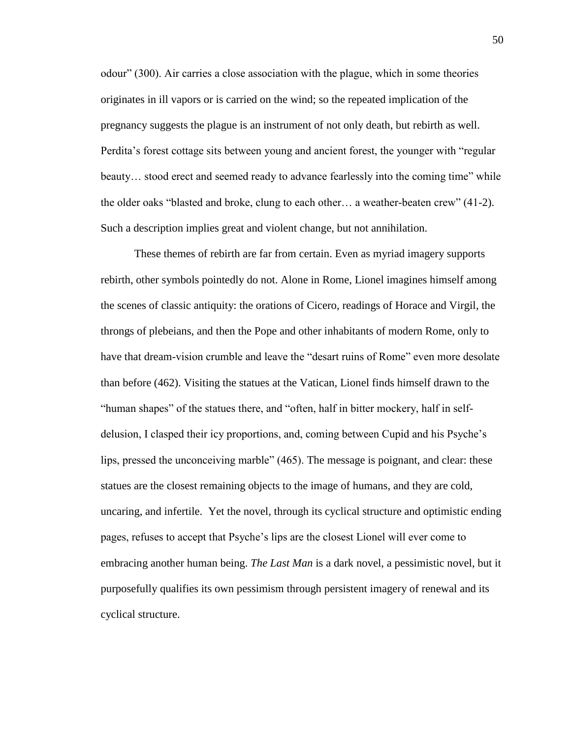odour" (300). Air carries a close association with the plague, which in some theories originates in ill vapors or is carried on the wind; so the repeated implication of the pregnancy suggests the plague is an instrument of not only death, but rebirth as well. Perdita's forest cottage sits between young and ancient forest, the younger with "regular beauty… stood erect and seemed ready to advance fearlessly into the coming time" while the older oaks "blasted and broke, clung to each other… a weather-beaten crew" (41-2). Such a description implies great and violent change, but not annihilation.

These themes of rebirth are far from certain. Even as myriad imagery supports rebirth, other symbols pointedly do not. Alone in Rome, Lionel imagines himself among the scenes of classic antiquity: the orations of Cicero, readings of Horace and Virgil, the throngs of plebeians, and then the Pope and other inhabitants of modern Rome, only to have that dream-vision crumble and leave the "desart ruins of Rome" even more desolate than before (462). Visiting the statues at the Vatican, Lionel finds himself drawn to the "human shapes" of the statues there, and "often, half in bitter mockery, half in self-delusion, I clasped their icy proportions, and, coming between Cupid and his Psyche's lips, pressed the unconceiving marble" (465). The message is poignant, and clear: these statues are the closest remaining objects to the image of humans, and they are cold, uncaring, and infertile. Yet the novel, through its cyclical structure and optimistic ending pages, refuses to accept that Psyche's lips are the closest Lionel will ever come to embracing another human being. *The Last Man* is a dark novel, a pessimistic novel, but it purposefully qualifies its own pessimism through persistent imagery of renewal and its cyclical structure.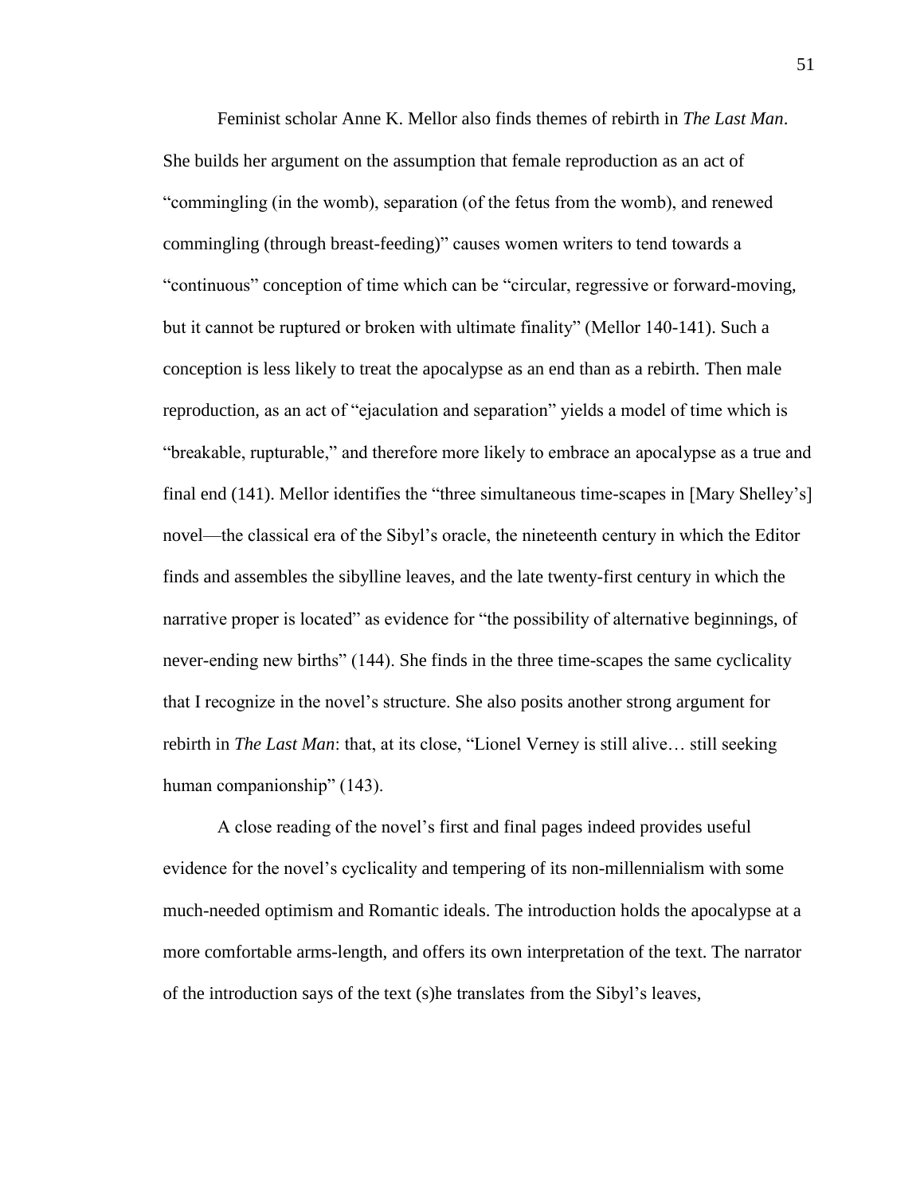Feminist scholar Anne K. Mellor also finds themes of rebirth in *The Last Man*. She builds her argument on the assumption that female reproduction as an act of "commingling (in the womb), separation (of the fetus from the womb), and renewed commingling (through breast-feeding)" causes women writers to tend towards a "continuous" conception of time which can be "circular, regressive or forward-moving, but it cannot be ruptured or broken with ultimate finality" (Mellor 140-141). Such a conception is less likely to treat the apocalypse as an end than as a rebirth. Then male reproduction, as an act of "ejaculation and separation" yields a model of time which is "breakable, rupturable," and therefore more likely to embrace an apocalypse as a true and final end (141). Mellor identifies the "three simultaneous time-scapes in [Mary Shelley's] novel—the classical era of the Sibyl's oracle, the nineteenth century in which the Editor finds and assembles the sibylline leaves, and the late twenty-first century in which the narrative proper is located" as evidence for "the possibility of alternative beginnings, of never-ending new births" (144). She finds in the three time-scapes the same cyclicality that I recognize in the novel's structure. She also posits another strong argument for rebirth in *The Last Man*: that, at its close, "Lionel Verney is still alive… still seeking human companionship" (143).

A close reading of the novel's first and final pages indeed provides useful evidence for the novel's cyclicality and tempering of its non-millennialism with some much-needed optimism and Romantic ideals. The introduction holds the apocalypse at a more comfortable arms-length, and offers its own interpretation of the text. The narrator of the introduction says of the text (s)he translates from the Sibyl's leaves,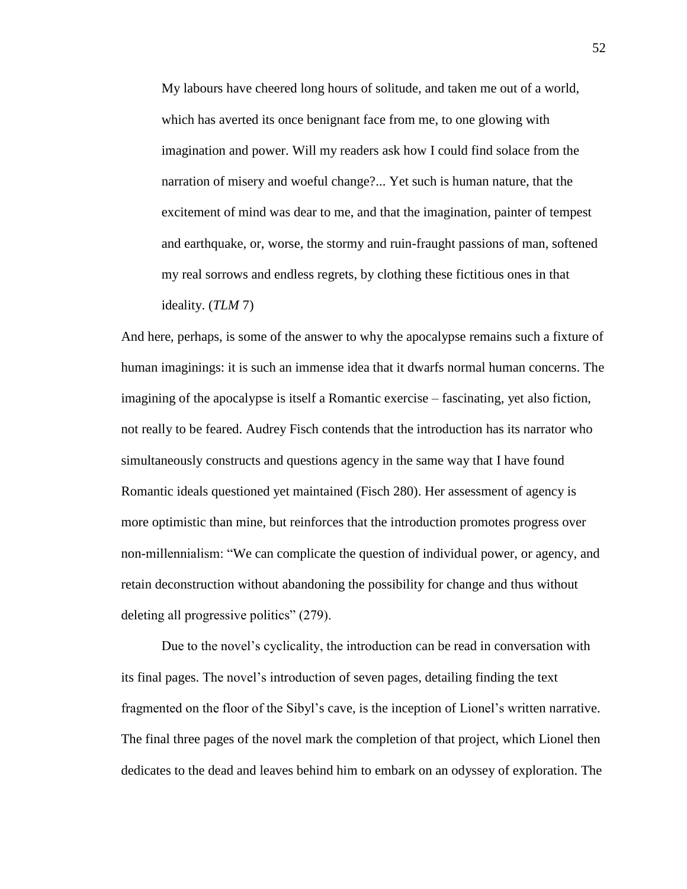> My labours have cheered long hours of solitude, and taken me out of a world, which has averted its once benignant face from me, to one glowing with imagination and power. Will my readers ask how I could find solace from the narration of misery and woeful change?... Yet such is human nature, that the excitement of mind was dear to me, and that the imagination, painter of tempest and earthquake, or, worse, the stormy and ruin-fraught passions of man, softened my real sorrows and endless regrets, by clothing these fictitious ones in that ideality. (*TLM* 7)

And here, perhaps, is some of the answer to why the apocalypse remains such a fixture of human imaginings: it is such an immense idea that it dwarfs normal human concerns. The imagining of the apocalypse is itself a Romantic exercise – fascinating, yet also fiction, not really to be feared. Audrey Fisch contends that the introduction has its narrator who simultaneously constructs and questions agency in the same way that I have found Romantic ideals questioned yet maintained (Fisch 280). Her assessment of agency is more optimistic than mine, but reinforces that the introduction promotes progress over non-millennialism: "We can complicate the question of individual power, or agency, and retain deconstruction without abandoning the possibility for change and thus without deleting all progressive politics" (279).

Due to the novel's cyclicality, the introduction can be read in conversation with its final pages. The novel's introduction of seven pages, detailing finding the text fragmented on the floor of the Sibyl's cave, is the inception of Lionel's written narrative. The final three pages of the novel mark the completion of that project, which Lionel then dedicates to the dead and leaves behind him to embark on an odyssey of exploration. The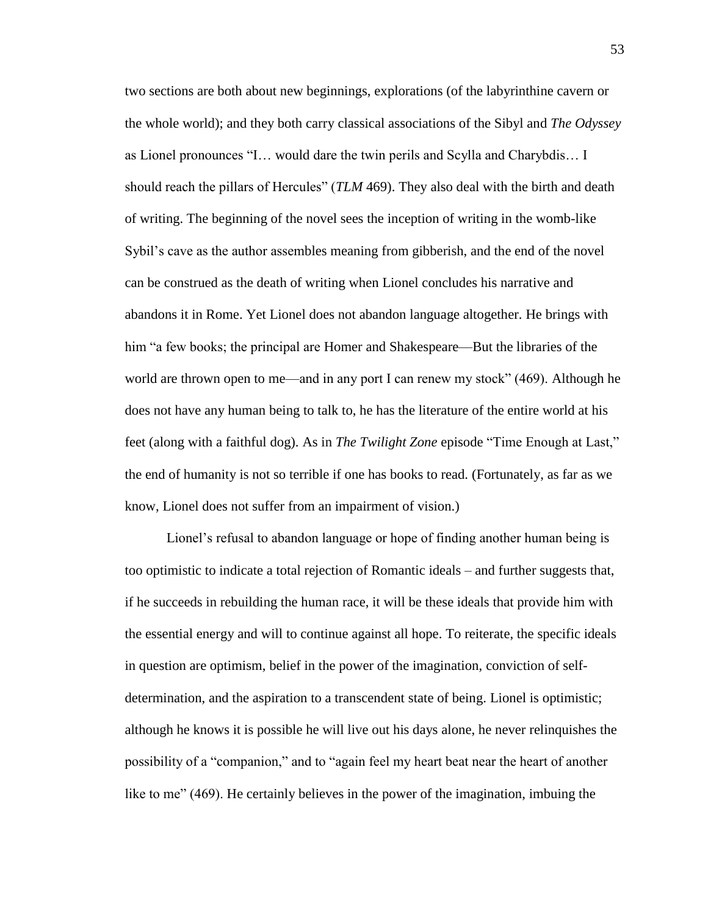two sections are both about new beginnings, explorations (of the labyrinthine cavern or the whole world); and they both carry classical associations of the Sibyl and *The Odyssey* as Lionel pronounces "I… would dare the twin perils and Scylla and Charybdis… I should reach the pillars of Hercules" (*TLM* 469). They also deal with the birth and death of writing. The beginning of the novel sees the inception of writing in the womb-like Sybil's cave as the author assembles meaning from gibberish, and the end of the novel can be construed as the death of writing when Lionel concludes his narrative and abandons it in Rome. Yet Lionel does not abandon language altogether. He brings with him "a few books; the principal are Homer and Shakespeare—But the libraries of the world are thrown open to me—and in any port I can renew my stock" (469). Although he does not have any human being to talk to, he has the literature of the entire world at his feet (along with a faithful dog). As in *The Twilight Zone* episode "Time Enough at Last," the end of humanity is not so terrible if one has books to read. (Fortunately, as far as we know, Lionel does not suffer from an impairment of vision.)

Lionel's refusal to abandon language or hope of finding another human being is too optimistic to indicate a total rejection of Romantic ideals – and further suggests that, if he succeeds in rebuilding the human race, it will be these ideals that provide him with the essential energy and will to continue against all hope. To reiterate, the specific ideals in question are optimism, belief in the power of the imagination, conviction of self-determination, and the aspiration to a transcendent state of being. Lionel is optimistic; although he knows it is possible he will live out his days alone, he never relinquishes the possibility of a "companion," and to "again feel my heart beat near the heart of another like to me" (469). He certainly believes in the power of the imagination, imbuing the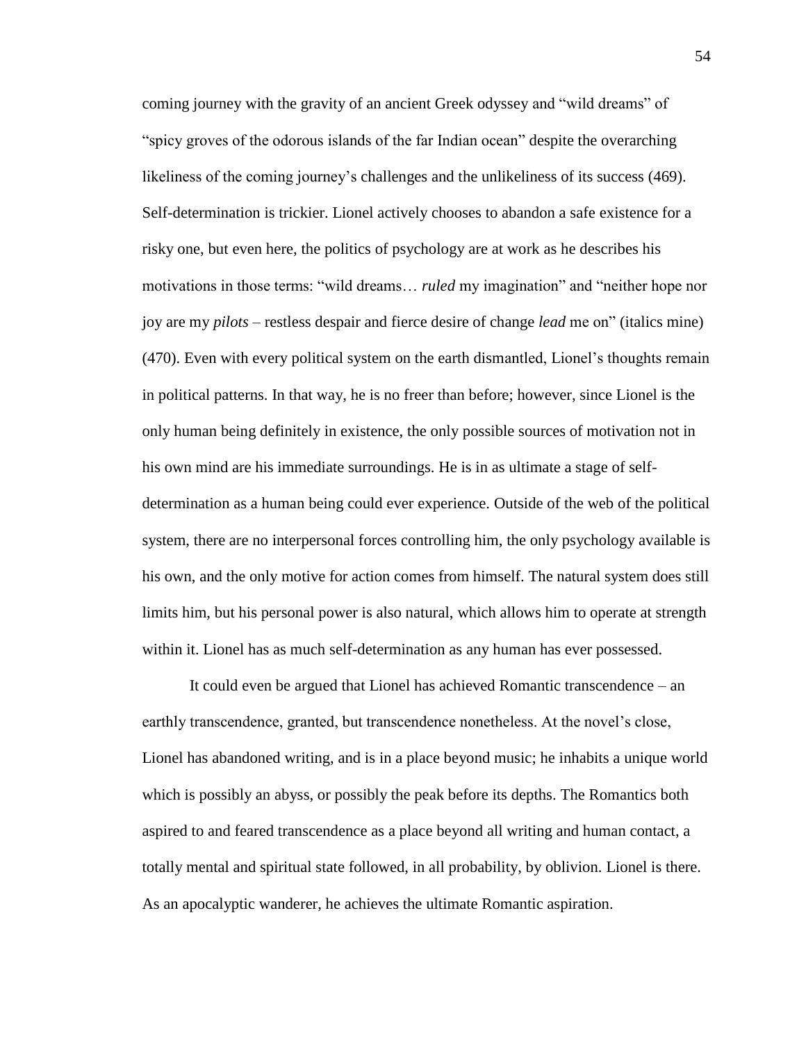coming journey with the gravity of an ancient Greek odyssey and "wild dreams" of "spicy groves of the odorous islands of the far Indian ocean" despite the overarching likeliness of the coming journey's challenges and the unlikeliness of its success (469). Self-determination is trickier. Lionel actively chooses to abandon a safe existence for a risky one, but even here, the politics of psychology are at work as he describes his motivations in those terms: "wild dreams… *ruled* my imagination" and "neither hope nor joy are my *pilots* – restless despair and fierce desire of change *lead* me on" (italics mine) (470). Even with every political system on the earth dismantled, Lionel's thoughts remain in political patterns. In that way, he is no freer than before; however, since Lionel is the only human being definitely in existence, the only possible sources of motivation not in his own mind are his immediate surroundings. He is in as ultimate a stage of self-determination as a human being could ever experience. Outside of the web of the political system, there are no interpersonal forces controlling him, the only psychology available is his own, and the only motive for action comes from himself. The natural system does still limits him, but his personal power is also natural, which allows him to operate at strength within it. Lionel has as much self-determination as any human has ever possessed.

It could even be argued that Lionel has achieved Romantic transcendence – an earthly transcendence, granted, but transcendence nonetheless. At the novel's close, Lionel has abandoned writing, and is in a place beyond music; he inhabits a unique world which is possibly an abyss, or possibly the peak before its depths. The Romantics both aspired to and feared transcendence as a place beyond all writing and human contact, a totally mental and spiritual state followed, in all probability, by oblivion. Lionel is there. As an apocalyptic wanderer, he achieves the ultimate Romantic aspiration.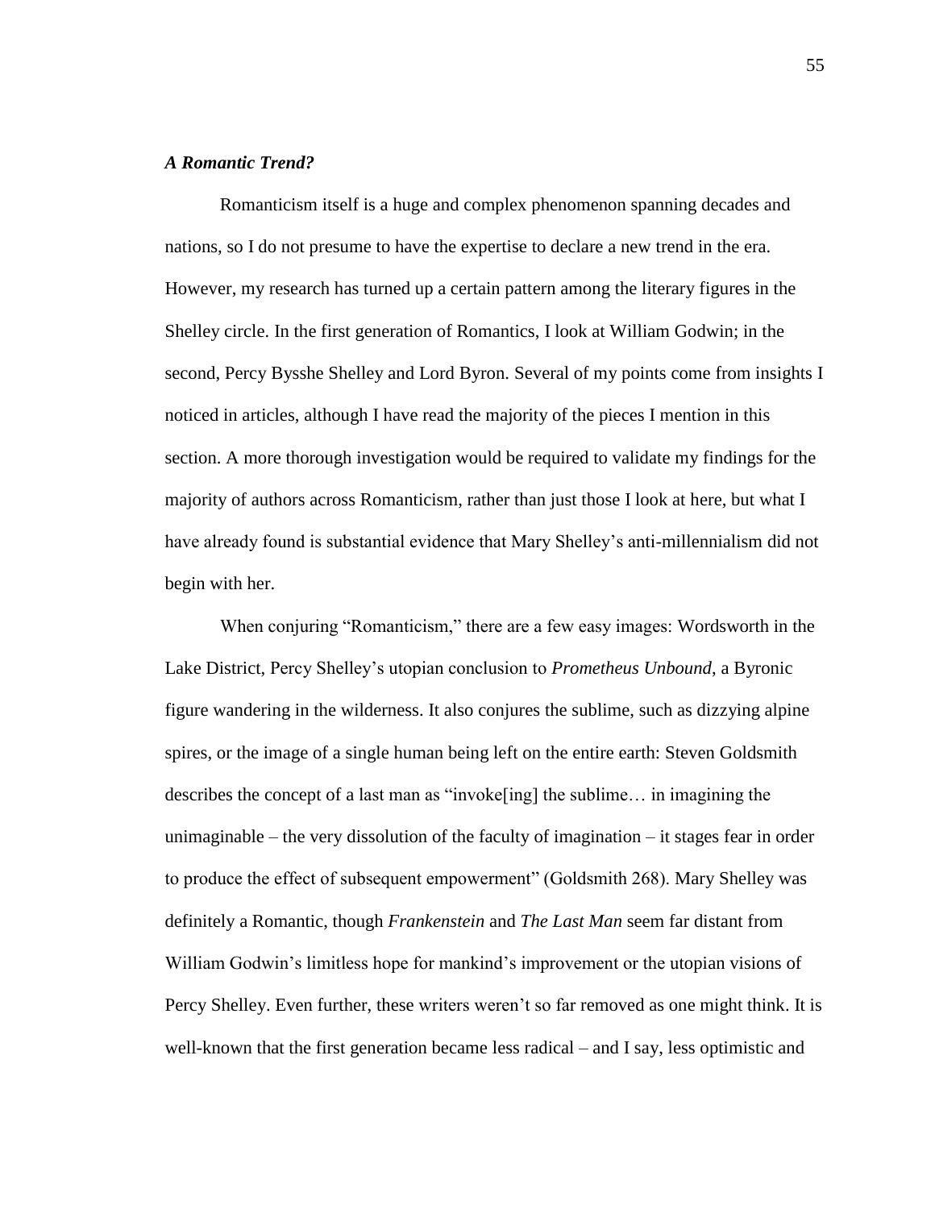### *A Romantic Trend?*

Romanticism itself is a huge and complex phenomenon spanning decades and nations, so I do not presume to have the expertise to declare a new trend in the era. However, my research has turned up a certain pattern among the literary figures in the Shelley circle. In the first generation of Romantics, I look at William Godwin; in the second, Percy Bysshe Shelley and Lord Byron. Several of my points come from insights I noticed in articles, although I have read the majority of the pieces I mention in this section. A more thorough investigation would be required to validate my findings for the majority of authors across Romanticism, rather than just those I look at here, but what I have already found is substantial evidence that Mary Shelley's anti-millennialism did not begin with her.

When conjuring "Romanticism," there are a few easy images: Wordsworth in the Lake District, Percy Shelley's utopian conclusion to *Prometheus Unbound*, a Byronic figure wandering in the wilderness. It also conjures the sublime, such as dizzying alpine spires, or the image of a single human being left on the entire earth: Steven Goldsmith describes the concept of a last man as "invoke[ing] the sublime… in imagining the unimaginable – the very dissolution of the faculty of imagination – it stages fear in order to produce the effect of subsequent empowerment" (Goldsmith 268). Mary Shelley was definitely a Romantic, though *Frankenstein* and *The Last Man* seem far distant from William Godwin's limitless hope for mankind's improvement or the utopian visions of Percy Shelley. Even further, these writers weren't so far removed as one might think. It is well-known that the first generation became less radical – and I say, less optimistic and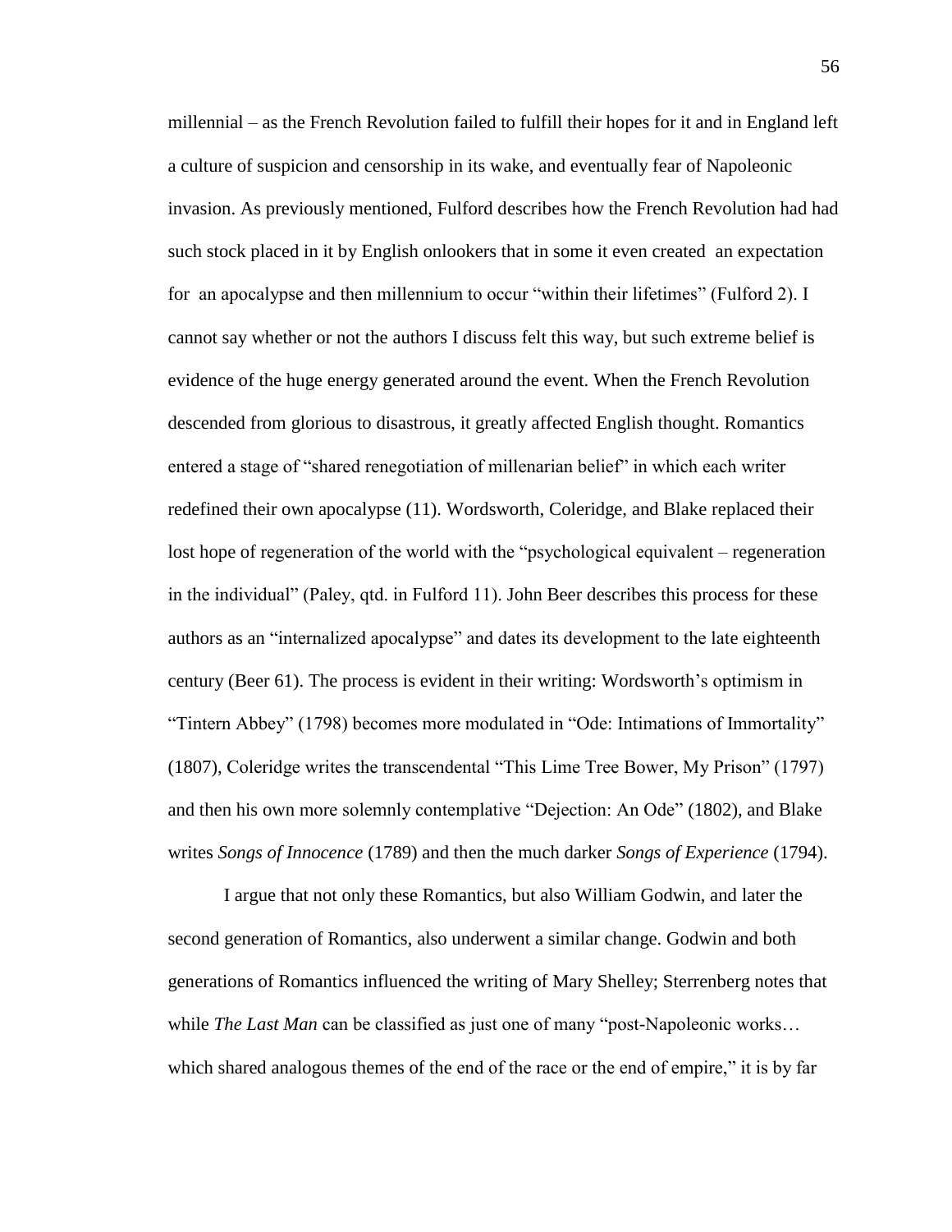millennial – as the French Revolution failed to fulfill their hopes for it and in England left a culture of suspicion and censorship in its wake, and eventually fear of Napoleonic invasion. As previously mentioned, Fulford describes how the French Revolution had had such stock placed in it by English onlookers that in some it even created an expectation for an apocalypse and then millennium to occur "within their lifetimes" (Fulford 2). I cannot say whether or not the authors I discuss felt this way, but such extreme belief is evidence of the huge energy generated around the event. When the French Revolution descended from glorious to disastrous, it greatly affected English thought. Romantics entered a stage of "shared renegotiation of millenarian belief" in which each writer redefined their own apocalypse (11). Wordsworth, Coleridge, and Blake replaced their lost hope of regeneration of the world with the "psychological equivalent – regeneration in the individual" (Paley, qtd. in Fulford 11). John Beer describes this process for these authors as an "internalized apocalypse" and dates its development to the late eighteenth century (Beer 61). The process is evident in their writing: Wordsworth's optimism in "Tintern Abbey" (1798) becomes more modulated in "Ode: Intimations of Immortality" (1807), Coleridge writes the transcendental "This Lime Tree Bower, My Prison" (1797) and then his own more solemnly contemplative "Dejection: An Ode" (1802), and Blake writes *Songs of Innocence* (1789) and then the much darker *Songs of Experience* (1794).

I argue that not only these Romantics, but also William Godwin, and later the second generation of Romantics, also underwent a similar change. Godwin and both generations of Romantics influenced the writing of Mary Shelley; Sterrenberg notes that while *The Last Man* can be classified as just one of many "post-Napoleonic works… which shared analogous themes of the end of the race or the end of empire," it is by far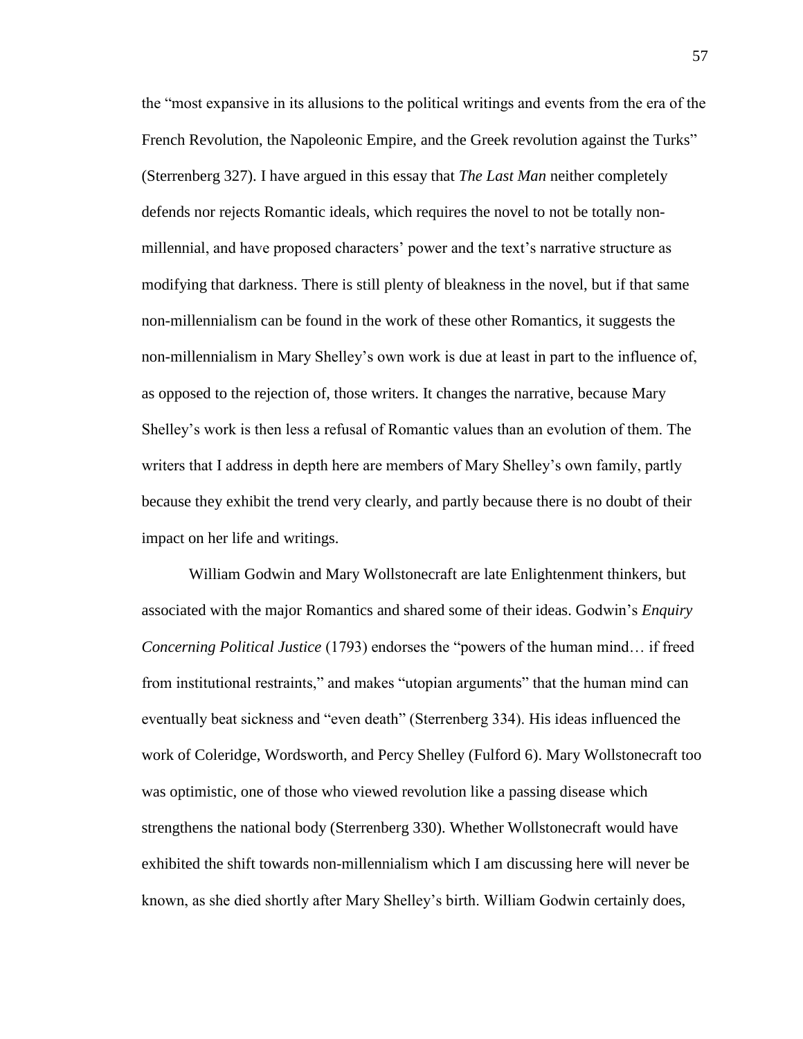the "most expansive in its allusions to the political writings and events from the era of the French Revolution, the Napoleonic Empire, and the Greek revolution against the Turks" (Sterrenberg 327). I have argued in this essay that *The Last Man* neither completely defends nor rejects Romantic ideals, which requires the novel to not be totally non-millennial, and have proposed characters' power and the text's narrative structure as modifying that darkness. There is still plenty of bleakness in the novel, but if that same non-millennialism can be found in the work of these other Romantics, it suggests the non-millennialism in Mary Shelley's own work is due at least in part to the influence of, as opposed to the rejection of, those writers. It changes the narrative, because Mary Shelley's work is then less a refusal of Romantic values than an evolution of them. The writers that I address in depth here are members of Mary Shelley's own family, partly because they exhibit the trend very clearly, and partly because there is no doubt of their impact on her life and writings.

William Godwin and Mary Wollstonecraft are late Enlightenment thinkers, but associated with the major Romantics and shared some of their ideas. Godwin's *Enquiry Concerning Political Justice* (1793) endorses the "powers of the human mind… if freed from institutional restraints," and makes "utopian arguments" that the human mind can eventually beat sickness and "even death" (Sterrenberg 334). His ideas influenced the work of Coleridge, Wordsworth, and Percy Shelley (Fulford 6). Mary Wollstonecraft too was optimistic, one of those who viewed revolution like a passing disease which strengthens the national body (Sterrenberg 330). Whether Wollstonecraft would have exhibited the shift towards non-millennialism which I am discussing here will never be known, as she died shortly after Mary Shelley's birth. William Godwin certainly does,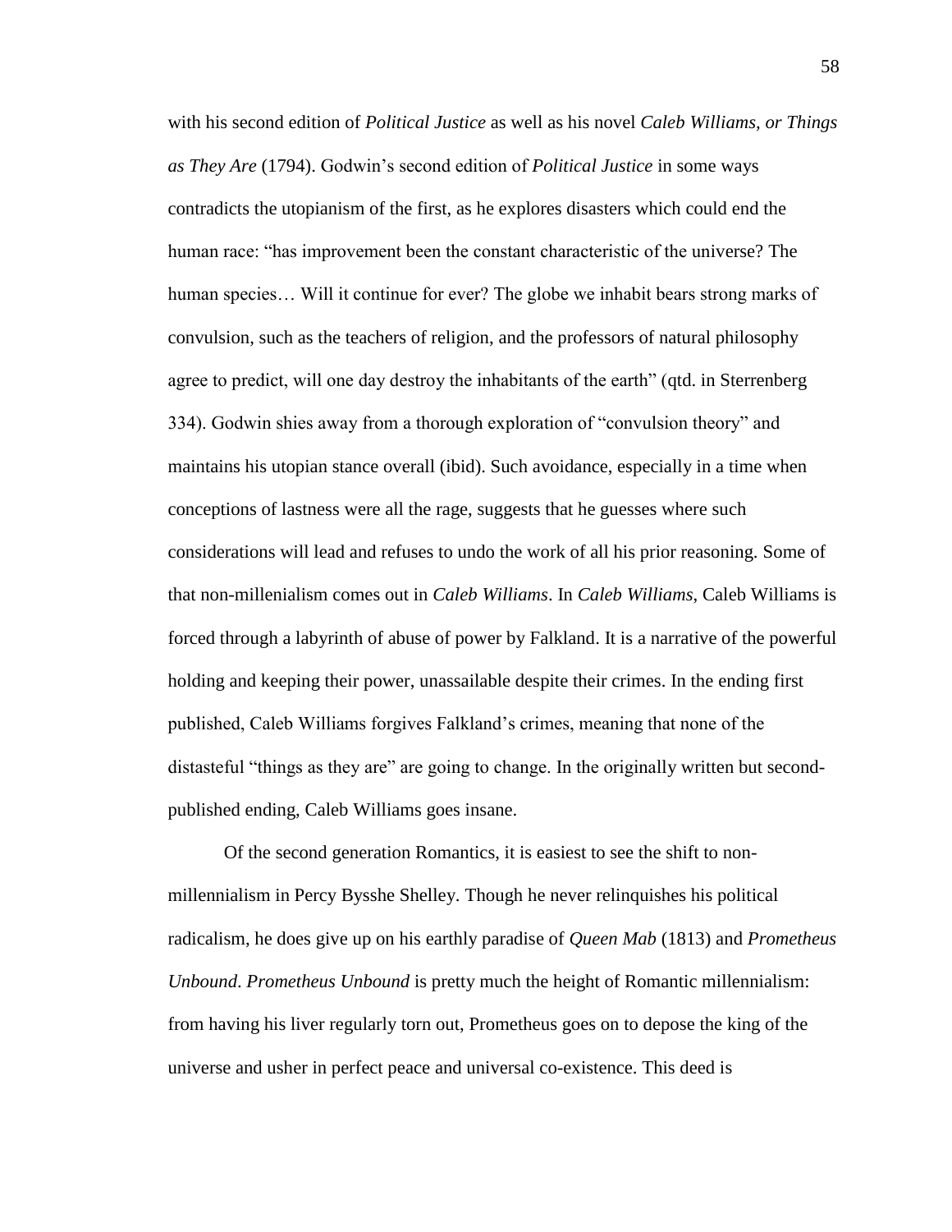with his second edition of *Political Justice* as well as his novel *Caleb Williams, or Things as They Are* (1794). Godwin's second edition of *Political Justice* in some ways contradicts the utopianism of the first, as he explores disasters which could end the human race: "has improvement been the constant characteristic of the universe? The human species… Will it continue for ever? The globe we inhabit bears strong marks of convulsion, such as the teachers of religion, and the professors of natural philosophy agree to predict, will one day destroy the inhabitants of the earth" (qtd. in Sterrenberg 334). Godwin shies away from a thorough exploration of "convulsion theory" and maintains his utopian stance overall (ibid). Such avoidance, especially in a time when conceptions of lastness were all the rage, suggests that he guesses where such considerations will lead and refuses to undo the work of all his prior reasoning. Some of that non-millenialism comes out in *Caleb Williams*. In *Caleb Williams*, Caleb Williams is forced through a labyrinth of abuse of power by Falkland. It is a narrative of the powerful holding and keeping their power, unassailable despite their crimes. In the ending first published, Caleb Williams forgives Falkland's crimes, meaning that none of the distasteful "things as they are" are going to change. In the originally written but second-published ending, Caleb Williams goes insane.

Of the second generation Romantics, it is easiest to see the shift to non-millennialism in Percy Bysshe Shelley. Though he never relinquishes his political radicalism, he does give up on his earthly paradise of *Queen Mab* (1813) and *Prometheus Unbound*. *Prometheus Unbound* is pretty much the height of Romantic millennialism: from having his liver regularly torn out, Prometheus goes on to depose the king of the universe and usher in perfect peace and universal co-existence. This deed is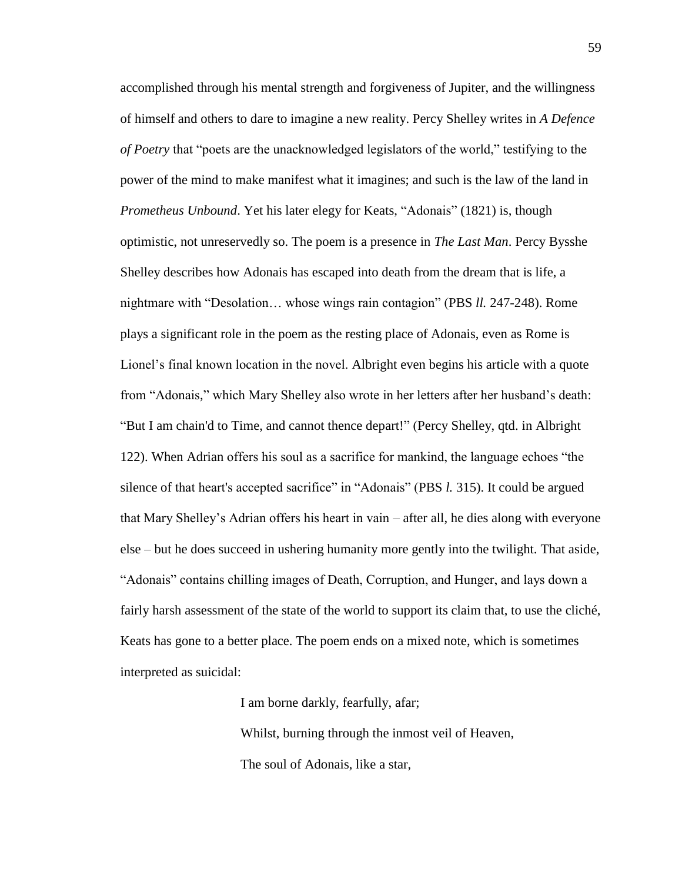accomplished through his mental strength and forgiveness of Jupiter, and the willingness of himself and others to dare to imagine a new reality. Percy Shelley writes in *A Defence of Poetry* that "poets are the unacknowledged legislators of the world," testifying to the power of the mind to make manifest what it imagines; and such is the law of the land in *Prometheus Unbound*. Yet his later elegy for Keats, "Adonais" (1821) is, though optimistic, not unreservedly so. The poem is a presence in *The Last Man*. Percy Bysshe Shelley describes how Adonais has escaped into death from the dream that is life, a nightmare with "Desolation… whose wings rain contagion" (PBS *ll.* 247-248). Rome plays a significant role in the poem as the resting place of Adonais, even as Rome is Lionel's final known location in the novel. Albright even begins his article with a quote from "Adonais," which Mary Shelley also wrote in her letters after her husband's death: "But I am chain'd to Time, and cannot thence depart!" (Percy Shelley, qtd. in Albright 122). When Adrian offers his soul as a sacrifice for mankind, the language echoes "the silence of that heart's accepted sacrifice" in "Adonais" (PBS *l.* 315). It could be argued that Mary Shelley's Adrian offers his heart in vain – after all, he dies along with everyone else – but he does succeed in ushering humanity more gently into the twilight. That aside, "Adonais" contains chilling images of Death, Corruption, and Hunger, and lays down a fairly harsh assessment of the state of the world to support its claim that, to use the cliché, Keats has gone to a better place. The poem ends on a mixed note, which is sometimes interpreted as suicidal:

> I am borne darkly, fearfully, afar;
>
> Whilst, burning through the inmost veil of Heaven,
>
> The soul of Adonais, like a star,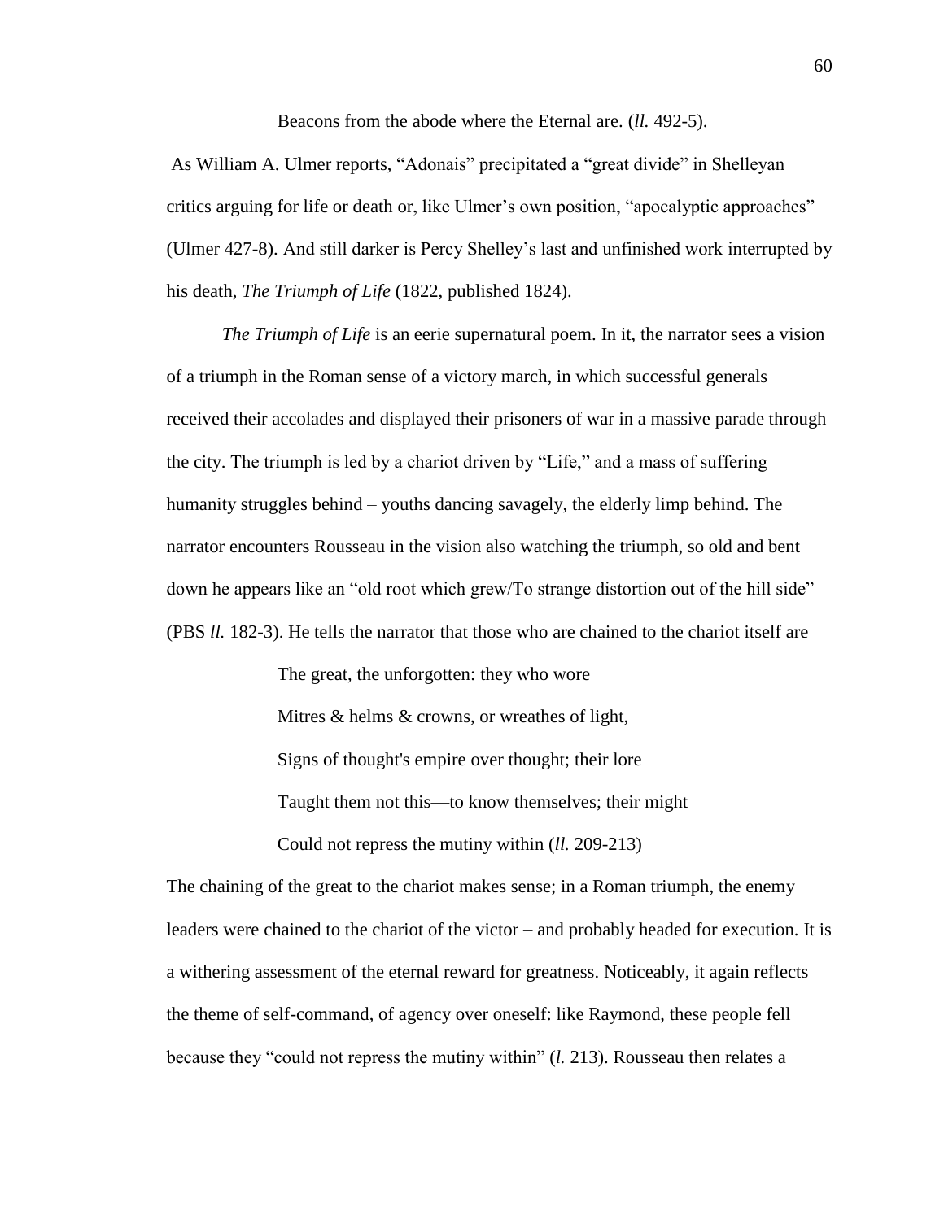Beacons from the abode where the Eternal are. (*ll.* 492-5).

As William A. Ulmer reports, "Adonais" precipitated a "great divide" in Shelleyan critics arguing for life or death or, like Ulmer's own position, "apocalyptic approaches" (Ulmer 427-8). And still darker is Percy Shelley's last and unfinished work interrupted by his death, *The Triumph of Life* (1822, published 1824).

*The Triumph of Life* is an eerie supernatural poem. In it, the narrator sees a vision of a triumph in the Roman sense of a victory march, in which successful generals received their accolades and displayed their prisoners of war in a massive parade through the city. The triumph is led by a chariot driven by "Life," and a mass of suffering humanity struggles behind – youths dancing savagely, the elderly limp behind. The narrator encounters Rousseau in the vision also watching the triumph, so old and bent down he appears like an "old root which grew/To strange distortion out of the hill side" (PBS *ll.* 182-3). He tells the narrator that those who are chained to the chariot itself are

> The great, the unforgotten: they who wore
> Mitres & helms & crowns, or wreathes of light,
> Signs of thought's empire over thought; their lore
> Taught them not this—to know themselves; their might
> Could not repress the mutiny within (*ll.* 209-213)

The chaining of the great to the chariot makes sense; in a Roman triumph, the enemy leaders were chained to the chariot of the victor – and probably headed for execution. It is a withering assessment of the eternal reward for greatness. Noticeably, it again reflects the theme of self-command, of agency over oneself: like Raymond, these people fell because they "could not repress the mutiny within" (*l.* 213). Rousseau then relates a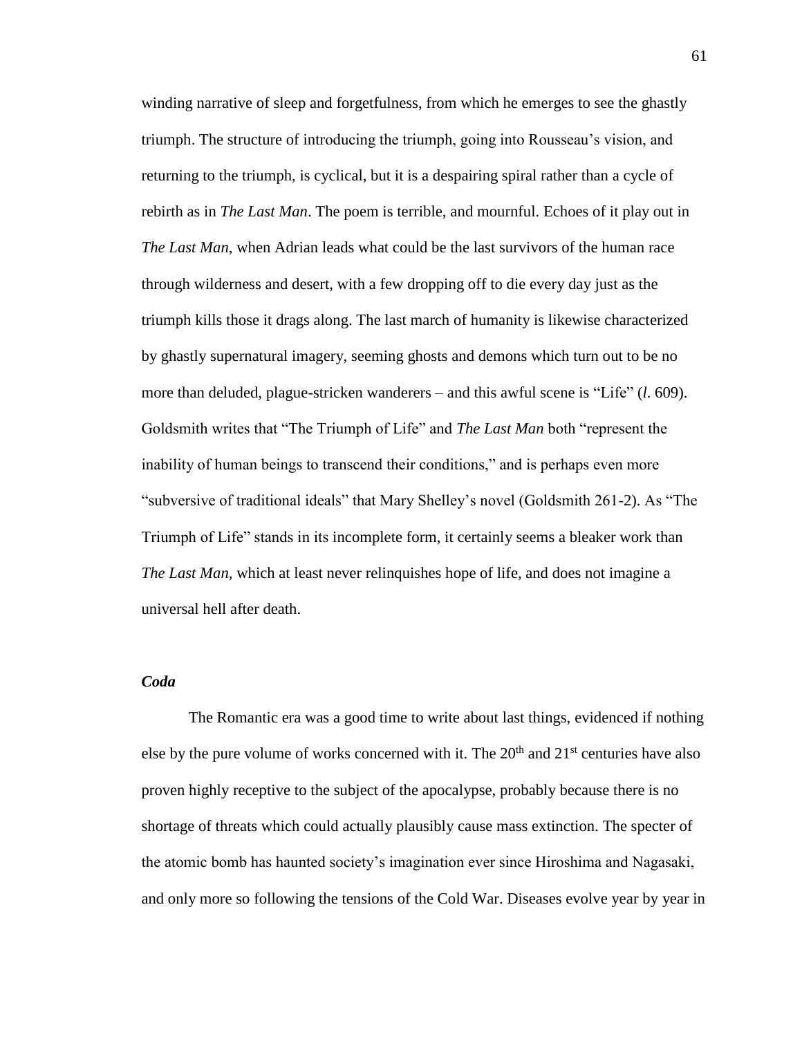winding narrative of sleep and forgetfulness, from which he emerges to see the ghastly triumph. The structure of introducing the triumph, going into Rousseau's vision, and returning to the triumph, is cyclical, but it is a despairing spiral rather than a cycle of rebirth as in *The Last Man*. The poem is terrible, and mournful. Echoes of it play out in *The Last Man*, when Adrian leads what could be the last survivors of the human race through wilderness and desert, with a few dropping off to die every day just as the triumph kills those it drags along. The last march of humanity is likewise characterized by ghastly supernatural imagery, seeming ghosts and demons which turn out to be no more than deluded, plague-stricken wanderers – and this awful scene is "Life" (*l*. 609). Goldsmith writes that "The Triumph of Life" and *The Last Man* both "represent the inability of human beings to transcend their conditions," and is perhaps even more "subversive of traditional ideals" that Mary Shelley's novel (Goldsmith 261-2). As "The Triumph of Life" stands in its incomplete form, it certainly seems a bleaker work than *The Last Man*, which at least never relinquishes hope of life, and does not imagine a universal hell after death.

### ***Coda***

The Romantic era was a good time to write about last things, evidenced if nothing else by the pure volume of works concerned with it. The 20th and 21st centuries have also proven highly receptive to the subject of the apocalypse, probably because there is no shortage of threats which could actually plausibly cause mass extinction. The specter of the atomic bomb has haunted society's imagination ever since Hiroshima and Nagasaki, and only more so following the tensions of the Cold War. Diseases evolve year by year in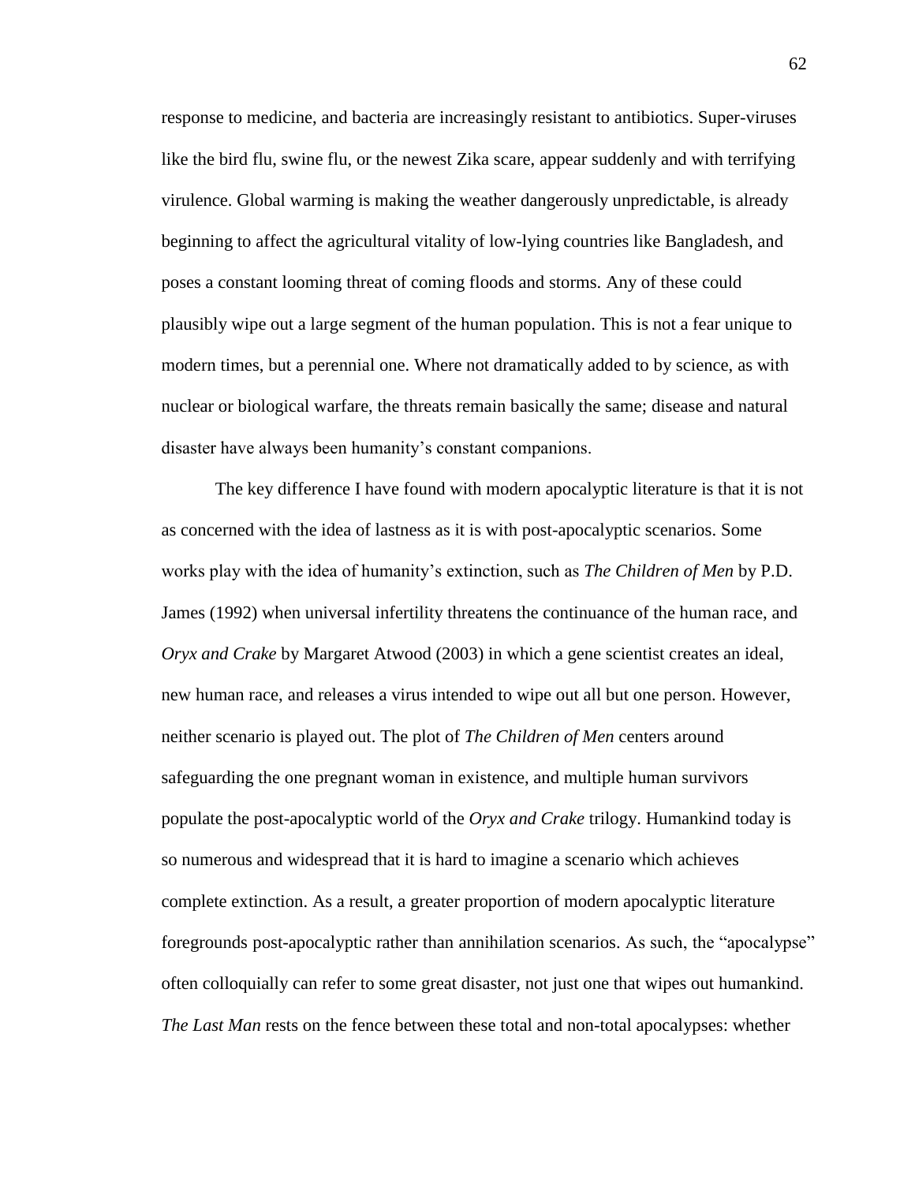response to medicine, and bacteria are increasingly resistant to antibiotics. Super-viruses like the bird flu, swine flu, or the newest Zika scare, appear suddenly and with terrifying virulence. Global warming is making the weather dangerously unpredictable, is already beginning to affect the agricultural vitality of low-lying countries like Bangladesh, and poses a constant looming threat of coming floods and storms. Any of these could plausibly wipe out a large segment of the human population. This is not a fear unique to modern times, but a perennial one. Where not dramatically added to by science, as with nuclear or biological warfare, the threats remain basically the same; disease and natural disaster have always been humanity's constant companions.

The key difference I have found with modern apocalyptic literature is that it is not as concerned with the idea of lastness as it is with post-apocalyptic scenarios. Some works play with the idea of humanity's extinction, such as *The Children of Men* by P.D. James (1992) when universal infertility threatens the continuance of the human race, and *Oryx and Crake* by Margaret Atwood (2003) in which a gene scientist creates an ideal, new human race, and releases a virus intended to wipe out all but one person. However, neither scenario is played out. The plot of *The Children of Men* centers around safeguarding the one pregnant woman in existence, and multiple human survivors populate the post-apocalyptic world of the *Oryx and Crake* trilogy. Humankind today is so numerous and widespread that it is hard to imagine a scenario which achieves complete extinction. As a result, a greater proportion of modern apocalyptic literature foregrounds post-apocalyptic rather than annihilation scenarios. As such, the "apocalypse" often colloquially can refer to some great disaster, not just one that wipes out humankind. *The Last Man* rests on the fence between these total and non-total apocalypses: whether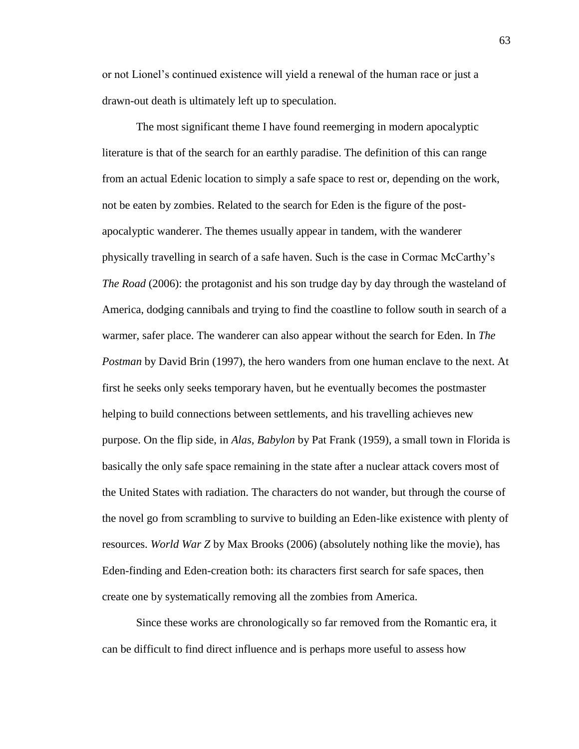or not Lionel's continued existence will yield a renewal of the human race or just a drawn-out death is ultimately left up to speculation.

The most significant theme I have found reemerging in modern apocalyptic literature is that of the search for an earthly paradise. The definition of this can range from an actual Edenic location to simply a safe space to rest or, depending on the work, not be eaten by zombies. Related to the search for Eden is the figure of the post-apocalyptic wanderer. The themes usually appear in tandem, with the wanderer physically travelling in search of a safe haven. Such is the case in Cormac McCarthy's *The Road* (2006): the protagonist and his son trudge day by day through the wasteland of America, dodging cannibals and trying to find the coastline to follow south in search of a warmer, safer place. The wanderer can also appear without the search for Eden. In *The Postman* by David Brin (1997), the hero wanders from one human enclave to the next. At first he seeks only seeks temporary haven, but he eventually becomes the postmaster helping to build connections between settlements, and his travelling achieves new purpose. On the flip side, in *Alas, Babylon* by Pat Frank (1959), a small town in Florida is basically the only safe space remaining in the state after a nuclear attack covers most of the United States with radiation. The characters do not wander, but through the course of the novel go from scrambling to survive to building an Eden-like existence with plenty of resources. *World War Z* by Max Brooks (2006) (absolutely nothing like the movie), has Eden-finding and Eden-creation both: its characters first search for safe spaces, then create one by systematically removing all the zombies from America.

Since these works are chronologically so far removed from the Romantic era, it can be difficult to find direct influence and is perhaps more useful to assess how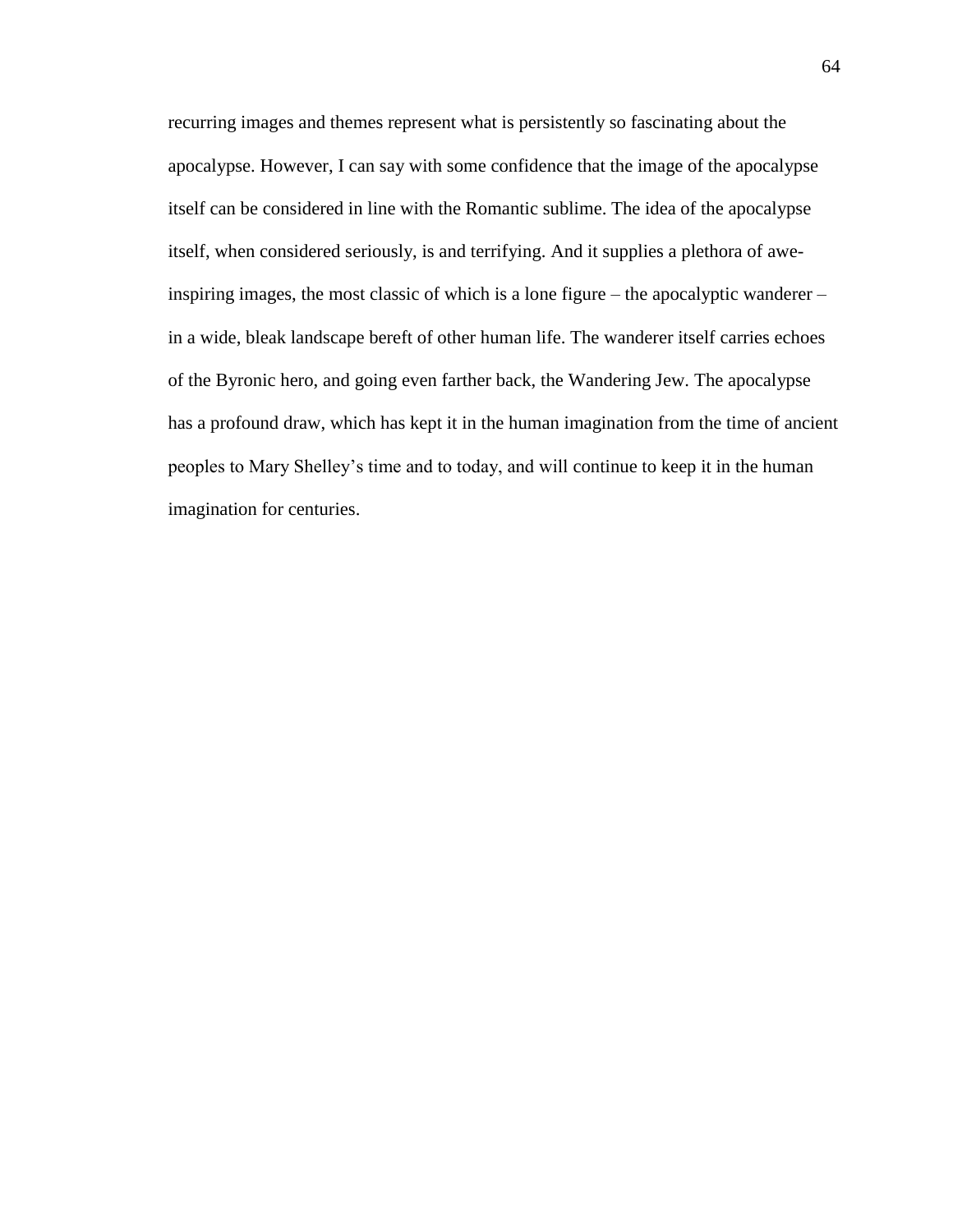recurring images and themes represent what is persistently so fascinating about the apocalypse. However, I can say with some confidence that the image of the apocalypse itself can be considered in line with the Romantic sublime. The idea of the apocalypse itself, when considered seriously, is and terrifying. And it supplies a plethora of awe-inspiring images, the most classic of which is a lone figure – the apocalyptic wanderer – in a wide, bleak landscape bereft of other human life. The wanderer itself carries echoes of the Byronic hero, and going even farther back, the Wandering Jew. The apocalypse has a profound draw, which has kept it in the human imagination from the time of ancient peoples to Mary Shelley's time and to today, and will continue to keep it in the human imagination for centuries.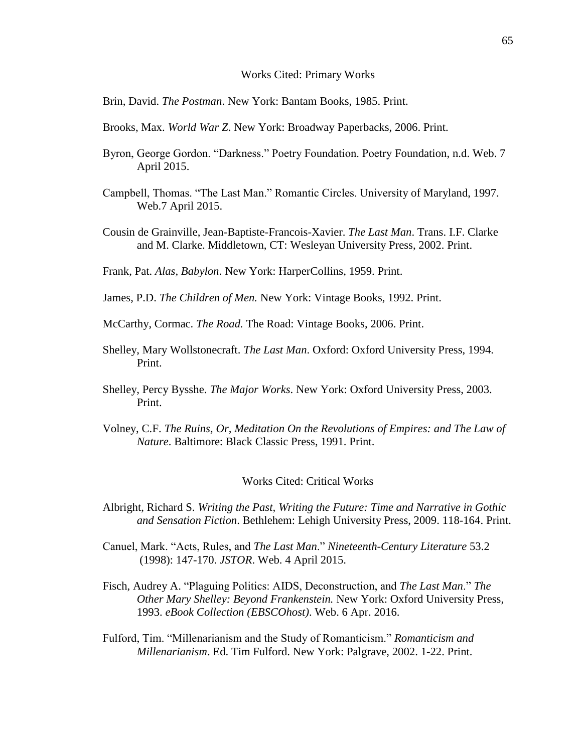## Works Cited: Primary Works

Brin, David. *The Postman*. New York: Bantam Books, 1985. Print.

Brooks, Max. *World War Z*. New York: Broadway Paperbacks, 2006. Print.

Byron, George Gordon. "Darkness." Poetry Foundation. Poetry Foundation, n.d. Web. 7 April 2015.

Campbell, Thomas. "The Last Man." Romantic Circles. University of Maryland, 1997. Web.7 April 2015.

Cousin de Grainville, Jean-Baptiste-Francois-Xavier. *The Last Man*. Trans. I.F. Clarke and M. Clarke. Middletown, CT: Wesleyan University Press, 2002. Print.

Frank, Pat. *Alas, Babylon*. New York: HarperCollins, 1959. Print.

James, P.D. *The Children of Men.* New York: Vintage Books, 1992. Print.

McCarthy, Cormac. *The Road.* The Road: Vintage Books, 2006. Print.

Shelley, Mary Wollstonecraft. *The Last Man*. Oxford: Oxford University Press, 1994. Print.

Shelley, Percy Bysshe. *The Major Works*. New York: Oxford University Press, 2003. Print.

Volney, C.F. *The Ruins, Or, Meditation On the Revolutions of Empires: and The Law of Nature*. Baltimore: Black Classic Press, 1991. Print.

## Works Cited: Critical Works

Albright, Richard S. *Writing the Past, Writing the Future: Time and Narrative in Gothic and Sensation Fiction*. Bethlehem: Lehigh University Press, 2009. 118-164. Print.

Canuel, Mark. "Acts, Rules, and *The Last Man*." *Nineteenth-Century Literature* 53.2 (1998): 147-170. *JSTOR*. Web. 4 April 2015.

Fisch, Audrey A. "Plaguing Politics: AIDS, Deconstruction, and *The Last Man*." *The Other Mary Shelley: Beyond Frankenstein.* New York: Oxford University Press, 1993. *eBook Collection (EBSCOhost)*. Web. 6 Apr. 2016.

Fulford, Tim. "Millenarianism and the Study of Romanticism." *Romanticism and Millenarianism*. Ed. Tim Fulford. New York: Palgrave, 2002. 1-22. Print.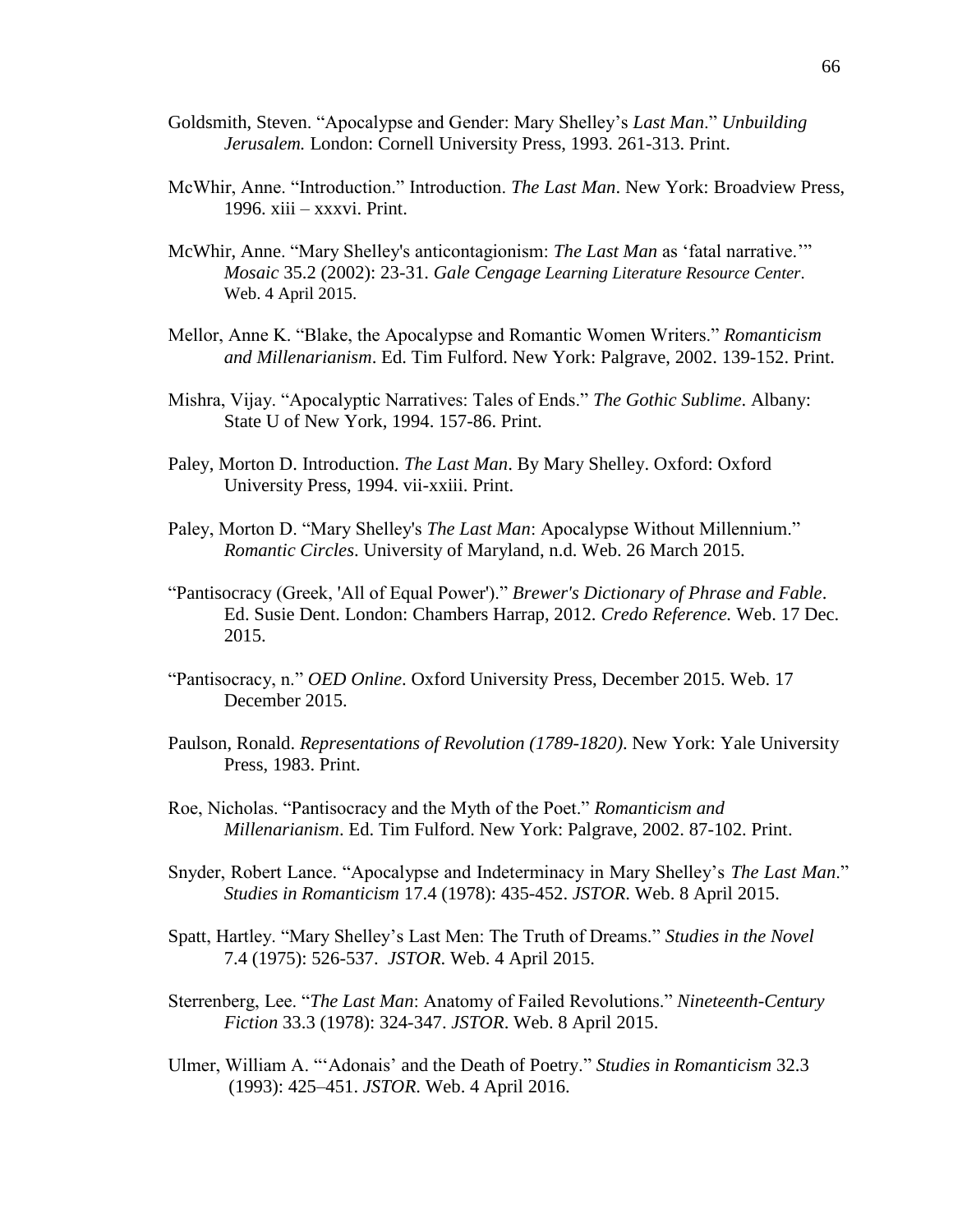Goldsmith, Steven. "Apocalypse and Gender: Mary Shelley's *Last Man*." *Unbuilding Jerusalem.* London: Cornell University Press, 1993. 261-313. Print.

McWhir, Anne. "Introduction." Introduction. *The Last Man*. New York: Broadview Press, 1996. xiii – xxxvi. Print.

McWhir, Anne. "Mary Shelley's anticontagionism: *The Last Man* as 'fatal narrative.'" *Mosaic* 35.2 (2002): 23-31. *Gale Cengage Learning Literature Resource Center*. Web. 4 April 2015.

Mellor, Anne K. "Blake, the Apocalypse and Romantic Women Writers." *Romanticism and Millenarianism*. Ed. Tim Fulford. New York: Palgrave, 2002. 139-152. Print.

Mishra, Vijay. "Apocalyptic Narratives: Tales of Ends." *The Gothic Sublime*. Albany: State U of New York, 1994. 157-86. Print.

Paley, Morton D. Introduction. *The Last Man*. By Mary Shelley. Oxford: Oxford University Press, 1994. vii-xxiii. Print.

Paley, Morton D. "Mary Shelley's *The Last Man*: Apocalypse Without Millennium." *Romantic Circles*. University of Maryland, n.d. Web. 26 March 2015.

"Pantisocracy (Greek, 'All of Equal Power')." *Brewer's Dictionary of Phrase and Fable*. Ed. Susie Dent. London: Chambers Harrap, 2012. *Credo Reference.* Web. 17 Dec. 2015.

"Pantisocracy, n." *OED Online*. Oxford University Press, December 2015. Web. 17 December 2015.

Paulson, Ronald. *Representations of Revolution (1789-1820)*. New York: Yale University Press, 1983. Print.

Roe, Nicholas. "Pantisocracy and the Myth of the Poet." *Romanticism and Millenarianism*. Ed. Tim Fulford. New York: Palgrave, 2002. 87-102. Print.

Snyder, Robert Lance. "Apocalypse and Indeterminacy in Mary Shelley's *The Last Man*." *Studies in Romanticism* 17.4 (1978): 435-452. *JSTOR*. Web. 8 April 2015.

Spatt, Hartley. "Mary Shelley's Last Men: The Truth of Dreams." *Studies in the Novel* 7.4 (1975): 526-537. *JSTOR*. Web. 4 April 2015.

Sterrenberg, Lee. "*The Last Man*: Anatomy of Failed Revolutions." *Nineteenth-Century Fiction* 33.3 (1978): 324-347. *JSTOR*. Web. 8 April 2015.

Ulmer, William A. "'Adonais' and the Death of Poetry." *Studies in Romanticism* 32.3 (1993): 425–451. *JSTOR*. Web. 4 April 2016.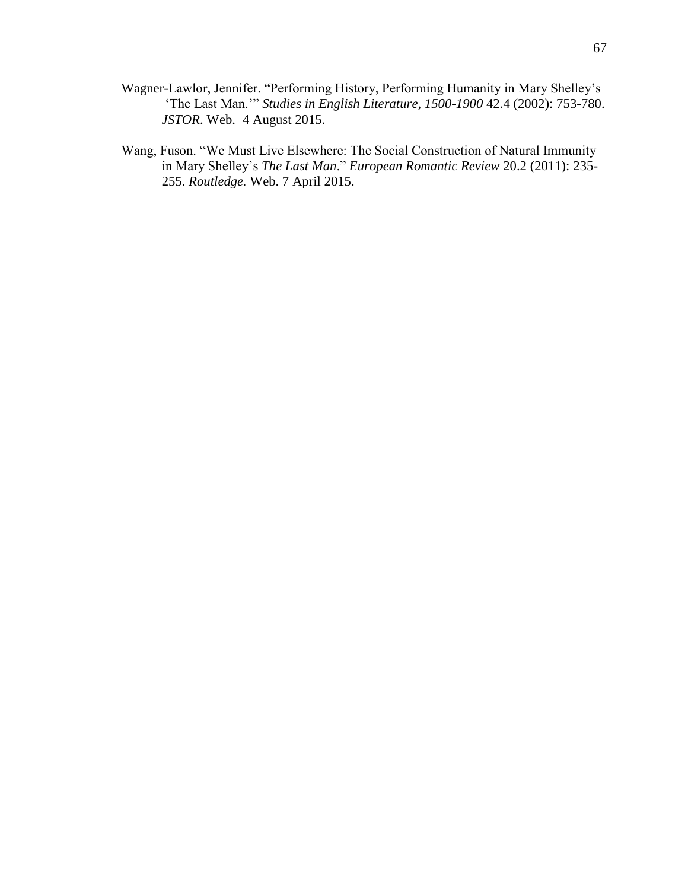Wagner-Lawlor, Jennifer. "Performing History, Performing Humanity in Mary Shelley's 'The Last Man.'" *Studies in English Literature, 1500-1900* 42.4 (2002): 753-780. *JSTOR*. Web. 4 August 2015.

Wang, Fuson. "We Must Live Elsewhere: The Social Construction of Natural Immunity in Mary Shelley's *The Last Man*." *European Romantic Review* 20.2 (2011): 235-255. *Routledge.* Web. 7 April 2015.